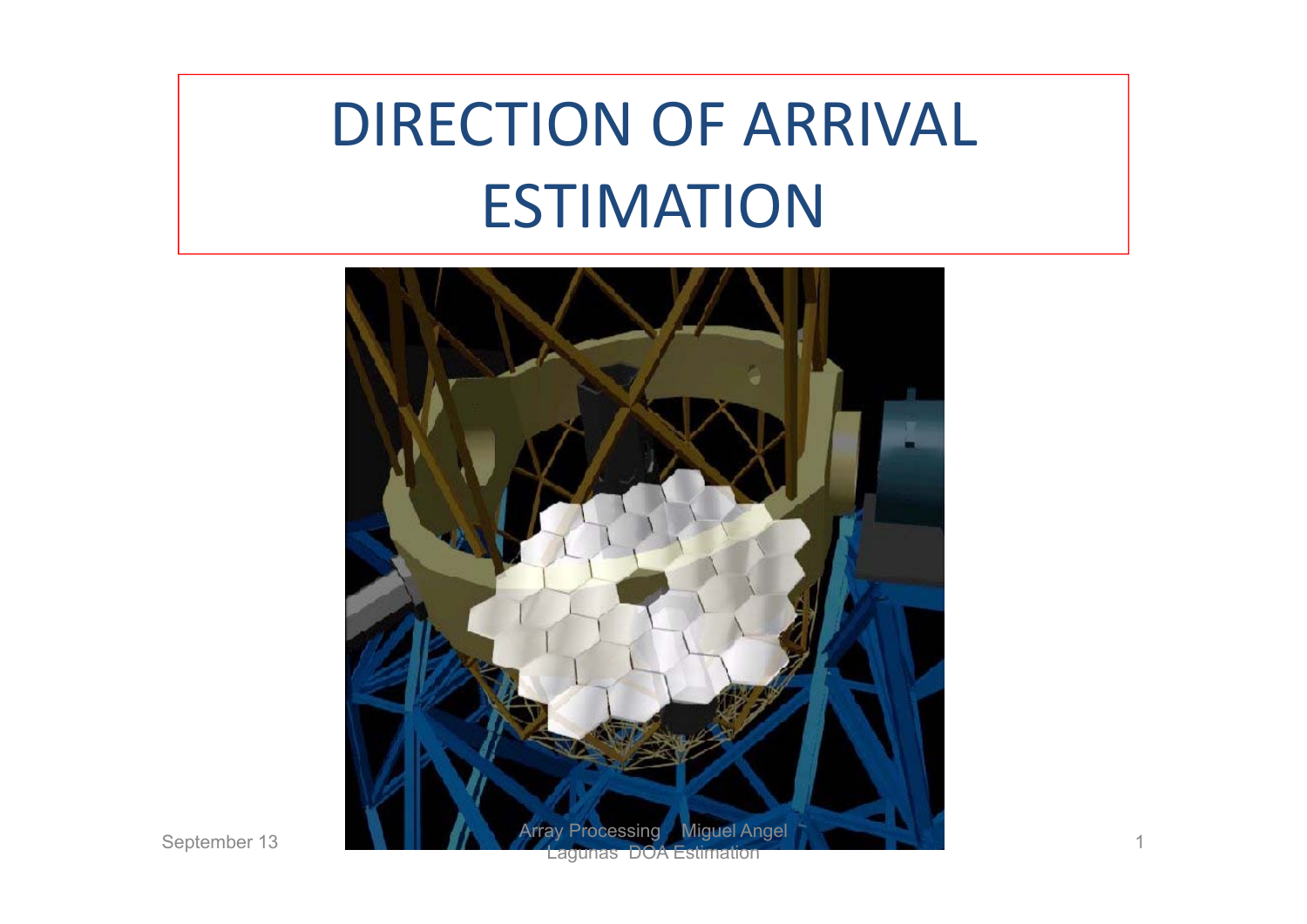# DIRECTION OF ARRIVAL ESTIMATION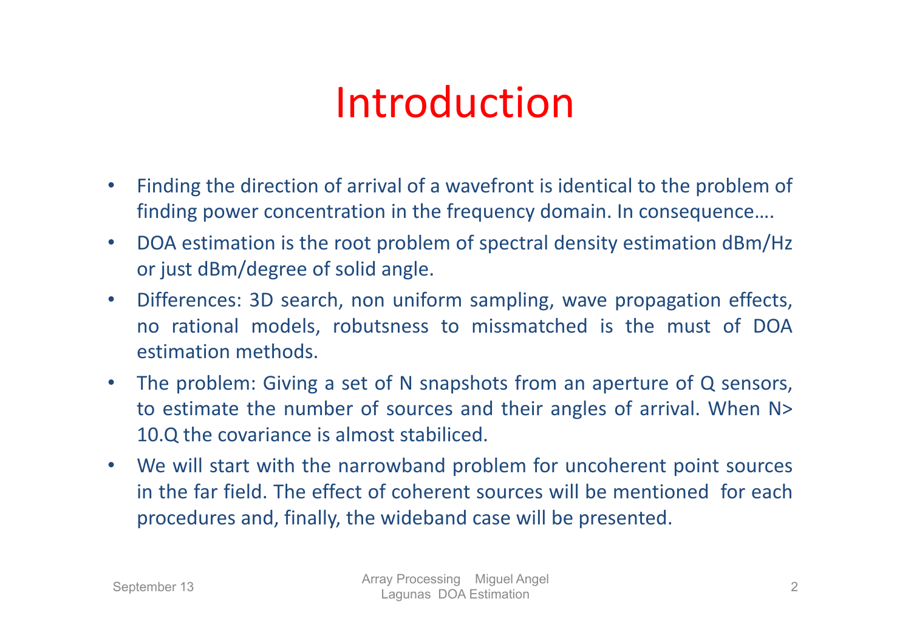# Introduction

- Finding the direction of arrival of a wavefront is identical to the problem of finding power concentration in the frequency domain. In consequence….
- DOA estimation is the root problem of spectral density estimation dBm/Hz or just dBm/degree of solid angle.
- Differences: 3D search, non uniform sampling, wave propagation effects, no rational models, robutsness to missmatched is the must of DOA estimation methods.
- The problem: Giving a set of N snapshots from an aperture of Q sensors, to estimate the number of sources and their angles of arrival. When N> 10.Q the covariance is almost stabiliced.
- We will start with the narrowband problem for uncoherent point sources in the far field. The effect of coherent sources will be mentioned for each procedures and, finally, the wideband case will be presented.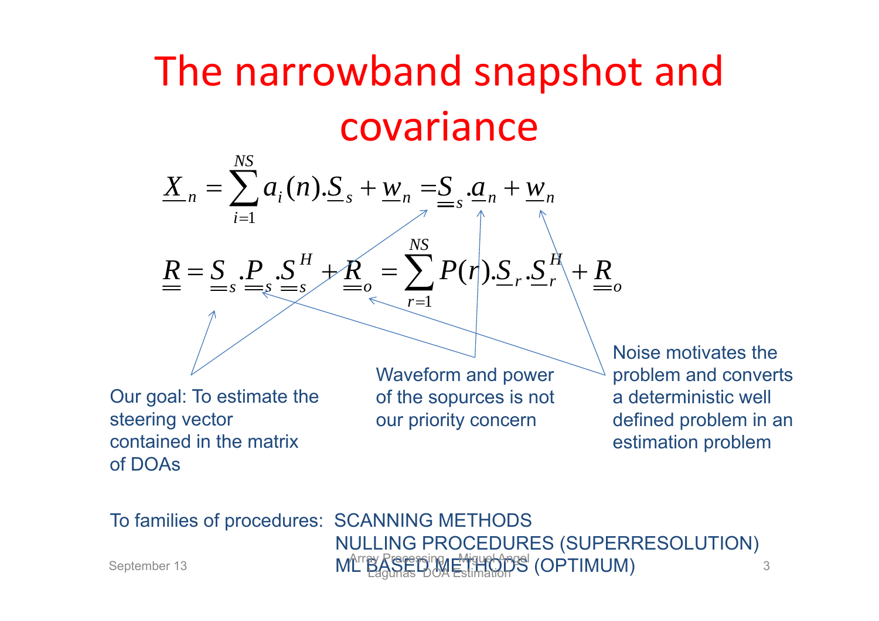# The narrowband snapshot and covariance

$$\underline{X}_n = \sum_{i=1}^{NS} a_i(n).\underline{S}_s + \underline{w}_n = \underline{\underline{S}}_s.\underline{a}_n + \underline{w}_n$$

$$\underline{\underline{R}} = \underline{\underline{S}}_s.\underline{\underline{P}}_s.\underline{\underline{S}}_s^H + \underline{\underline{R}}_o = \sum_{r=1}^{NS} P(r).\underline{S}_r.\underline{S}_r^H + \underline{\underline{R}}_o$$

Our goal: To estimate the steering vector contained in the matrix of DOAs

Waveform and power of the sopurces is not our priority concern

Noise motivates the problem and converts a deterministic well defined problem in an estimation problem

To families of procedures: SCANNING METHODS
NULLING PROCEDURES (SUPERRESOLUTION)
ML BASED METHODS (OPTIMUM)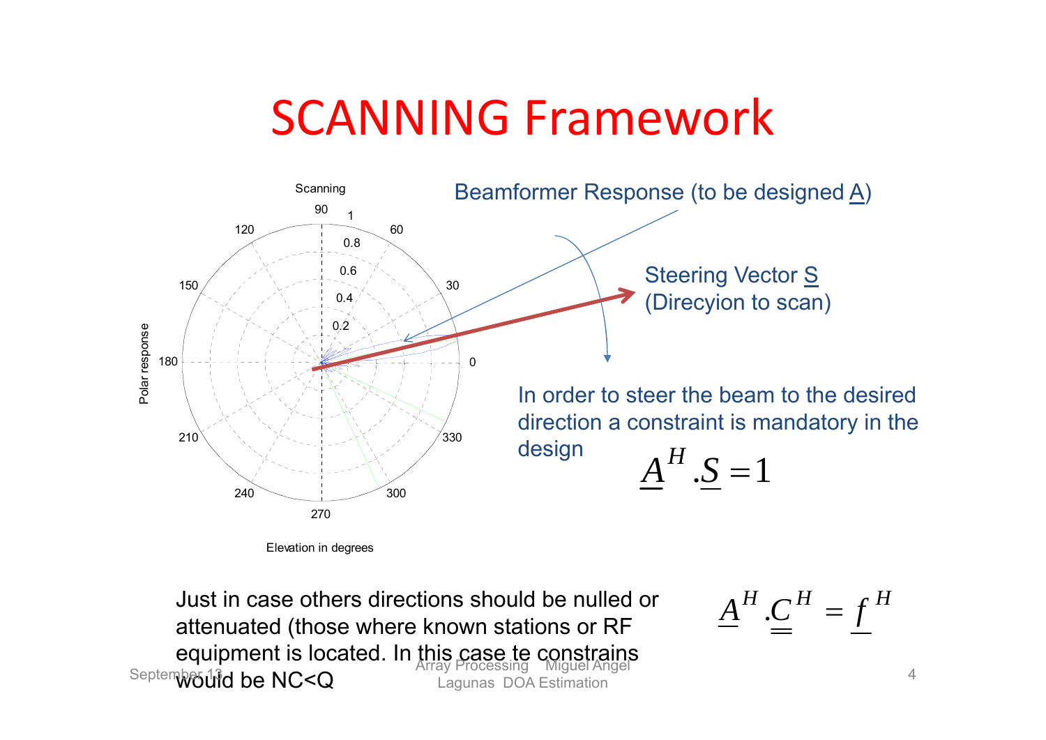# SCANNING Framework

Beamformer Response (to be designed $\underline{A}$)

Steering Vector $\underline{S}$ (Direcyion to scan)

In order to steer the beam to the desired direction a constraint is mandatory in the design

$$\underline{A}^H . \underline{S} = 1$$

Just in case others directions should be nulled or attenuated (those where known stations or RF equipment is located. In this case te constrains would be NC<Q

$$\underline{A}^H . \underline{\underline{C}}^H = \underline{f}^H$$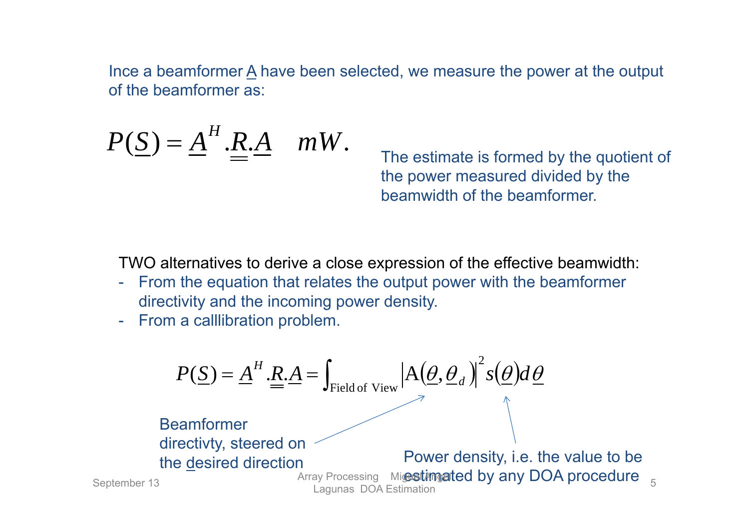Ince a beamformer A have been selected, we measure the power at the output of the beamformer as:

$$P(\underline{S}) = \underline{A}^H . \underline{\underline{R}} . \underline{A} \quad mW.$$

The estimate is formed by the quotient of the power measured divided by the beamwidth of the beamformer.

TWO alternatives to derive a close expression of the effective beamwidth:

- From the equation that relates the output power with the beamformer directivity and the incoming power density.
- From a calllibration problem.

$$P(\underline{S}) = \underline{A}^H . \underline{\underline{R}} . \underline{A} = \int_{\text{Field of View}} \left| \mathrm{A}\left(\underline{\theta}, \underline{\theta}_d\right) \right|^2 s\left(\underline{\theta}\right) d\underline{\theta}$$

Beamformer directivty, steered on the desired direction

Power density, i.e. the value to be estimated by any DOA procedure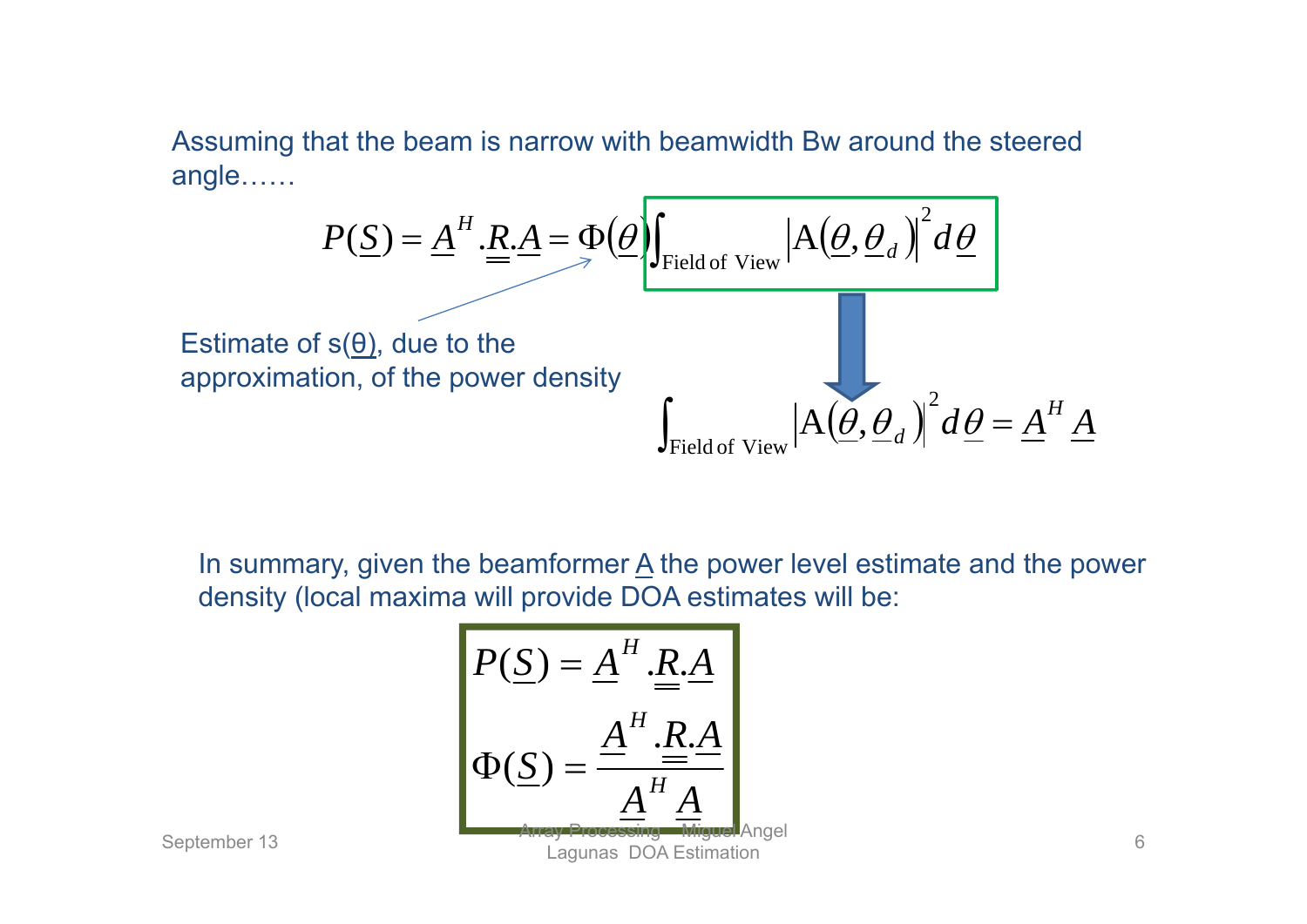Assuming that the beam is narrow with beamwidth Bw around the steered angle……

$$P(\underline{S}) = \underline{A}^H . \underline{\underline{R}} . \underline{A} = \Phi(\underline{\theta}) \int_{\text{Field of View}} \left| \mathrm{A}(\underline{\theta}, \underline{\theta}_d) \right|^2 d\underline{\theta}$$

Estimate of s($\underline{\theta}$), due to the approximation, of the power density

$$\int_{\text{Field of View}} \left| \mathrm{A}(\underline{\theta}, \underline{\theta}_d) \right|^2 d\underline{\theta} = \underline{A}^H \underline{A}$$

In summary, given the beamformer $\underline{A}$ the power level estimate and the power density (local maxima will provide DOA estimates will be:

$$P(\underline{S}) = \underline{A}^H . \underline{\underline{R}} . \underline{A}$$

$$\Phi(\underline{S}) = \frac{\underline{A}^H . \underline{\underline{R}} . \underline{A}}{\underline{A}^H \underline{A}}$$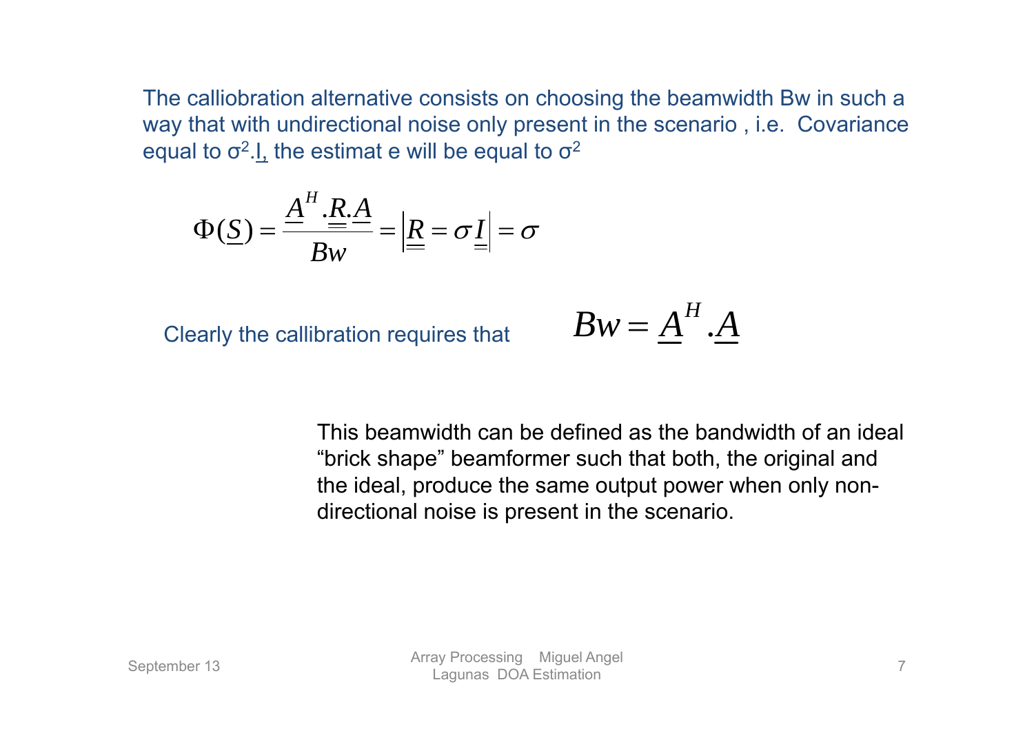The calliobration alternative consists on choosing the beamwidth Bw in such a way that with undirectional noise only present in the scenario , i.e. Covariance equal to $\sigma^2 . \underline{I}$, the estimat e will be equal to $\sigma^2$

$$\Phi(\underline{S}) = \frac{\underline{A}^H . \underline{\underline{R}} . \underline{A}}{Bw} = \left| \underline{\underline{R}} = \sigma \underline{\underline{I}} \right| = \sigma$$

Clearly the callibration requires that $$Bw = \underline{A}^H . \underline{A}$$

This beamwidth can be defined as the bandwidth of an ideal “brick shape” beamformer such that both, the original and the ideal, produce the same output power when only non-directional noise is present in the scenario.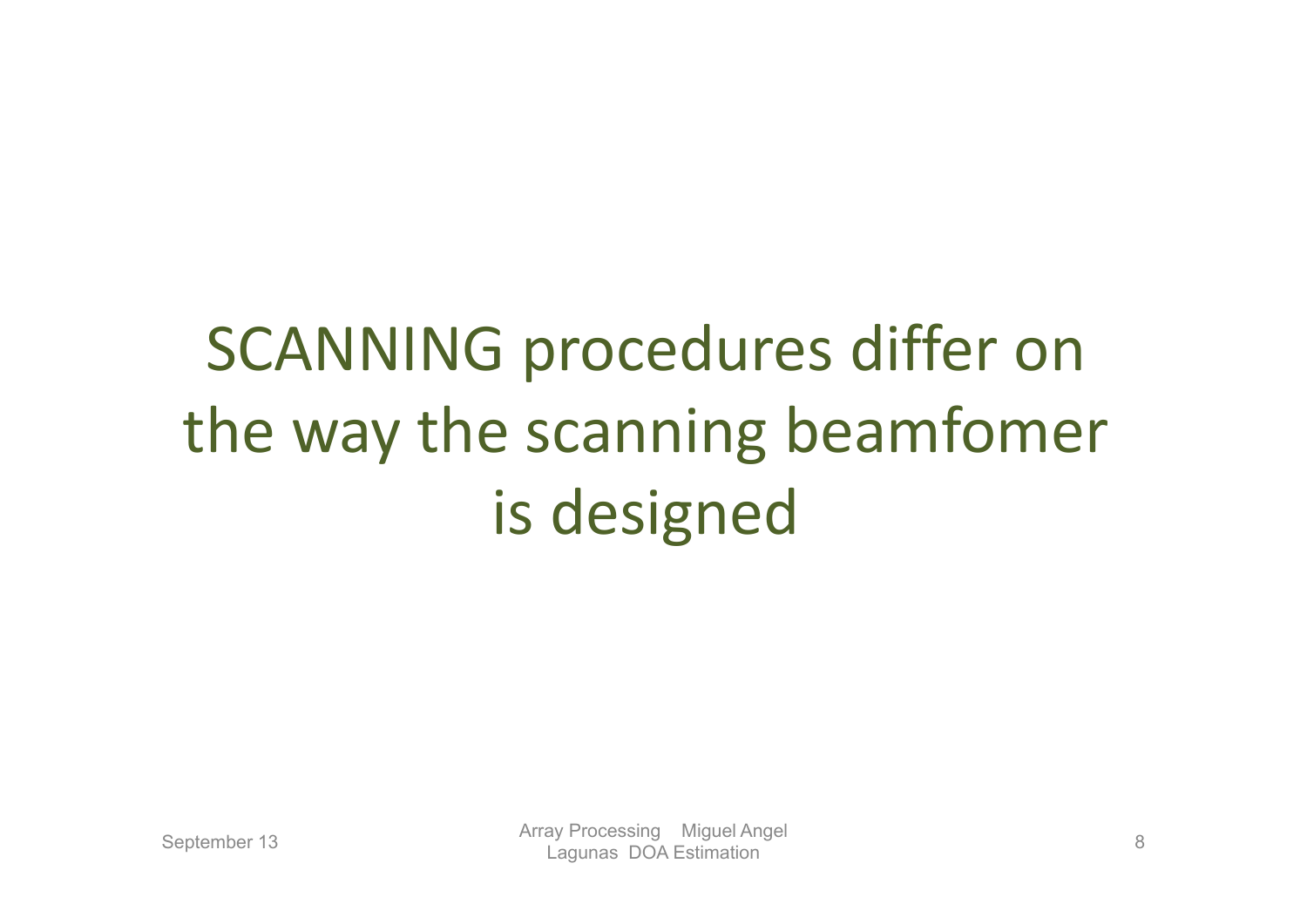SCANNING procedures differ on the way the scanning beamfomer is designed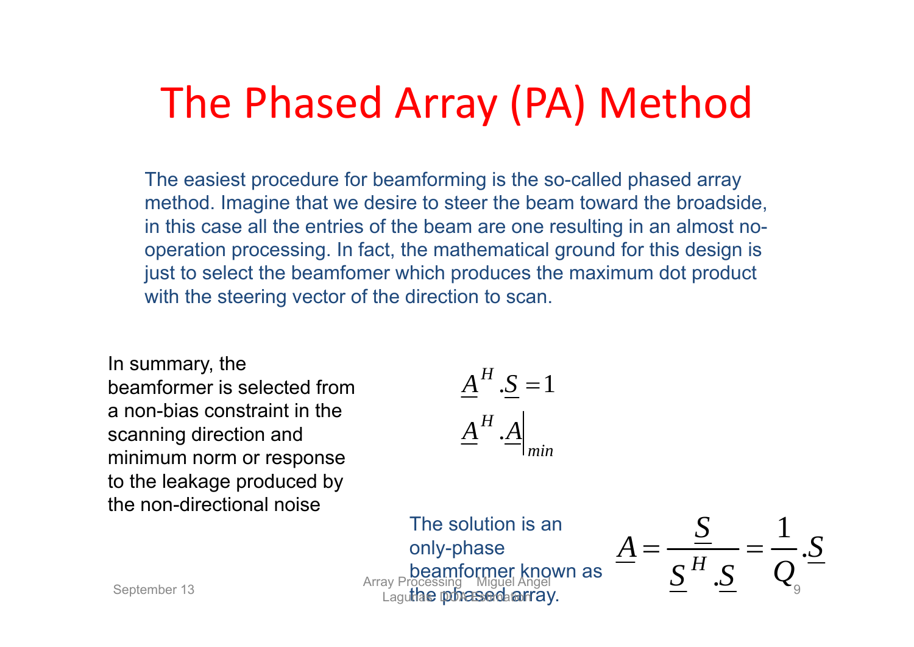# The Phased Array (PA) Method

The easiest procedure for beamforming is the so-called phased array method. Imagine that we desire to steer the beam toward the broadside, in this case all the entries of the beam are one resulting in an almost no-operation processing. In fact, the mathematical ground for this design is just to select the beamfomer which produces the maximum dot product with the steering vector of the direction to scan.

In summary, the beamformer is selected from a non-bias constraint in the scanning direction and minimum norm or response to the leakage produced by the non-directional noise

$$\underline{A}^H.\underline{S} = 1$$

$$\underline{A}^H.\underline{A}\Big|_{min}$$

The solution is an only-phase beamformer known as the phased array.

$$\underline{A} = \frac{\underline{S}}{\underline{S}^H.\underline{S}} = \frac{1}{Q}.\underline{S}$$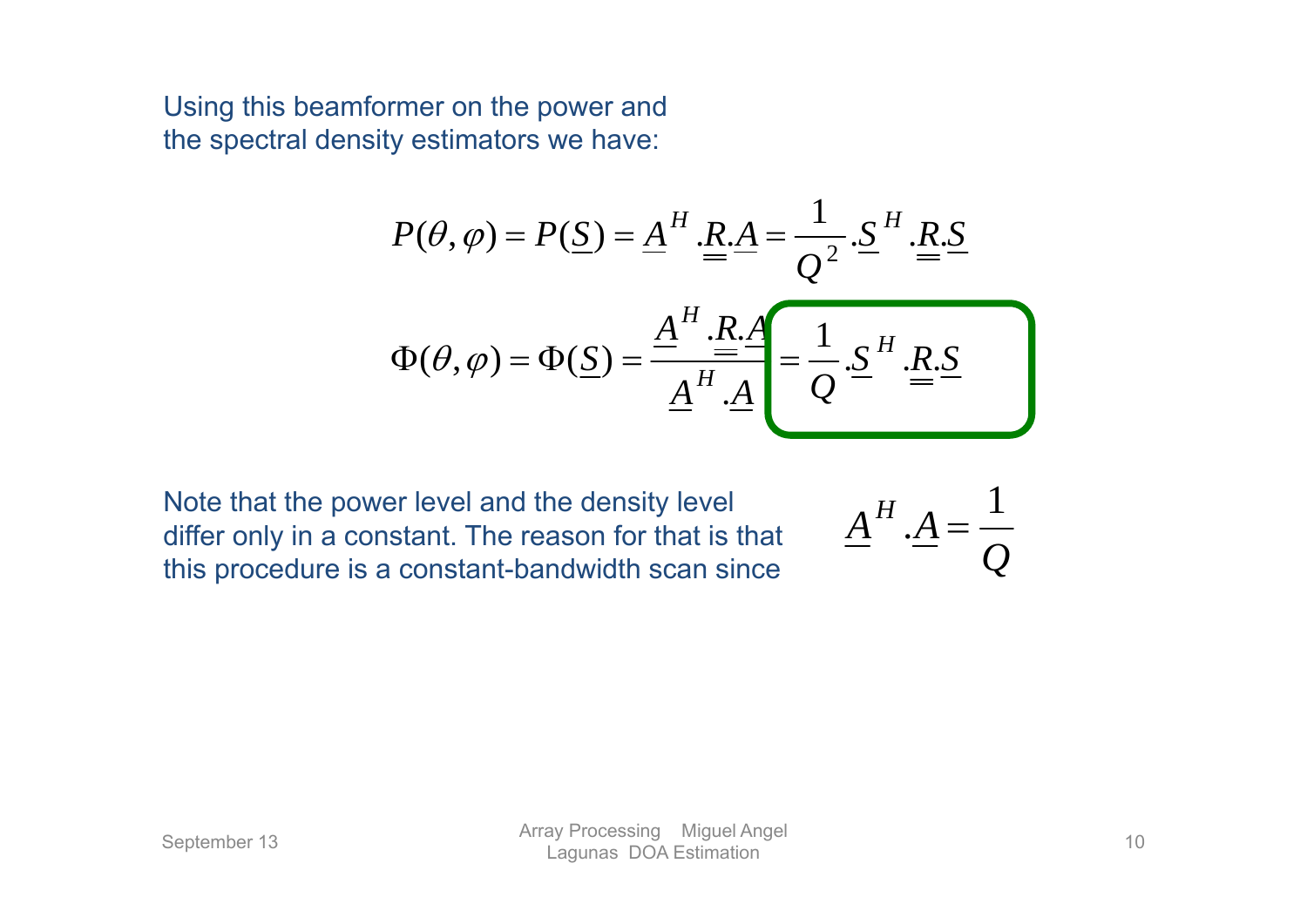Using this beamformer on the power and the spectral density estimators we have:

$$P(\theta,\varphi) = P(\underline{S}) = \underline{A}^H . \underline{\underline{R}} . \underline{A} = \frac{1}{Q^2} . \underline{S}^H . \underline{\underline{R}} . \underline{S}$$

$$\Phi(\theta,\varphi) = \Phi(\underline{S}) = \frac{\underline{A}^H . \underline{\underline{R}} . \underline{A}}{\underline{A}^H . \underline{A}} = \frac{1}{Q} . \underline{S}^H . \underline{\underline{R}} . \underline{S}$$

Note that the power level and the density level differ only in a constant. The reason for that is that this procedure is a constant-bandwidth scan since

$$\underline{A}^H . \underline{A} = \frac{1}{Q}$$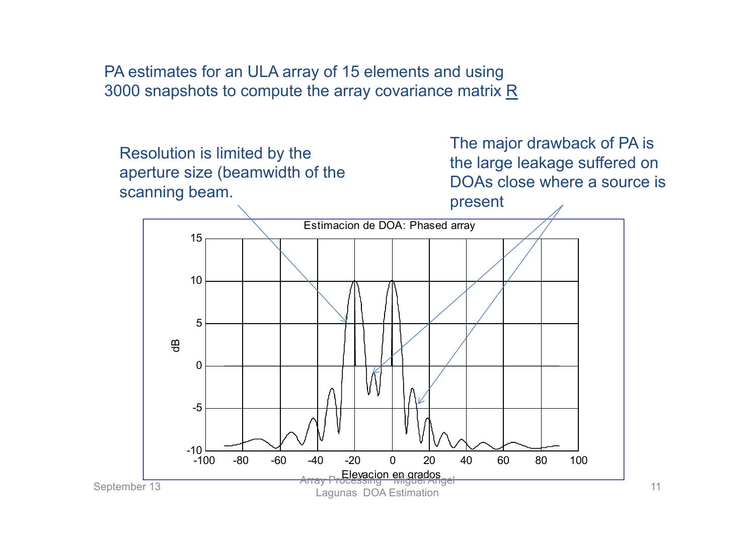PA estimates for an ULA array of 15 elements and using 3000 snapshots to compute the array covariance matrix R

Resolution is limited by the aperture size (beamwidth of the scanning beam.

The major drawback of PA is the large leakage suffered on DOAs close where a source is present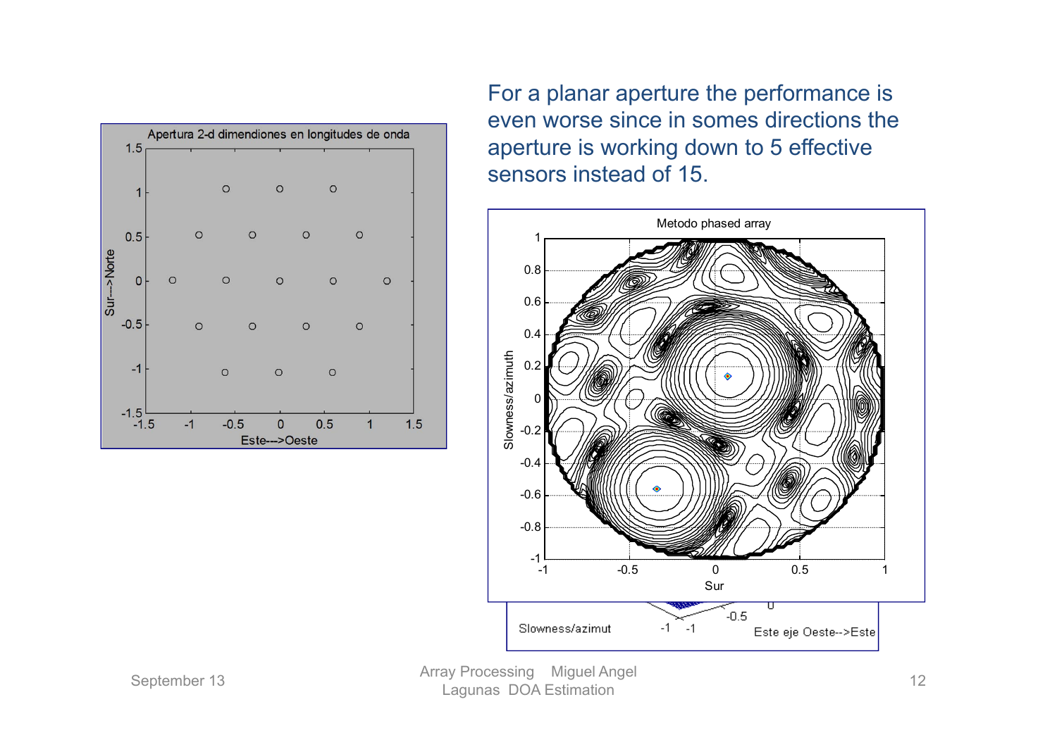For a planar aperture the performance is even worse since in somes directions the aperture is working down to 5 effective sensors instead of 15.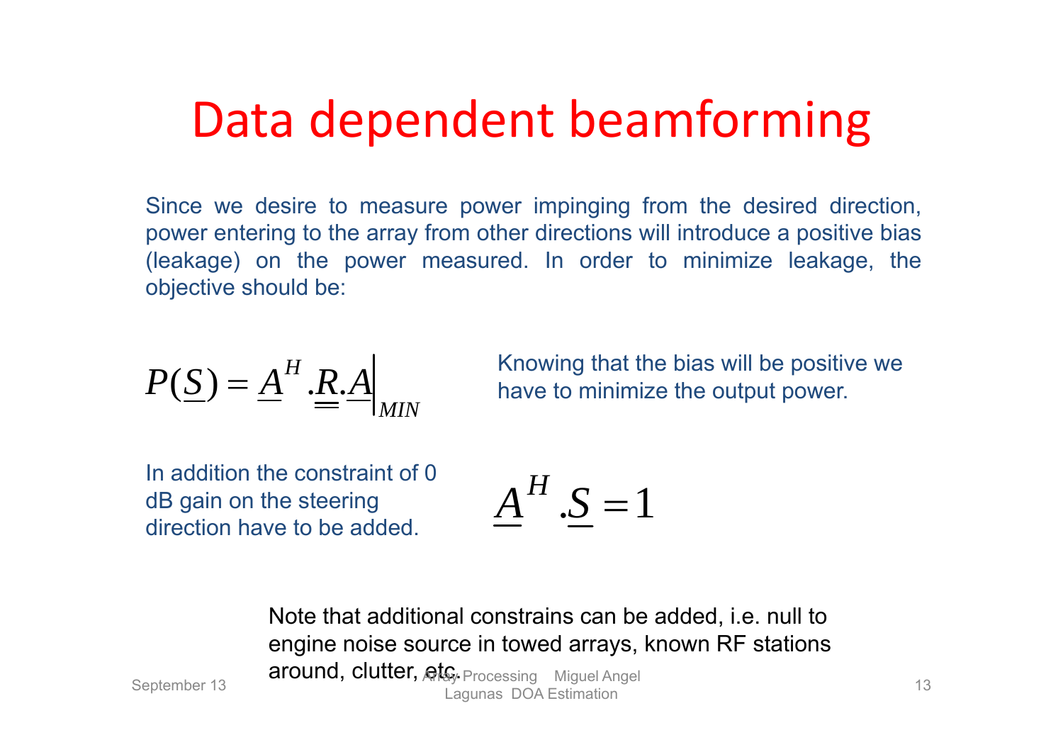# Data dependent beamforming

Since we desire to measure power impinging from the desired direction, power entering to the array from other directions will introduce a positive bias (leakage) on the power measured. In order to minimize leakage, the objective should be:

$$P(\underline{S}) = \underline{A}^H . \underline{\underline{R}} . \underline{A} \Big|_{MIN}$$

Knowing that the bias will be positive we have to minimize the output power.

In addition the constraint of 0 dB gain on the steering direction have to be added.

$$\underline{A}^H . \underline{S} = 1$$

Note that additional constrains can be added, i.e. null to engine noise source in towed arrays, known RF stations around, clutter, etc.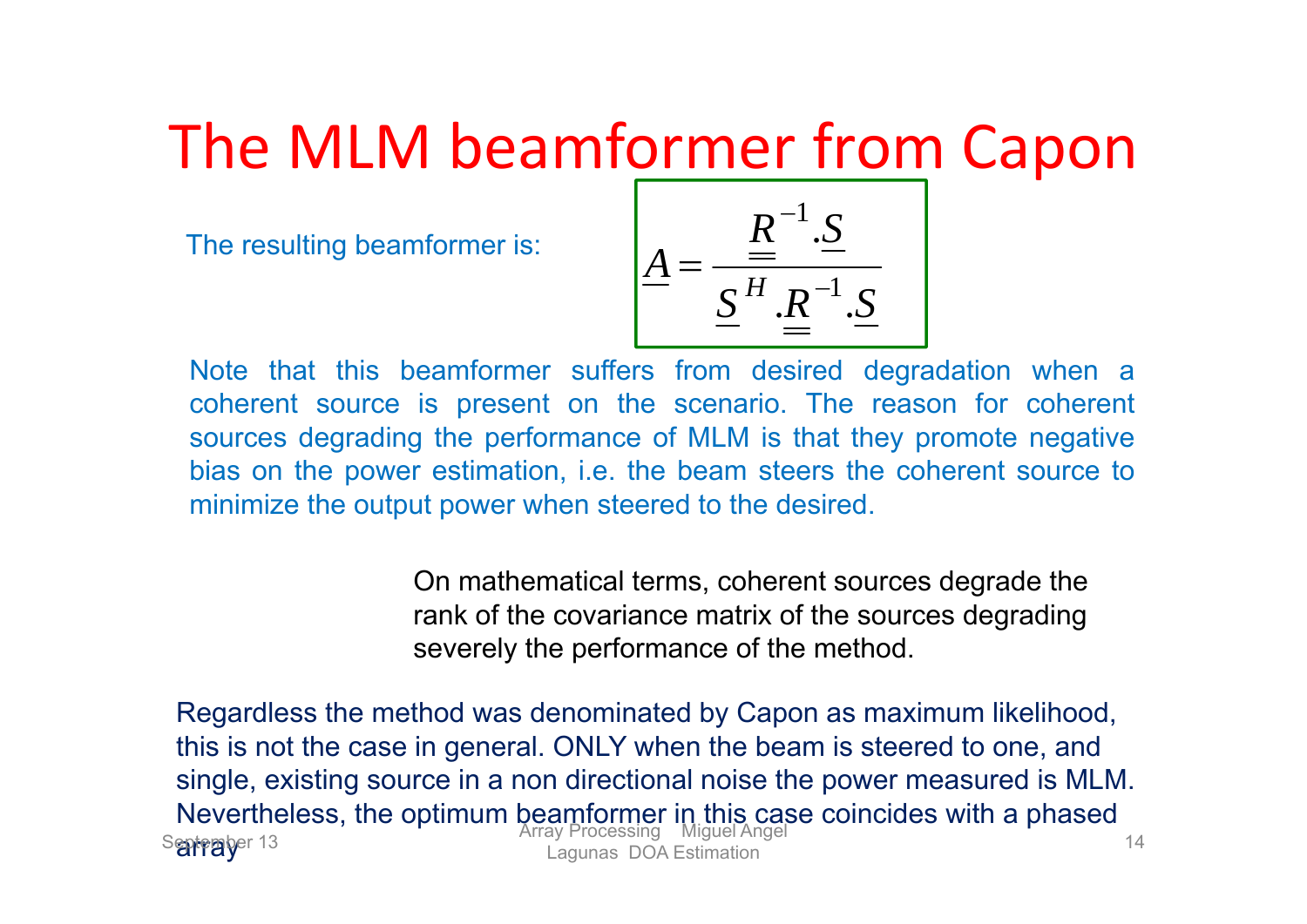# The MLM beamformer from Capon

The resulting beamformer is:

$$\underline{A} = \frac{\underline{\underline{R}}^{-1}.\underline{S}}{\underline{S}^{H}.\underline{\underline{R}}^{-1}.\underline{S}}$$

Note that this beamformer suffers from desired degradation when a coherent source is present on the scenario. The reason for coherent sources degrading the performance of MLM is that they promote negative bias on the power estimation, i.e. the beam steers the coherent source to minimize the output power when steered to the desired.

On mathematical terms, coherent sources degrade the rank of the covariance matrix of the sources degrading severely the performance of the method.

Regardless the method was denominated by Capon as maximum likelihood, this is not the case in general. ONLY when the beam is steered to one, and single, existing source in a non directional noise the power measured is MLM. Nevertheless, the optimum beamformer in this case coincides with a phased array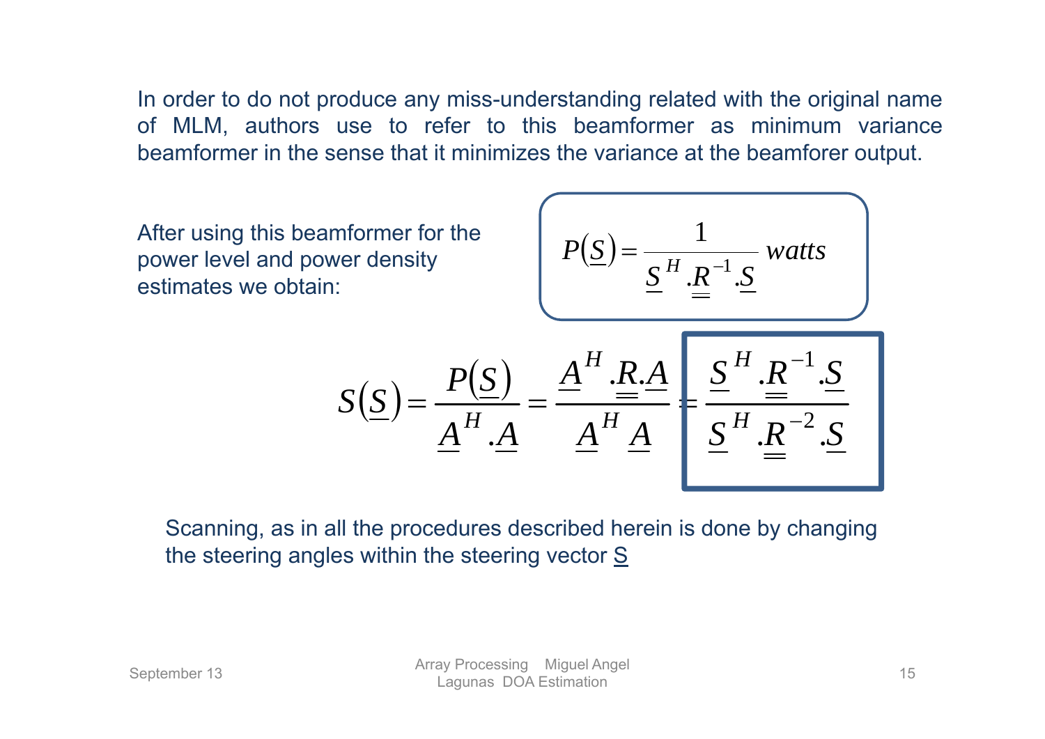In order to do not produce any miss-understanding related with the original name of MLM, authors use to refer to this beamformer as minimum variance beamformer in the sense that it minimizes the variance at the beamforer output.

After using this beamformer for the power level and power density estimates we obtain:

$$P(\underline{S}) = \frac{1}{\underline{S}^H . \underline{\underline{R}}^{-1} . \underline{S}} \, watts$$

$$S(\underline{S}) = \frac{P(\underline{S})}{\underline{A}^H . \underline{A}} = \frac{\underline{A}^H . \underline{\underline{R}} . \underline{A}}{\underline{A}^H \underline{A}} = \frac{\underline{S}^H . \underline{\underline{R}}^{-1} . \underline{S}}{\underline{S}^H . \underline{\underline{R}}^{-2} . \underline{S}}$$

Scanning, as in all the procedures described herein is done by changing the steering angles within the steering vector S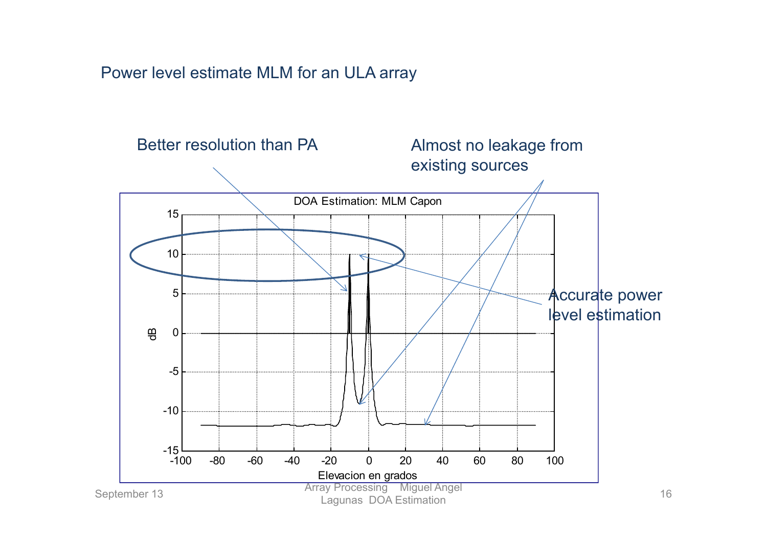Power level estimate MLM for an ULA array

Better resolution than PA

Almost no leakage from existing sources

Accurate power level estimation

DOA Estimation: MLM Capon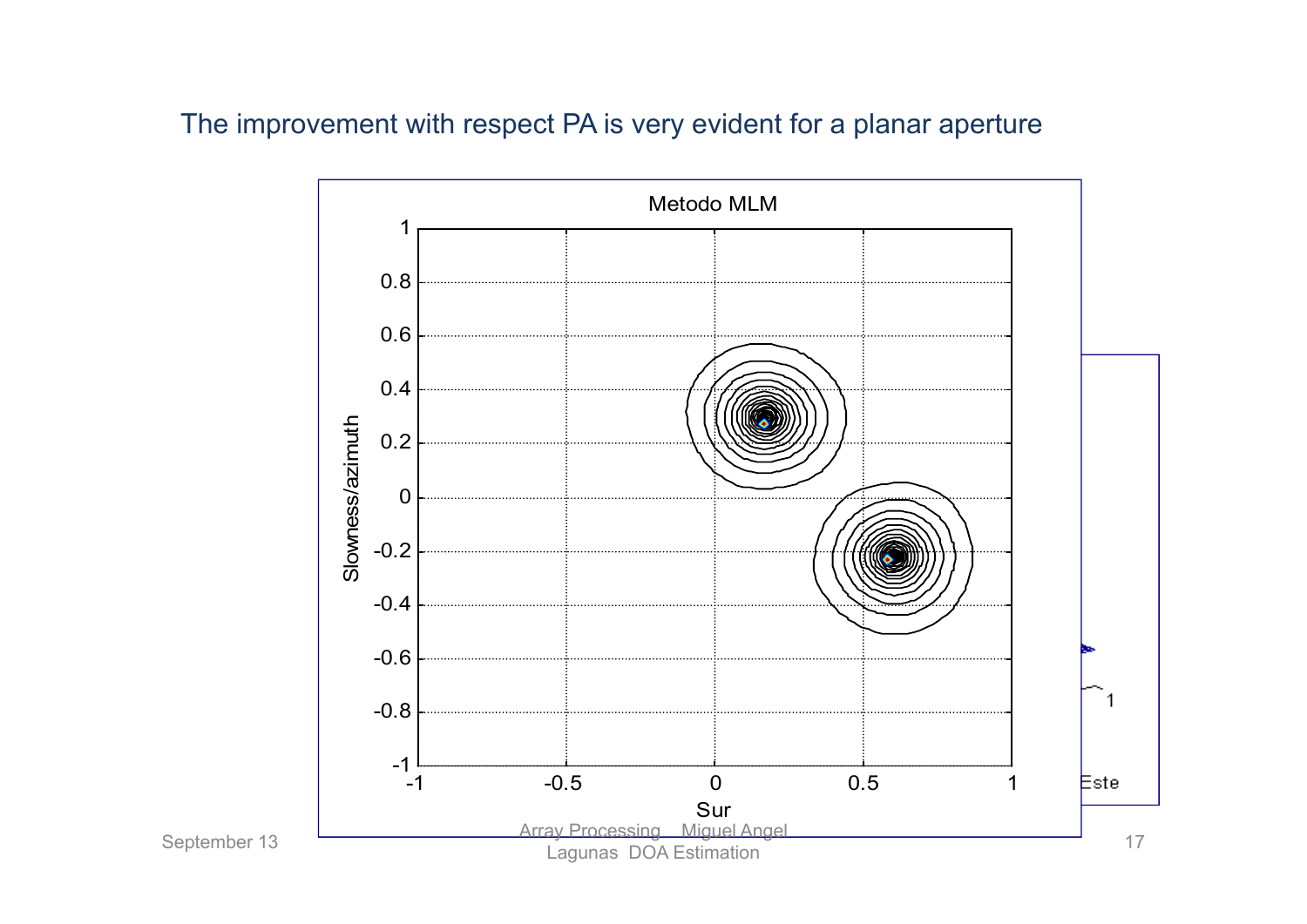The improvement with respect PA is very evident for a planar aperture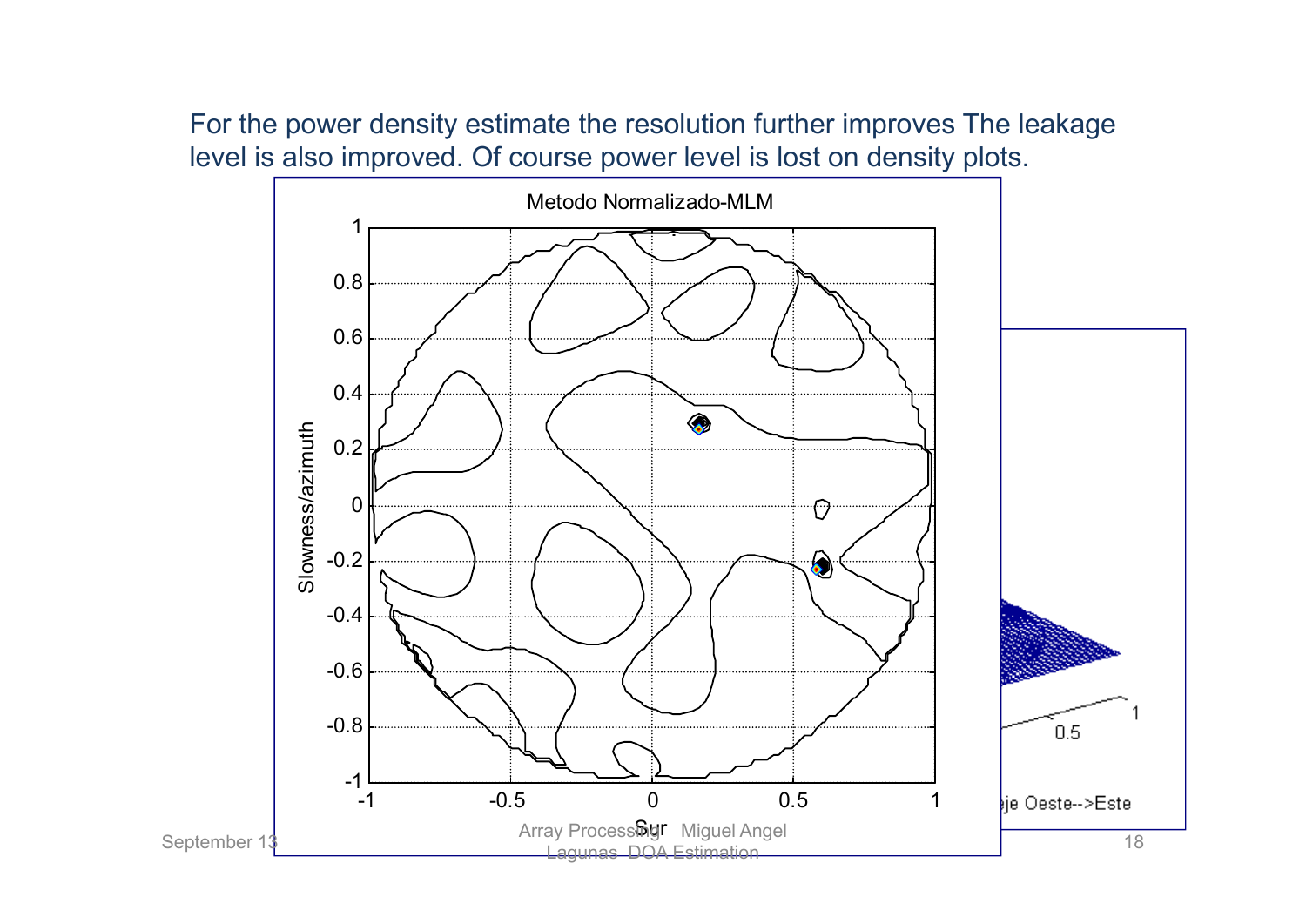For the power density estimate the resolution further improves The leakage level is also improved. Of course power level is lost on density plots.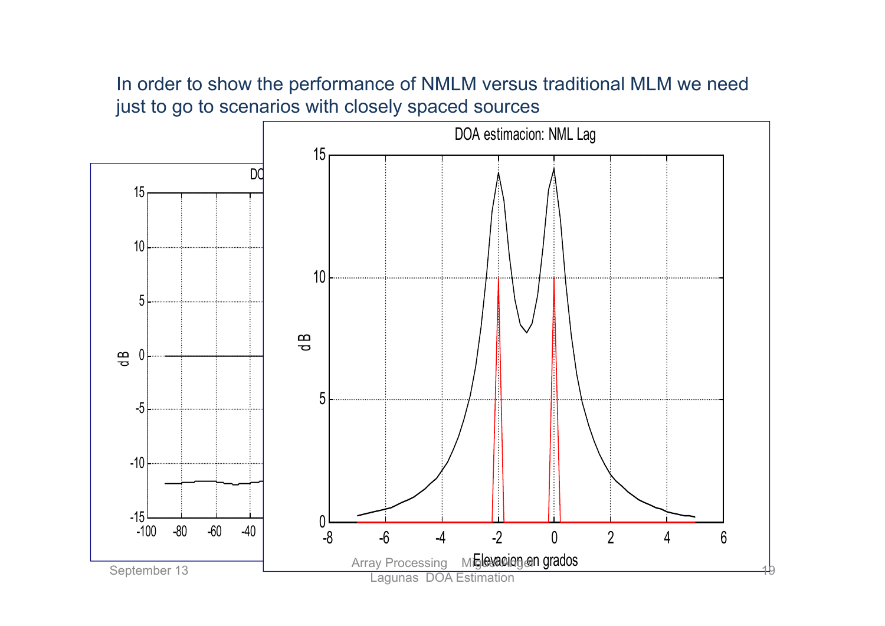In order to show the performance of NMLM versus traditional MLM we need just to go to scenarios with closely spaced sources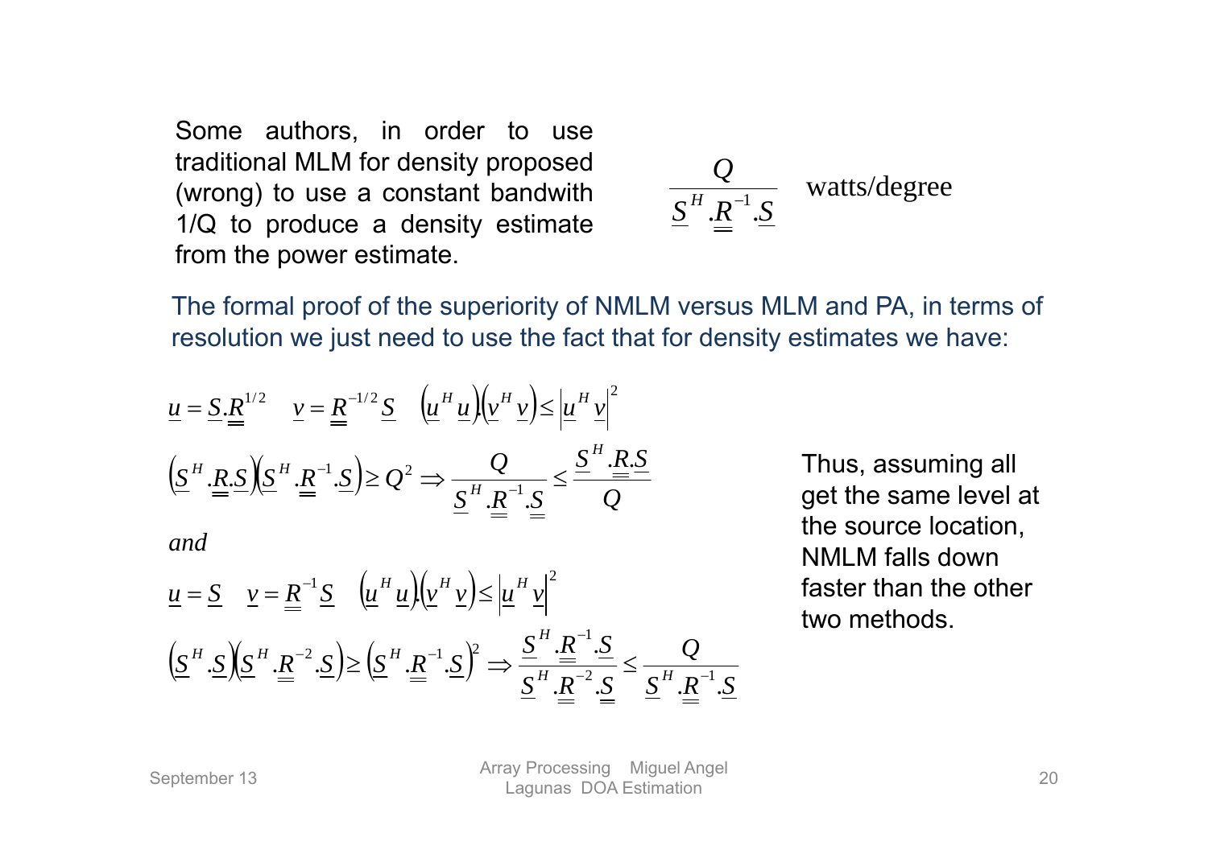Some authors, in order to use traditional MLM for density proposed (wrong) to use a constant bandwith 1/Q to produce a density estimate from the power estimate.

$$\frac{Q}{\underline{S}^H . \underline{\underline{R}}^{-1} . \underline{S}} \quad \text{watts/degree}$$

The formal proof of the superiority of NMLM versus MLM and PA, in terms of resolution we just need to use the fact that for density estimates we have:

$$\underline{u} = \underline{S} . \underline{\underline{R}}^{1/2} \quad \underline{v} = \underline{\underline{R}}^{-1/2} \underline{S} \quad \left(\underline{u}^H \underline{u}\right) . \left(\underline{v}^H \underline{v}\right) \leq \left|\underline{u}^H \underline{v}\right|^2$$

$$\left(\underline{S}^H . \underline{\underline{R}} . \underline{S}\right)\left(\underline{S}^H . \underline{\underline{R}}^{-1} . \underline{S}\right) \geq Q^2 \Rightarrow \frac{Q}{\underline{S}^H . \underline{\underline{R}}^{-1} . \underline{S}} \leq \frac{\underline{S}^H . \underline{\underline{R}} . \underline{S}}{Q}$$

*and*

$$\underline{u} = \underline{S} \quad \underline{v} = \underline{\underline{R}}^{-1} \underline{S} \quad \left(\underline{u}^H \underline{u}\right) . \left(\underline{v}^H \underline{v}\right) \leq \left|\underline{u}^H \underline{v}\right|^2$$

$$\left(\underline{S}^H . \underline{S}\right)\left(\underline{S}^H . \underline{\underline{R}}^{-2} . \underline{S}\right) \geq \left(\underline{S}^H . \underline{\underline{R}}^{-1} . \underline{S}\right)^2 \Rightarrow \frac{\underline{S}^H . \underline{\underline{R}}^{-1} . \underline{S}}{\underline{S}^H . \underline{\underline{R}}^{-2} . \underline{S}} \leq \frac{Q}{\underline{S}^H . \underline{\underline{R}}^{-1} . \underline{S}}$$

Thus, assuming all get the same level at the source location, NMLM falls down faster than the other two methods.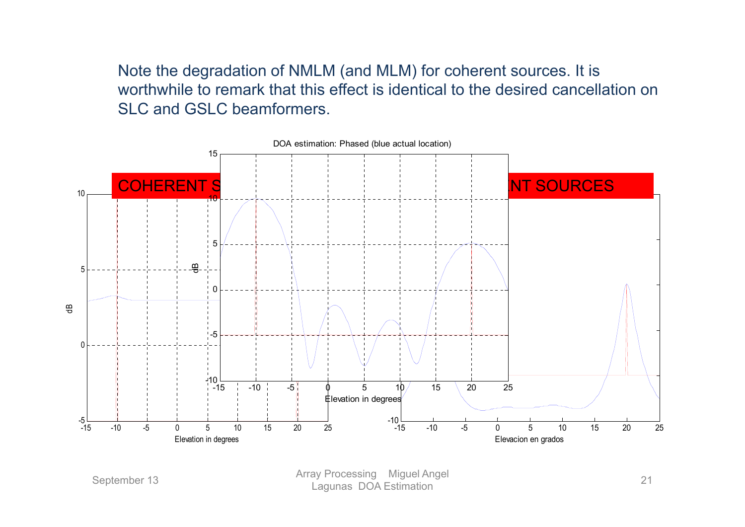Note the degradation of NMLM (and MLM) for coherent sources. It is worthwhile to remark that this effect is identical to the desired cancellation on SLC and GSLC beamformers.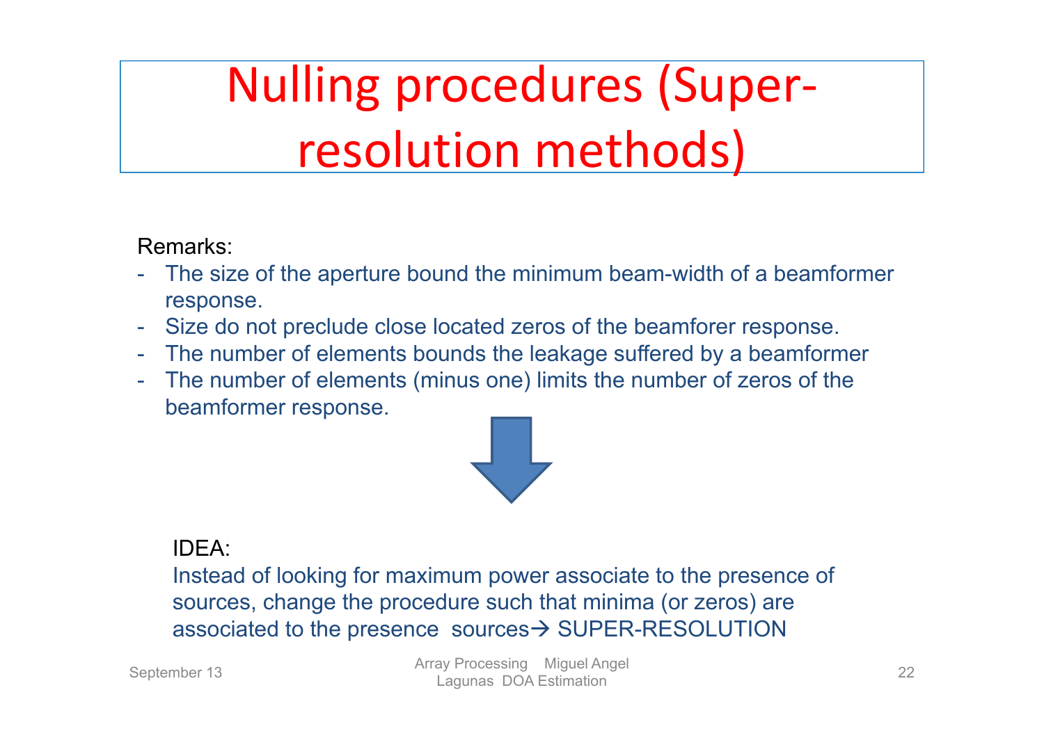# Nulling procedures (Super-resolution methods)

Remarks:

- The size of the aperture bound the minimum beam-width of a beamformer response.
- Size do not preclude close located zeros of the beamforer response.
- The number of elements bounds the leakage suffered by a beamformer
- The number of elements (minus one) limits the number of zeros of the beamformer response.

IDEA:

Instead of looking for maximum power associate to the presence of sources, change the procedure such that minima (or zeros) are associated to the presence sources→ SUPER-RESOLUTION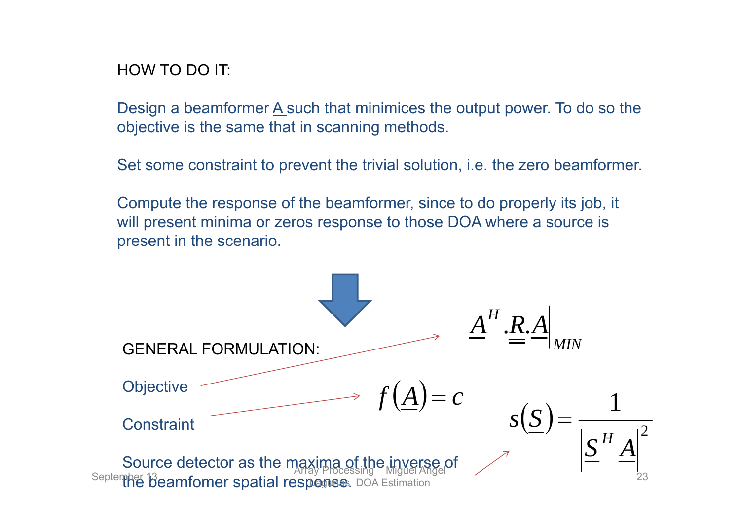HOW TO DO IT:

Design a beamformer $\underline{A}$ such that minimices the output power. To do so the objective is the same that in scanning methods.

Set some constraint to prevent the trivial solution, i.e. the zero beamformer.

Compute the response of the beamformer, since to do properly its job, it will present minima or zeros response to those DOA where a source is present in the scenario.

GENERAL FORMULATION:

Objective

$$\underline{A}^H . \underline{\underline{R}} . \underline{A} \Big|_{MIN}$$

Constraint

$$f\left(\underline{A}\right) = c$$

Source detector as the maxima of the inverse of the beamfomer spatial response.

$$s\left(\underline{S}\right) = \frac{1}{\left|\underline{S}^H \underline{A}\right|^2}$$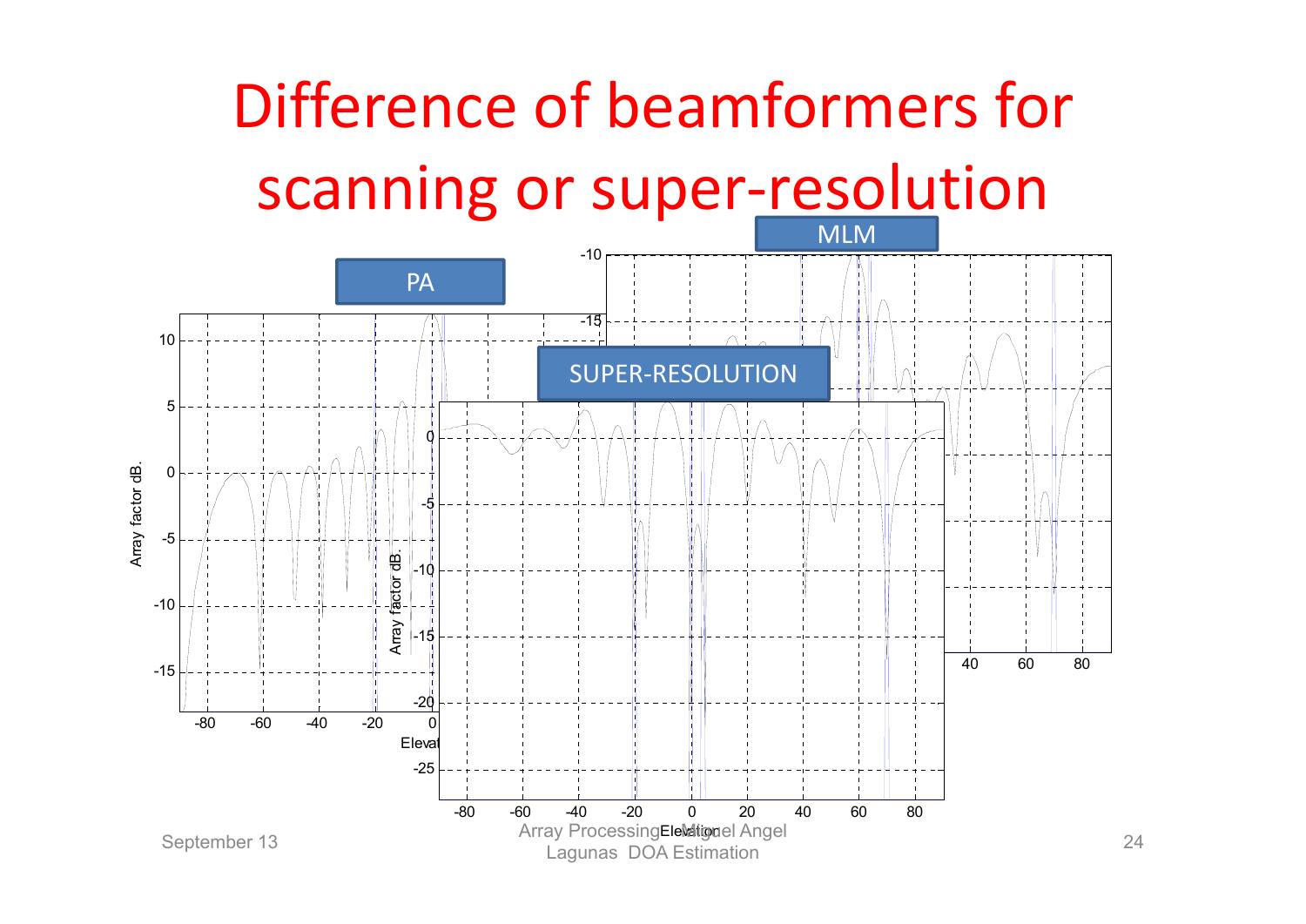# Difference of beamformers for scanning or super-resolution

PA

MLM

SUPER-RESOLUTION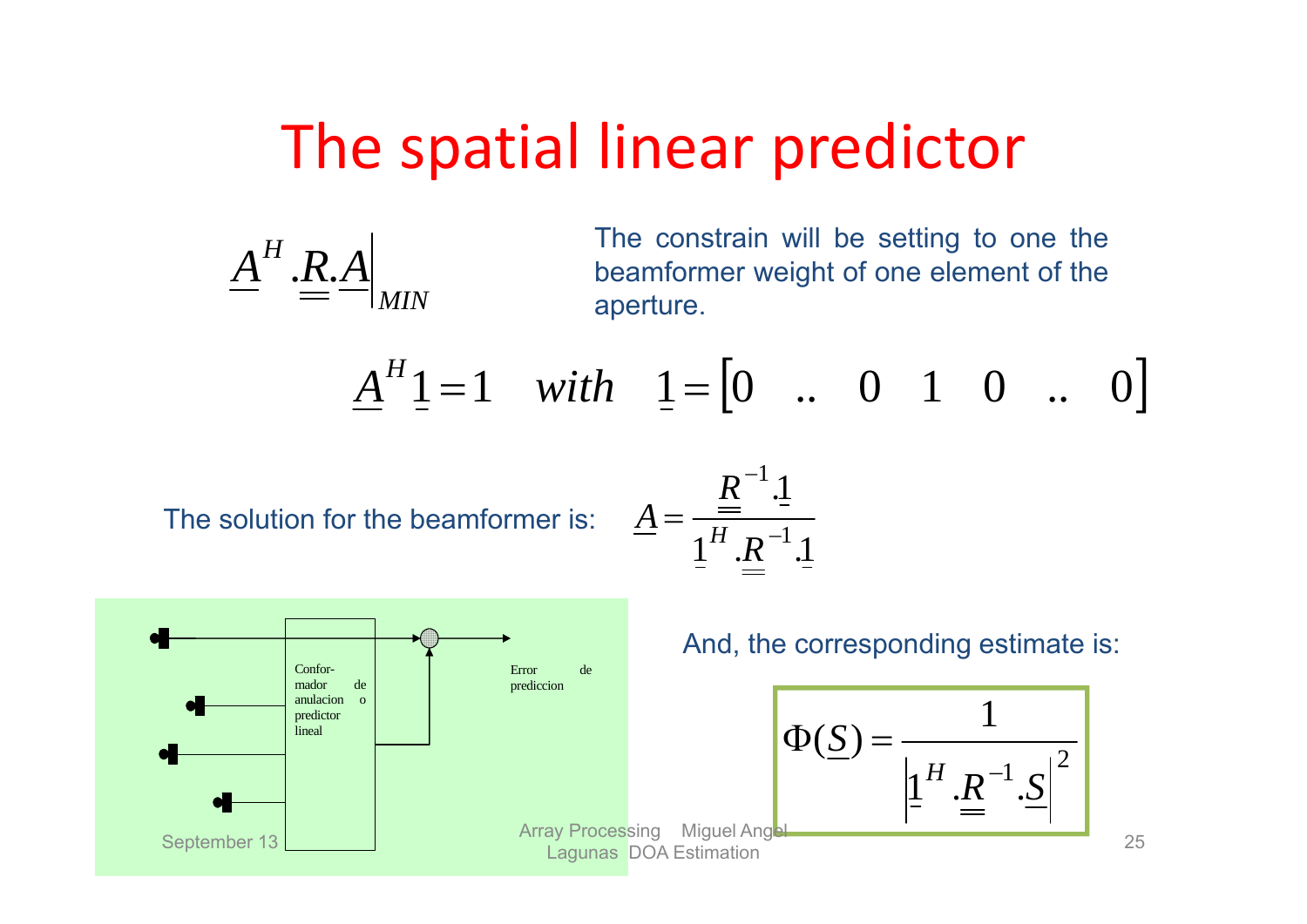# The spatial linear predictor

$$\underline{A}^H . \underline{\underline{R}} . \underline{A} \Big|_{MIN}$$

The constrain will be setting to one the beamformer weight of one element of the aperture.

$$\underline{A}^H \underline{1} = 1 \quad with \quad \underline{1} = \begin{bmatrix} 0 & .. & 0 & 1 & 0 & .. & 0 \end{bmatrix}$$

The solution for the beamformer is: $\underline{A} = \dfrac{\underline{\underline{R}}^{-1} . \underline{1}}{\underline{1}^H . \underline{\underline{R}}^{-1} . \underline{1}}$

Confor- mador de anulacion o predictor lineal

Error de prediccion

And, the corresponding estimate is:

$$\Phi(\underline{S}) = \frac{1}{\left| \underline{1}^H . \underline{\underline{R}}^{-1} . \underline{S} \right|^2}$$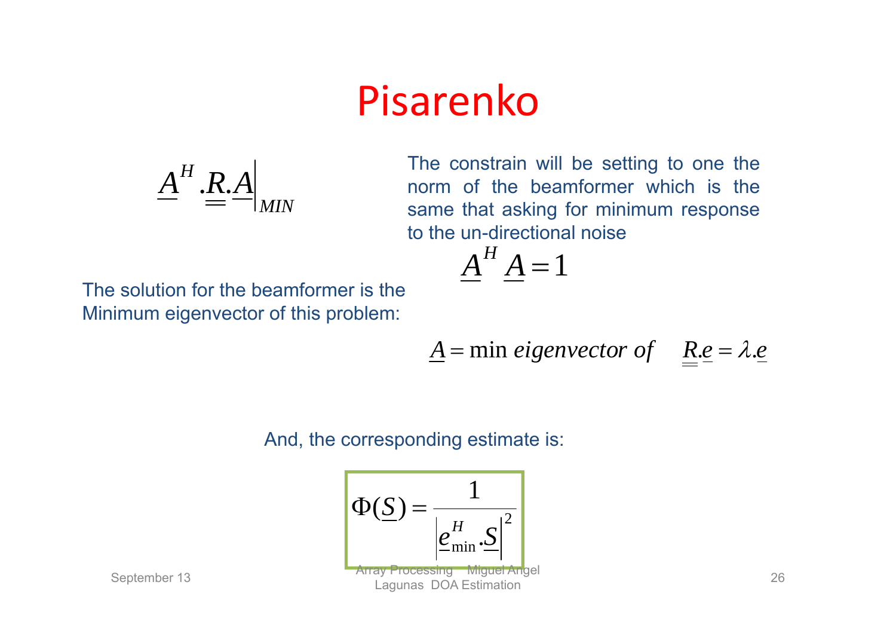# Pisarenko

$$\underline{A}^H . \underline{\underline{R}} . \underline{A} \Big|_{MIN}$$

The constrain will be setting to one the norm of the beamformer which is the same that asking for minimum response to the un-directional noise

$$\underline{A}^H \underline{A} = 1$$

The solution for the beamformer is the Minimum eigenvector of this problem:

$$\underline{A} = \min \textit{ eigenvector of } \quad \underline{\underline{R}} . \underline{e} = \lambda . \underline{e}$$

And, the corresponding estimate is:

$$\Phi(\underline{S}) = \frac{1}{\left| \underline{e}_{\min}^H . \underline{S} \right|^2}$$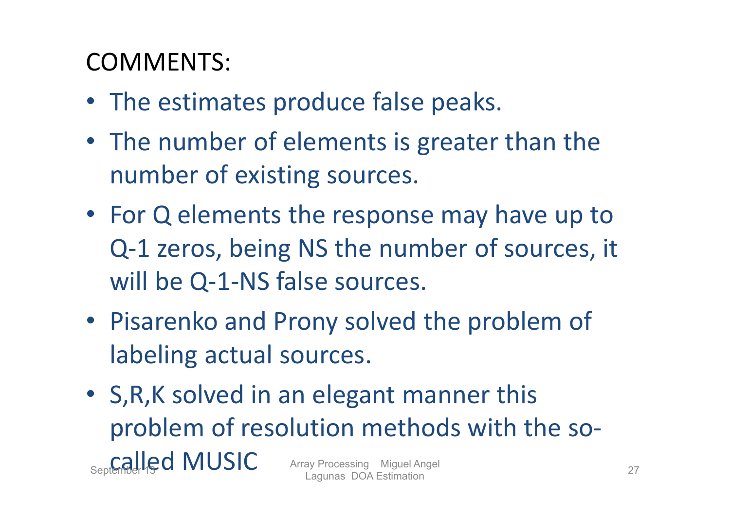COMMENTS:

- The estimates produce false peaks.
- The number of elements is greater than the number of existing sources.
- For Q elements the response may have up to Q-1 zeros, being NS the number of sources, it will be Q-1-NS false sources.
- Pisarenko and Prony solved the problem of labeling actual sources.
- S,R,K solved in an elegant manner this problem of resolution methods with the so-called MUSIC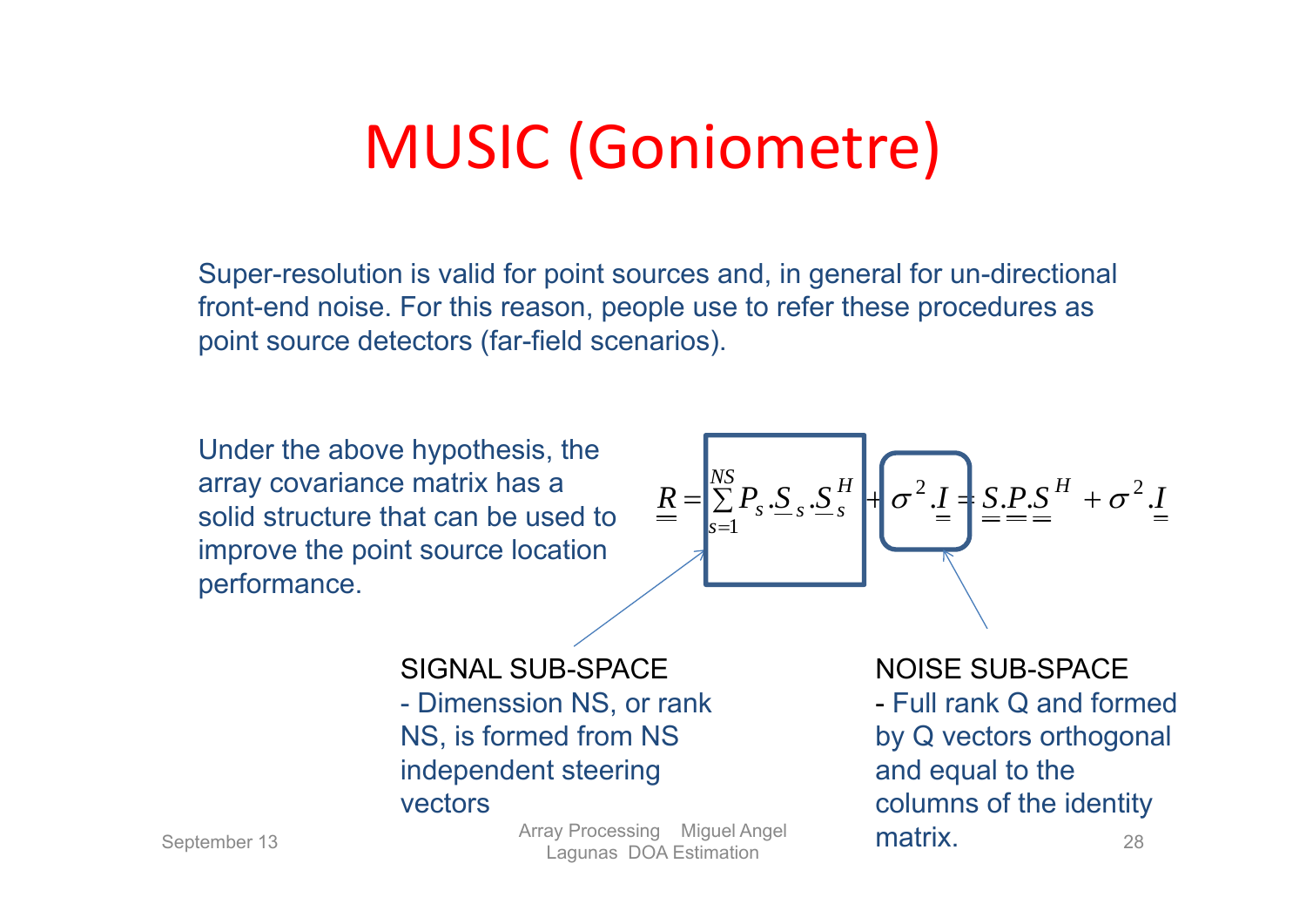# MUSIC (Goniometre)

Super-resolution is valid for point sources and, in general for un-directional front-end noise. For this reason, people use to refer these procedures as point source detectors (far-field scenarios).

Under the above hypothesis, the array covariance matrix has a solid structure that can be used to improve the point source location performance.

$$\underline{\underline{R}} = \sum_{s=1}^{NS} P_s . \underline{S}_s . \underline{S}_s^H + \sigma^2 . \underline{\underline{I}} = \underline{\underline{S}} . \underline{\underline{P}} . \underline{\underline{S}}^H + \sigma^2 . \underline{\underline{I}}$$

SIGNAL SUB-SPACE
- Dimenssion NS, or rank NS, is formed from NS independent steering vectors

NOISE SUB-SPACE
- Full rank Q and formed by Q vectors orthogonal and equal to the columns of the identity matrix.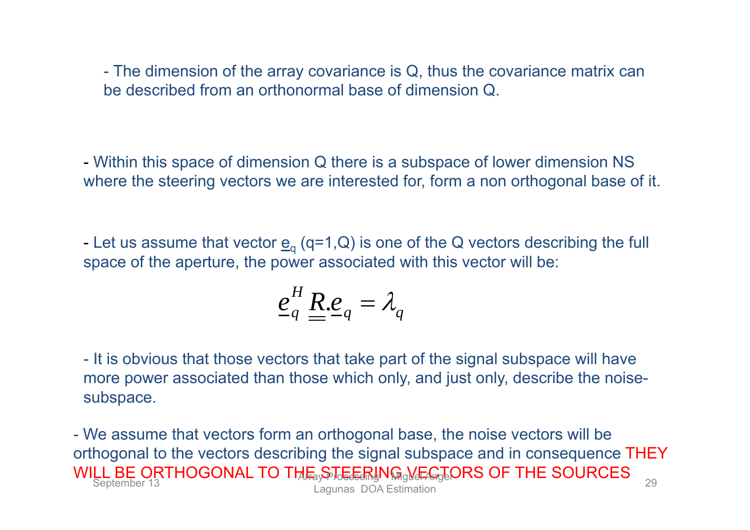- The dimension of the array covariance is Q, thus the covariance matrix can be described from an orthonormal base of dimension Q.

- Within this space of dimension Q there is a subspace of lower dimension NS where the steering vectors we are interested for, form a non orthogonal base of it.

- Let us assume that vector $\underline{e}_q$ (q=1,Q) is one of the Q vectors describing the full space of the aperture, the power associated with this vector will be:

$$\underline{e}_q^H \underline{\underline{R}}.\underline{e}_q = \lambda_q$$

- It is obvious that those vectors that take part of the signal subspace will have more power associated than those which only, and just only, describe the noise-subspace.

- We assume that vectors form an orthogonal base, the noise vectors will be orthogonal to the vectors describing the signal subspace and in consequence THEY WILL BE ORTHOGONAL TO THE STEERING VECTORS OF THE SOURCES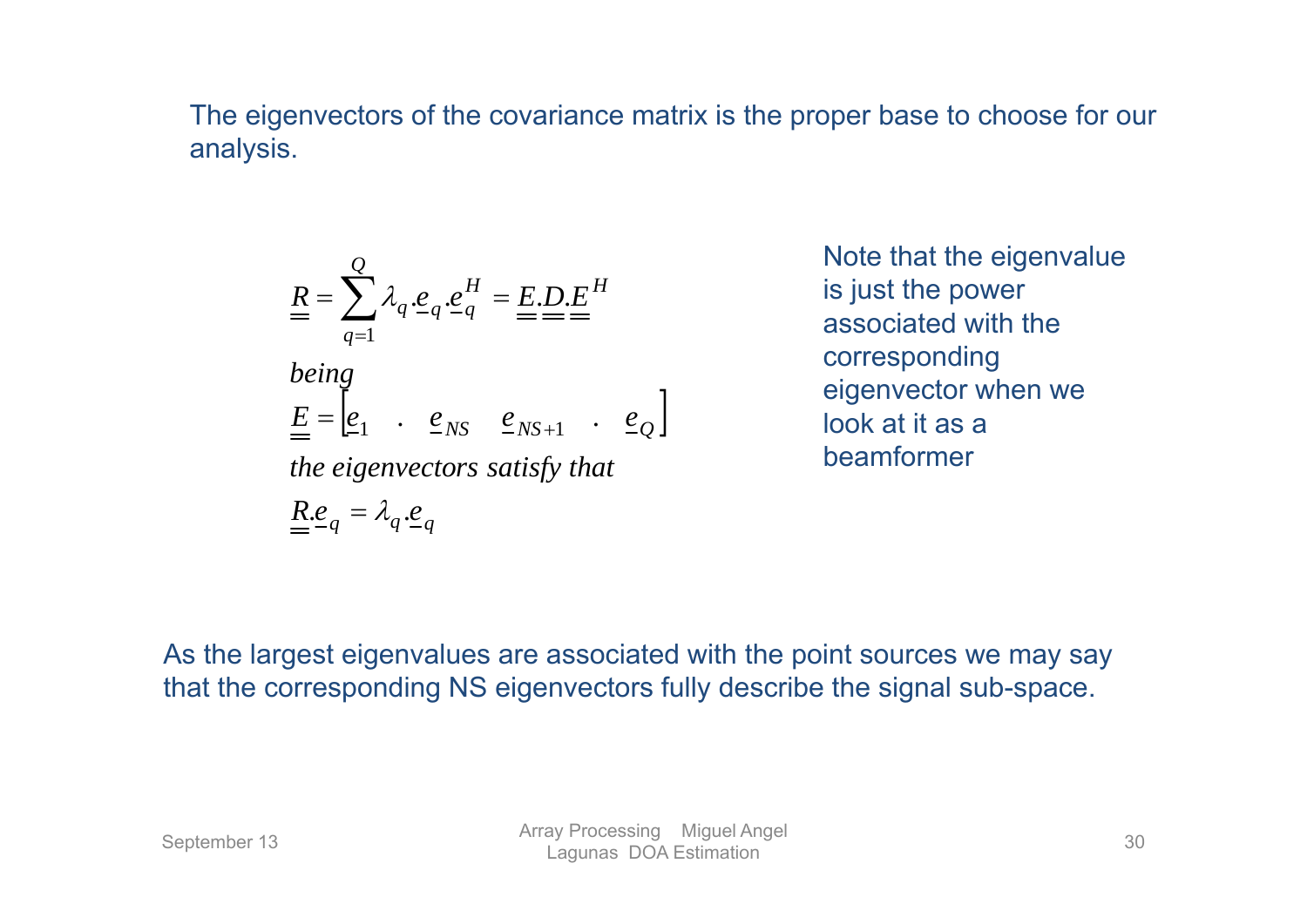The eigenvectors of the covariance matrix is the proper base to choose for our analysis.

$$\underline{\underline{R}} = \sum_{q=1}^{Q} \lambda_q . \underline{e}_q . \underline{e}_q^H = \underline{\underline{E}} . \underline{\underline{D}} . \underline{\underline{E}}^H$$

*being*

$$\underline{\underline{E}} = \begin{bmatrix} \underline{e}_1 & . & \underline{e}_{NS} & \underline{e}_{NS+1} & . & \underline{e}_Q \end{bmatrix}$$

*the eigenvectors satisfy that*

$$\underline{\underline{R}} . \underline{e}_q = \lambda_q . \underline{e}_q$$

Note that the eigenvalue is just the power associated with the corresponding eigenvector when we look at it as a beamformer

As the largest eigenvalues are associated with the point sources we may say that the corresponding NS eigenvectors fully describe the signal sub-space.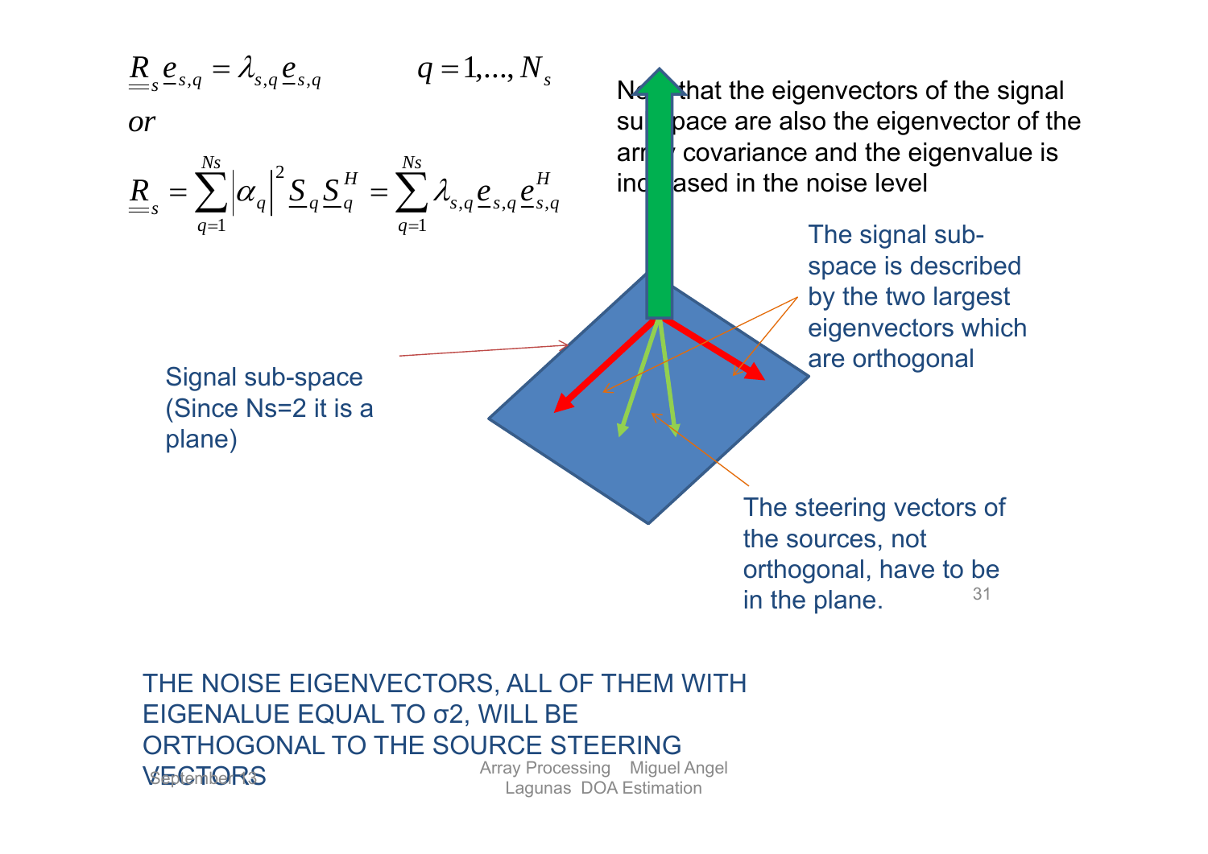$$\underline{\underline{R}}_s \, \underline{e}_{s,q} = \lambda_{s,q} \, \underline{e}_{s,q} \qquad q = 1, \ldots, N_s$$

or

$$\underline{\underline{R}}_s = \sum_{q=1}^{Ns} \left|\alpha_q\right|^2 \underline{S}_q \underline{S}_q^H = \sum_{q=1}^{Ns} \lambda_{s,q} \, \underline{e}_{s,q} \, \underline{e}_{s,q}^H$$

Note that the eigenvectors of the signal subspace are also the eigenvector of the array covariance and the eigenvalue is increased in the noise level

The signal sub-space is described by the two largest eigenvectors which are orthogonal

Signal sub-space (Since Ns=2 it is a plane)

The steering vectors of the sources, not orthogonal, have to be in the plane.

THE NOISE EIGENVECTORS, ALL OF THEM WITH EIGENALUE EQUAL TO σ2, WILL BE ORTHOGONAL TO THE SOURCE STEERING VECTORS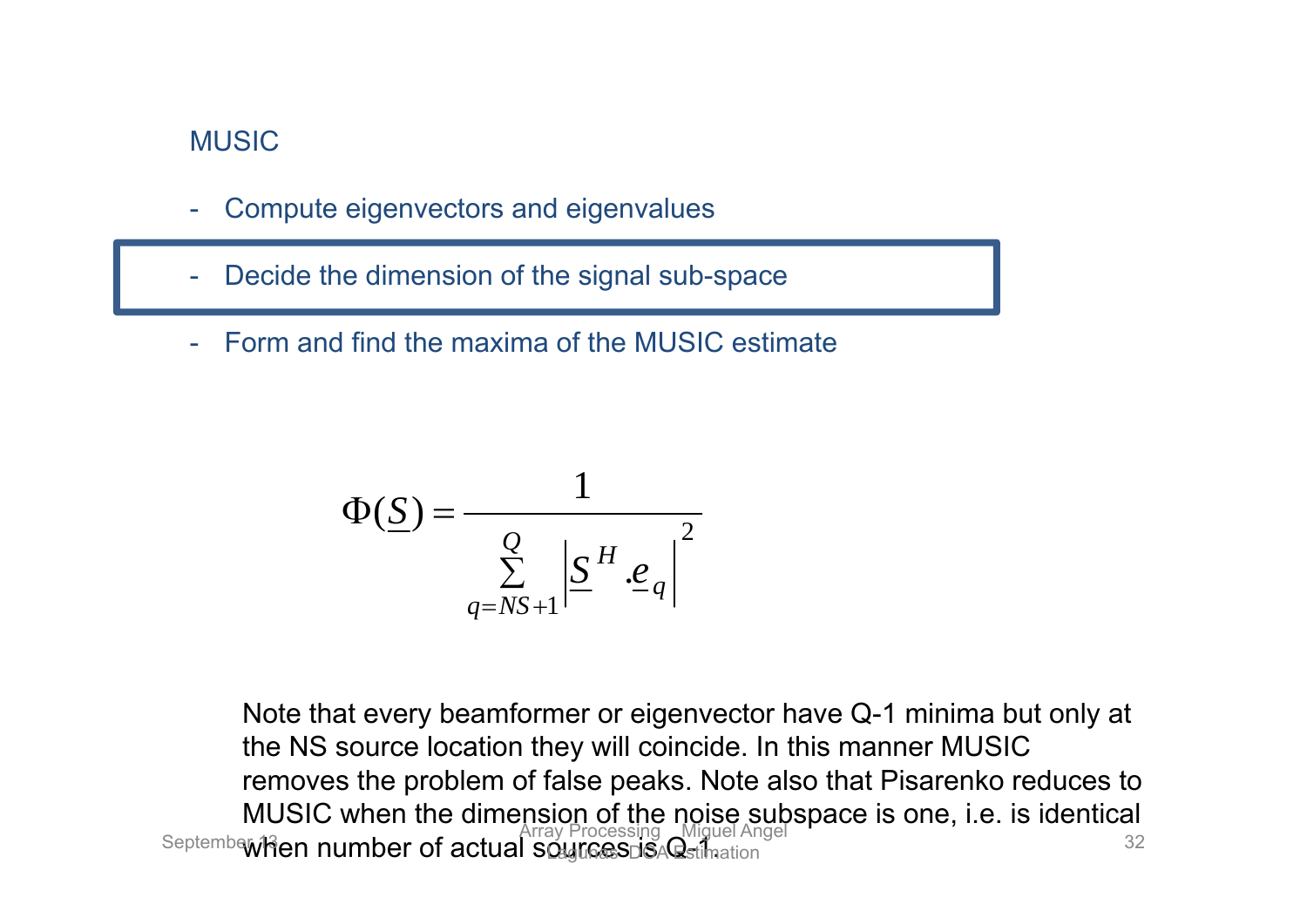## MUSIC

- Compute eigenvectors and eigenvalues
- Decide the dimension of the signal sub-space
- Form and find the maxima of the MUSIC estimate

$$\Phi(\underline{S}) = \frac{1}{\sum_{q=NS+1}^{Q} \left| \underline{S}^{H} . \underline{e}_{q} \right|^{2}}$$

Note that every beamformer or eigenvector have Q-1 minima but only at the NS source location they will coincide. In this manner MUSIC removes the problem of false peaks. Note also that Pisarenko reduces to MUSIC when the dimension of the noise subspace is one, i.e. is identical when number of actual sources is Q-1.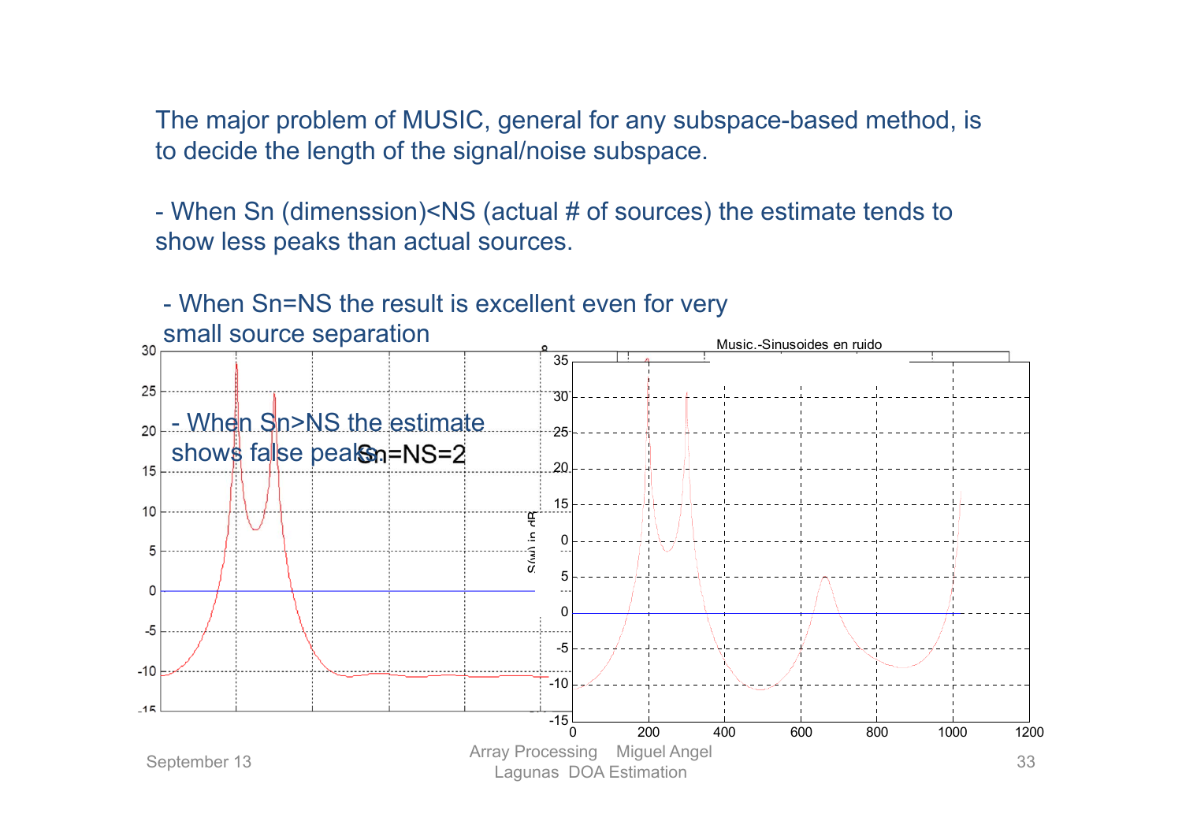The major problem of MUSIC, general for any subspace-based method, is to decide the length of the signal/noise subspace.

- When Sn (dimenssion)<NS (actual # of sources) the estimate tends to show less peaks than actual sources.

- When Sn=NS the result is excellent even for very small source separation

- When Sn>NS the estimate shows false peaks.

Sn=NS=2

Music.-Sinusoides en ruido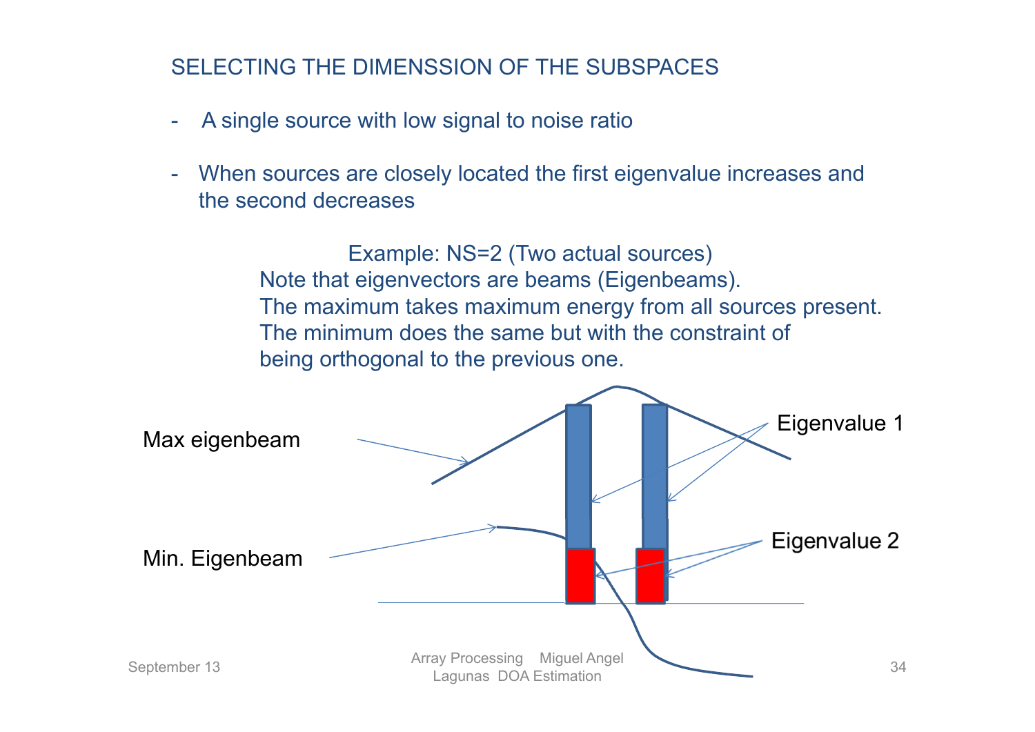## SELECTING THE DIMENSSION OF THE SUBSPACES

- A single source with low signal to noise ratio
- When sources are closely located the first eigenvalue increases and the second decreases

Example: NS=2 (Two actual sources)
Note that eigenvectors are beams (Eigenbeams).
The maximum takes maximum energy from all sources present.
The minimum does the same but with the constraint of being orthogonal to the previous one.

Max eigenbeam

Min. Eigenbeam

Eigenvalue 1

Eigenvalue 2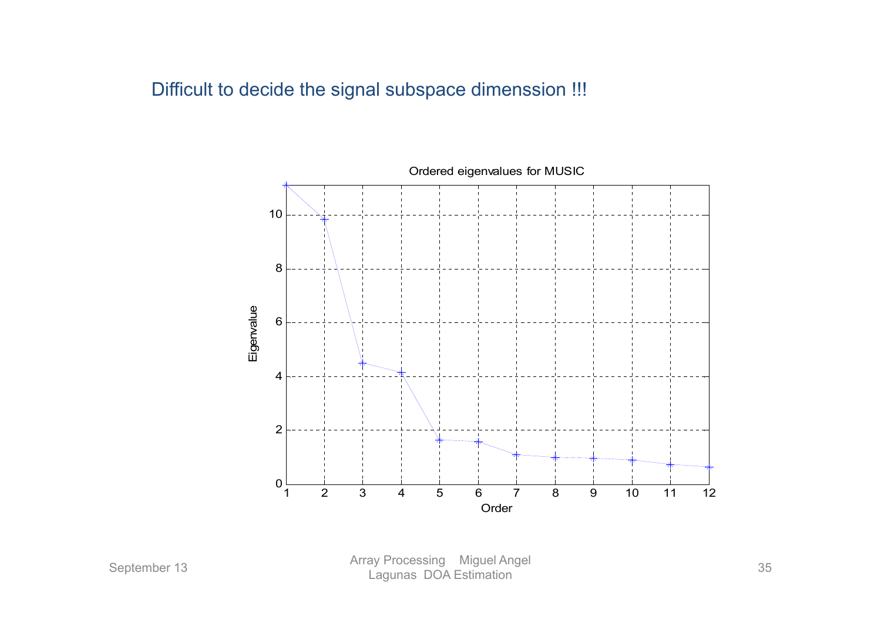Difficult to decide the signal subspace dimenssion !!!

Ordered eigenvalues for MUSIC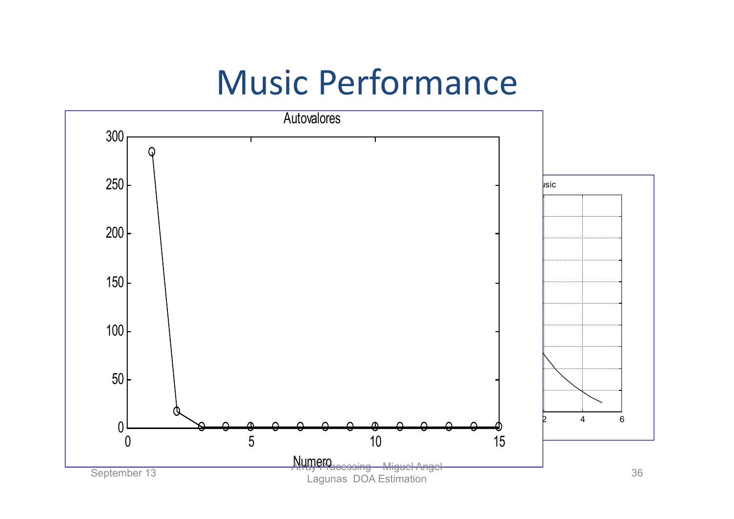# Music Performance

Autovalores

Numero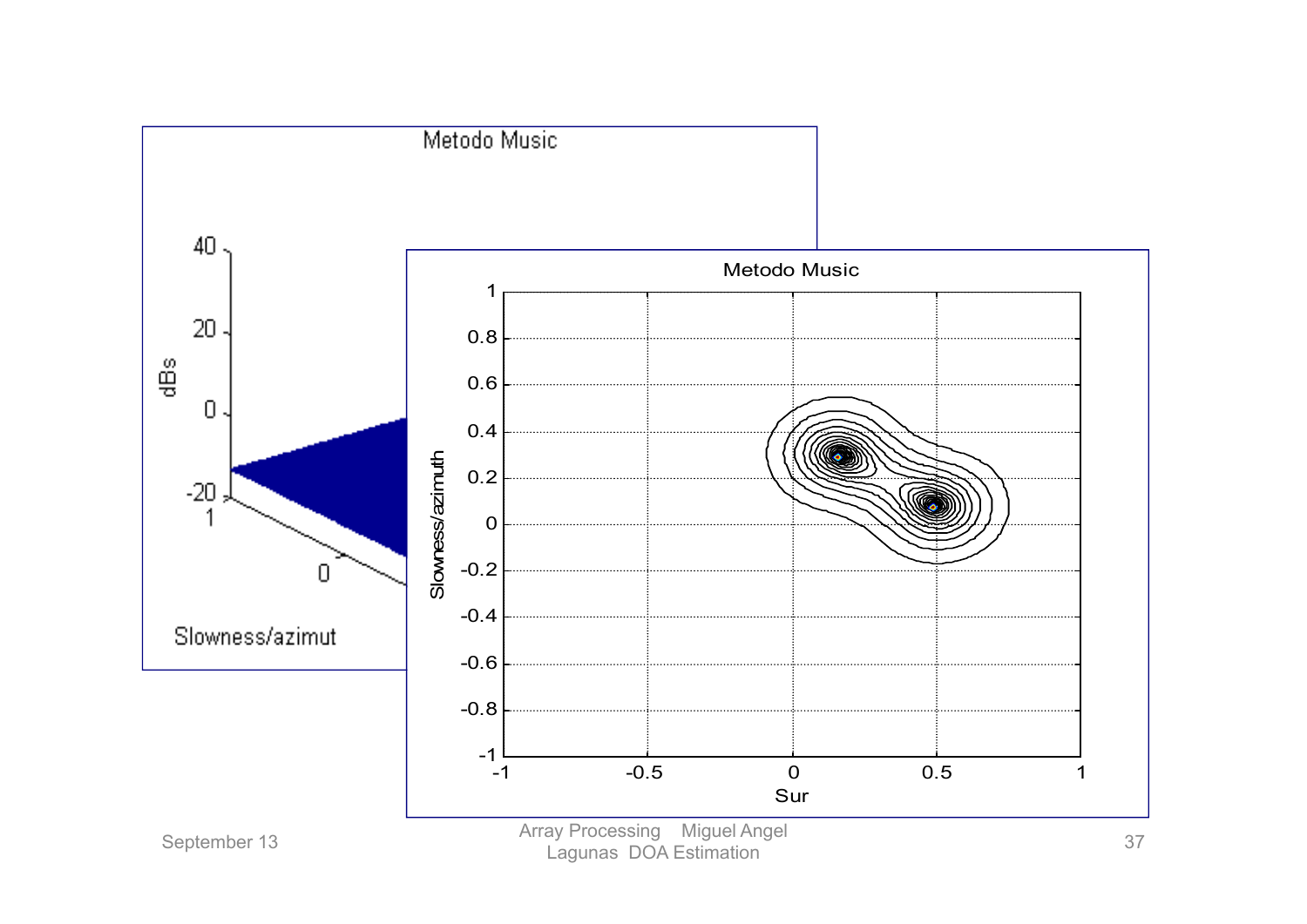Metodo Music

Slowness/azimut

Metodo Music

Slowness/azimuth

Sur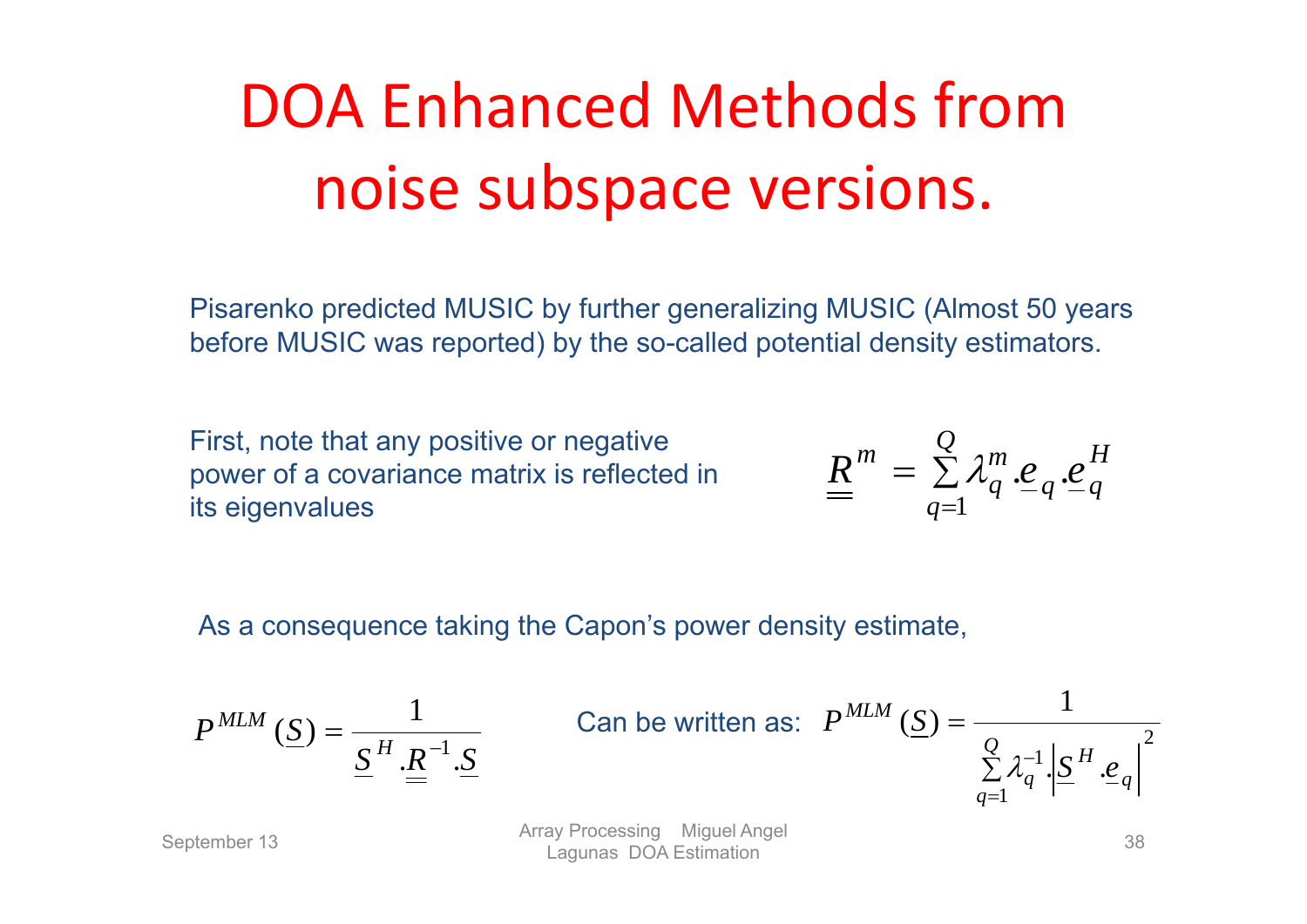# DOA Enhanced Methods from noise subspace versions.

Pisarenko predicted MUSIC by further generalizing MUSIC (Almost 50 years before MUSIC was reported) by the so-called potential density estimators.

First, note that any positive or negative power of a covariance matrix is reflected in its eigenvalues

$$\underline{\underline{R}}^{m} = \sum_{q=1}^{Q} \lambda_q^m . \underline{e}_q . \underline{e}_q^H$$

As a consequence taking the Capon's power density estimate,

$$P^{MLM}(\underline{S}) = \frac{1}{\underline{S}^H . \underline{\underline{R}}^{-1} . \underline{S}}$$

Can be written as: $$P^{MLM}(\underline{S}) = \frac{1}{\sum_{q=1}^{Q} \lambda_q^{-1} . \left| \underline{S}^H . \underline{e}_q \right|^2}$$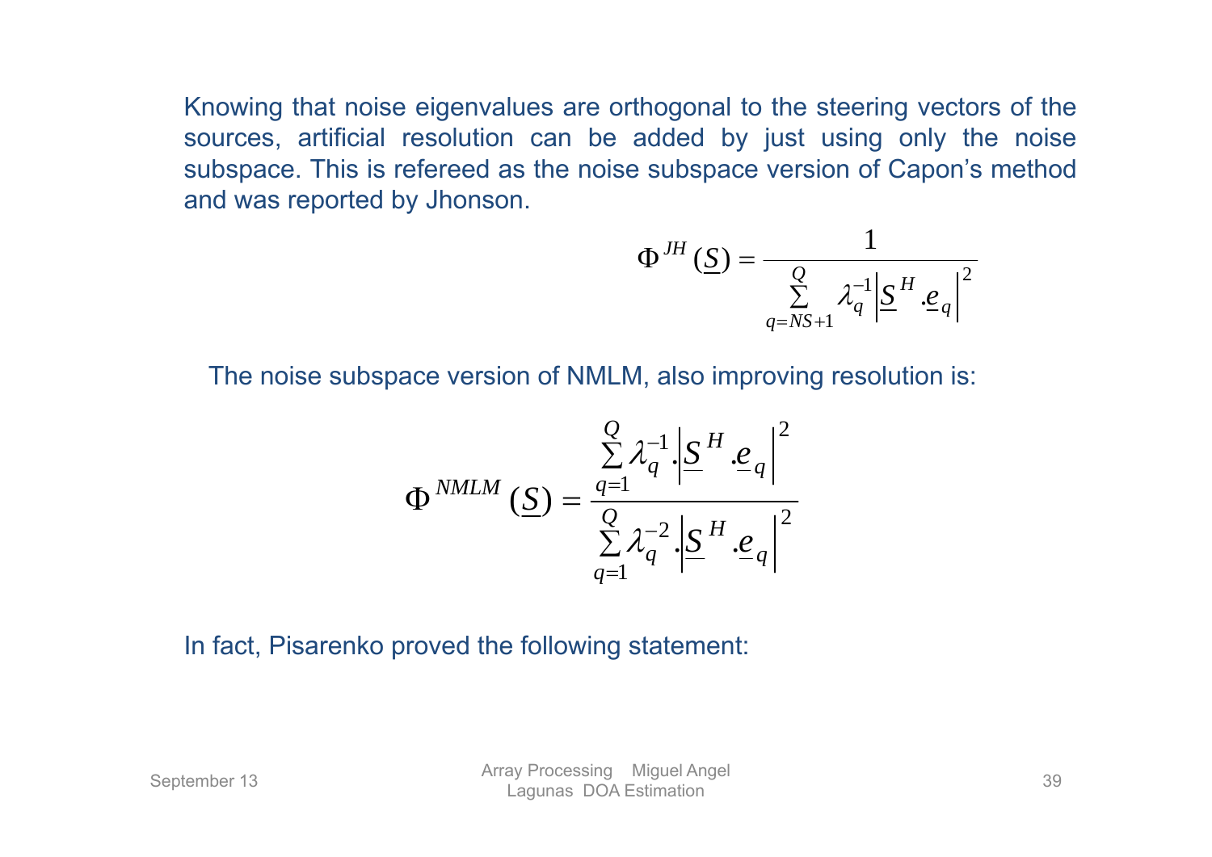Knowing that noise eigenvalues are orthogonal to the steering vectors of the sources, artificial resolution can be added by just using only the noise subspace. This is refereed as the noise subspace version of Capon's method and was reported by Jhonson.

$$\Phi^{JH}(\underline{S}) = \frac{1}{\sum_{q=NS+1}^{Q} \lambda_q^{-1} \left| \underline{S}^H . \underline{e}_q \right|^2}$$

The noise subspace version of NMLM, also improving resolution is:

$$\Phi^{NMLM}(\underline{S}) = \frac{\sum_{q=1}^{Q} \lambda_q^{-1} . \left| \underline{S}^H . \underline{e}_q \right|^2}{\sum_{q=1}^{Q} \lambda_q^{-2} . \left| \underline{S}^H . \underline{e}_q \right|^2}$$

In fact, Pisarenko proved the following statement: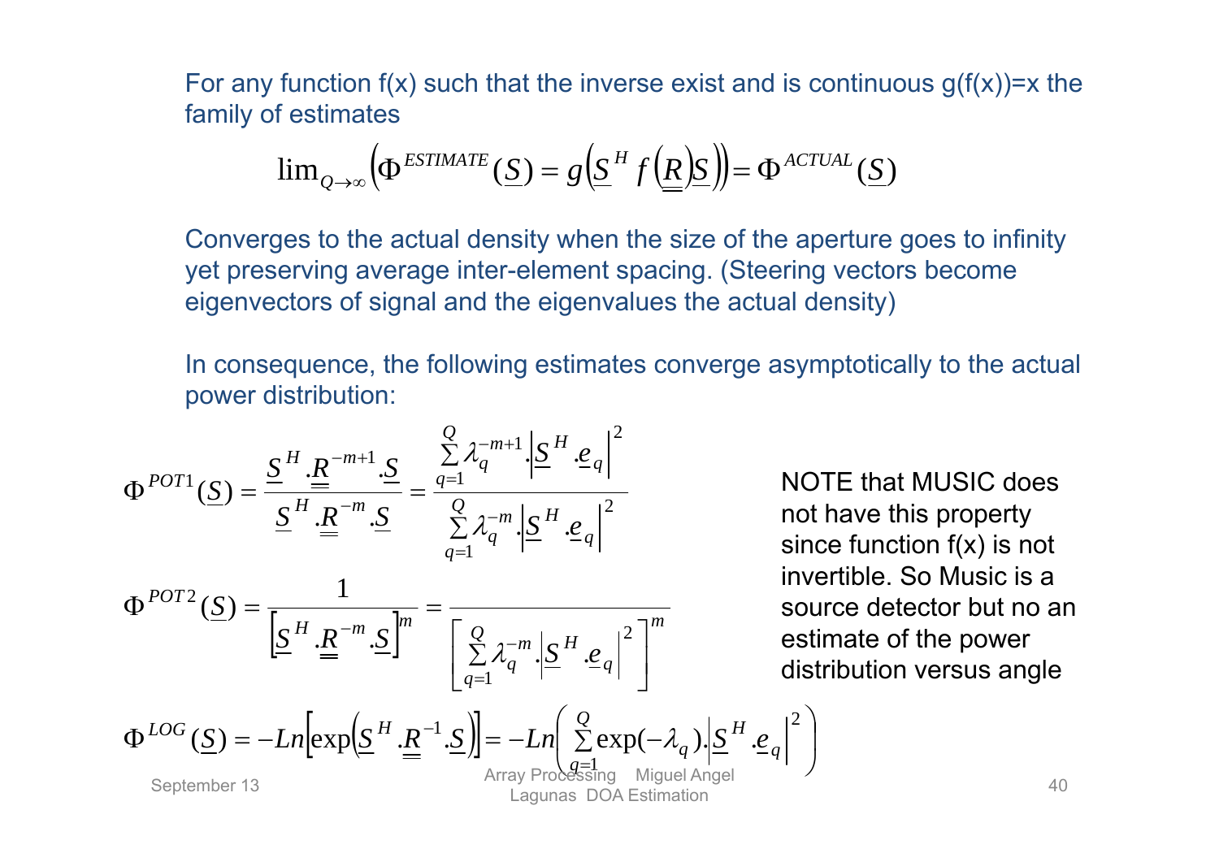For any function f(x) such that the inverse exist and is continuous g(f(x))=x the family of estimates

$$\lim_{Q\to\infty}\left(\Phi^{ESTIMATE}(\underline{S}) = g\left(\underline{S}^H f\left(\underline{\underline{R}}\right)\underline{S}\right)\right) = \Phi^{ACTUAL}(\underline{S})$$

Converges to the actual density when the size of the aperture goes to infinity yet preserving average inter-element spacing. (Steering vectors become eigenvectors of signal and the eigenvalues the actual density)

In consequence, the following estimates converge asymptotically to the actual power distribution:

$$\Phi^{POT1}(\underline{S}) = \frac{\underline{S}^H.\underline{\underline{R}}^{-m+1}.\underline{S}}{\underline{S}^H.\underline{\underline{R}}^{-m}.\underline{S}} = \frac{\sum_{q=1}^{Q}\lambda_q^{-m+1}.\left|\underline{S}^H.\underline{e}_q\right|^2}{\sum_{q=1}^{Q}\lambda_q^{-m}.\left|\underline{S}^H.\underline{e}_q\right|^2}$$

$$\Phi^{POT2}(\underline{S}) = \frac{1}{\left[\underline{S}^H.\underline{\underline{R}}^{-m}.\underline{S}\right]^m} = \frac{}{\left[\sum_{q=1}^{Q}\lambda_q^{-m}.\left|\underline{S}^H.\underline{e}_q\right|^2\right]^m}$$

$$\Phi^{LOG}(\underline{S}) = -Ln\left[\exp\left(\underline{S}^H.\underline{\underline{R}}^{-1}.\underline{S}\right)\right] = -Ln\left(\sum_{q=1}^{Q}\exp(-\lambda_q).\left|\underline{S}^H.\underline{e}_q\right|^2\right)$$

NOTE that MUSIC does not have this property since function f(x) is not invertible. So Music is a source detector but no an estimate of the power distribution versus angle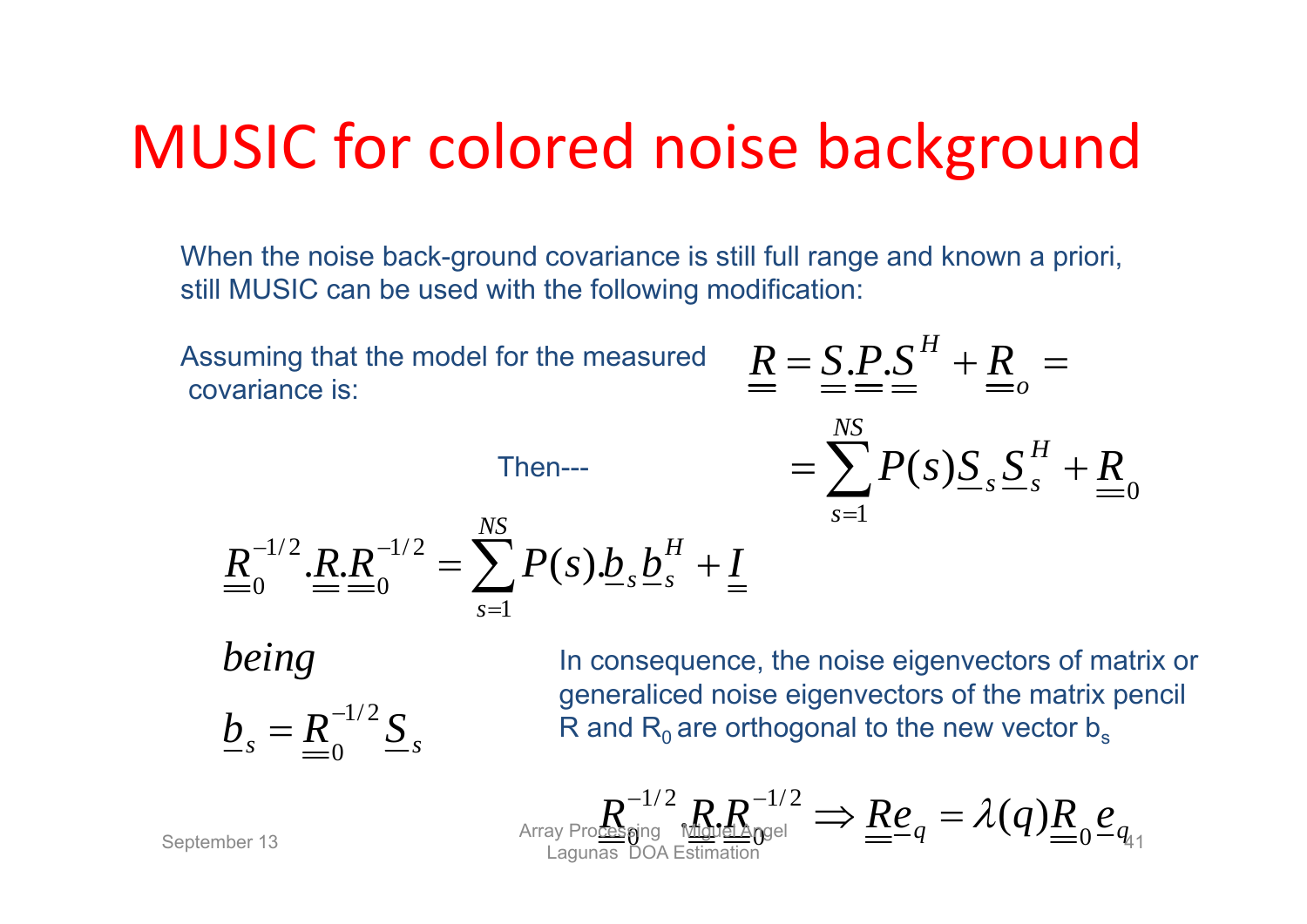# MUSIC for colored noise background

When the noise back-ground covariance is still full range and known a priori, still MUSIC can be used with the following modification:

Assuming that the model for the measured covariance is:

$$\underline{\underline{R}} = \underline{\underline{S}}.\underline{\underline{P}}.\underline{\underline{S}}^H + \underline{\underline{R}}_o =$$

$$= \sum_{s=1}^{NS} P(s)\underline{S}_s \underline{S}_s^H + \underline{\underline{R}}_0$$

Then---

$$\underline{\underline{R}}_0^{-1/2}.\underline{\underline{R}}.\underline{\underline{R}}_0^{-1/2} = \sum_{s=1}^{NS} P(s).\underline{b}_s \underline{b}_s^H + \underline{\underline{I}}$$

*being*

$$\underline{b}_s = \underline{\underline{R}}_0^{-1/2} \underline{S}_s$$

In consequence, the noise eigenvectors of matrix or generaliced noise eigenvectors of the matrix pencil R and $R_0$ are orthogonal to the new vector $b_s$

$$\underline{\underline{R}}_0^{-1/2}.\underline{\underline{R}}.\underline{\underline{R}}_0^{-1/2} \Rightarrow \underline{\underline{R}}\underline{e}_q = \lambda(q)\underline{\underline{R}}_0 \underline{e}_q$$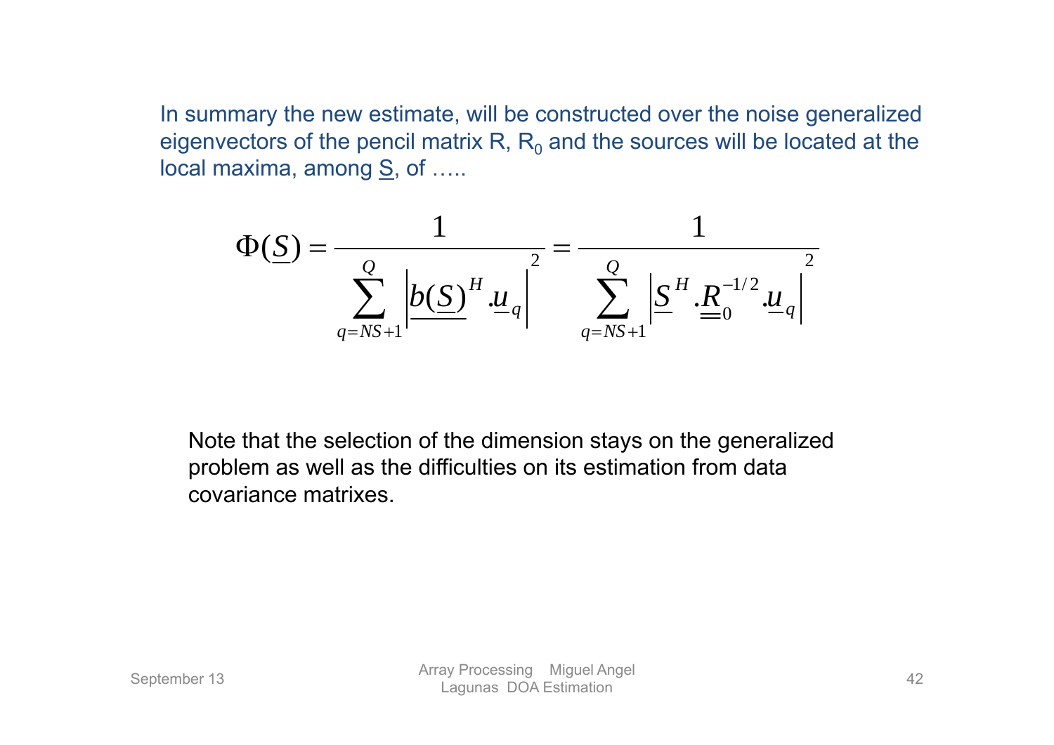In summary the new estimate, will be constructed over the noise generalized eigenvectors of the pencil matrix R, $R_0$ and the sources will be located at the local maxima, among $\underline{S}$, of …..

$$\Phi(\underline{S}) = \frac{1}{\sum_{q=NS+1}^{Q} \left| \underline{b(\underline{S})}^{H} . \underline{u}_q \right|^2} = \frac{1}{\sum_{q=NS+1}^{Q} \left| \underline{S}^{H} . \underline{\underline{R}}_0^{-1/2} . \underline{u}_q \right|^2}$$

Note that the selection of the dimension stays on the generalized problem as well as the difficulties on its estimation from data covariance matrixes.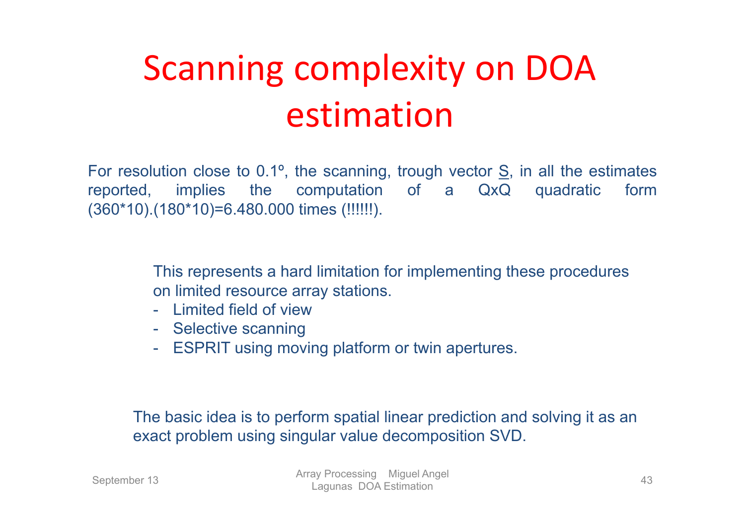# Scanning complexity on DOA estimation

For resolution close to 0.1º, the scanning, trough vector S, in all the estimates reported, implies the computation of a QxQ quadratic form (360*10).(180*10)=6.480.000 times (!!!!!!).

This represents a hard limitation for implementing these procedures on limited resource array stations.

- Limited field of view
- Selective scanning
- ESPRIT using moving platform or twin apertures.

The basic idea is to perform spatial linear prediction and solving it as an exact problem using singular value decomposition SVD.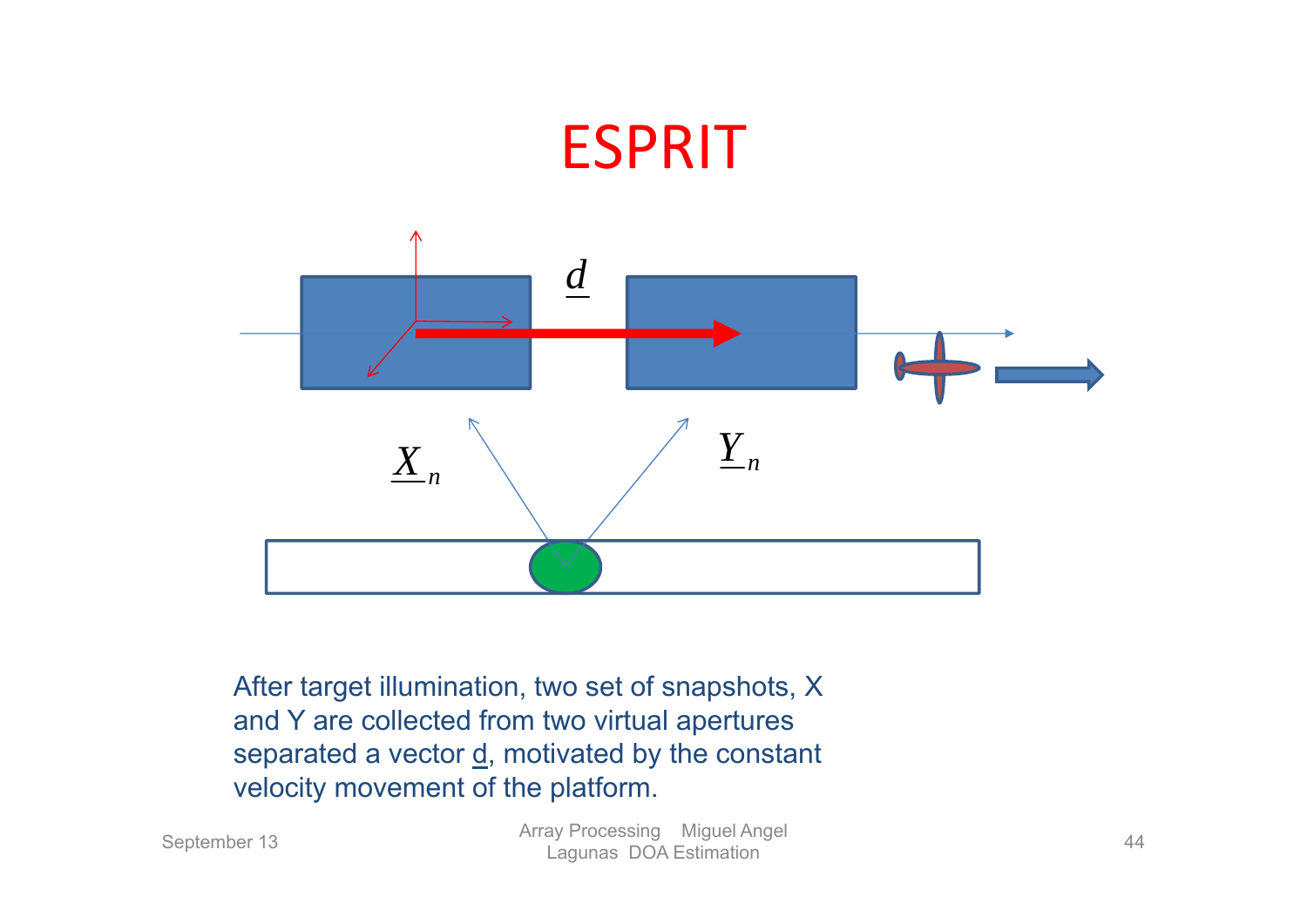# ESPRIT

$\underline{d}$

$\underline{X}_n$

$\underline{Y}_n$

After target illumination, two set of snapshots, X and Y are collected from two virtual apertures separated a vector d, motivated by the constant velocity movement of the platform.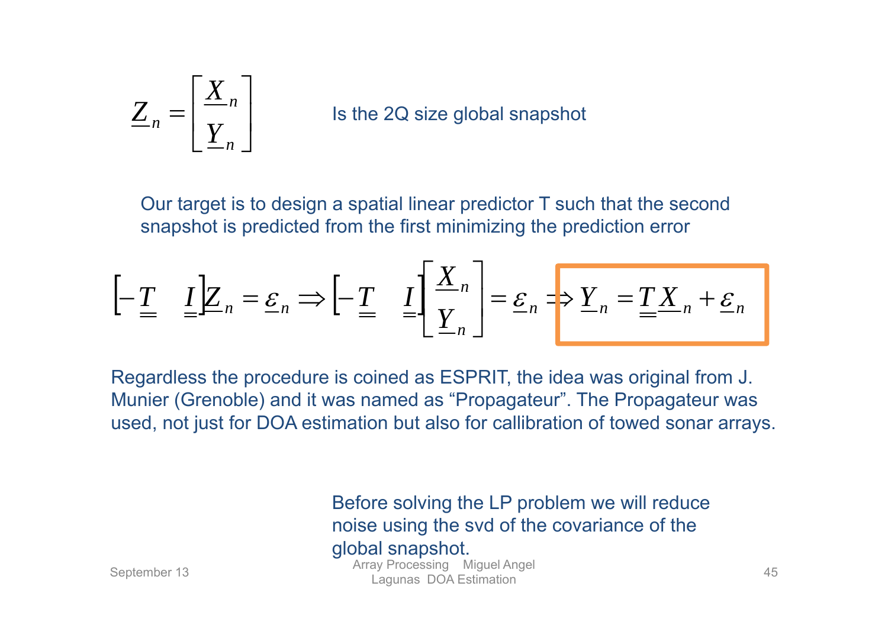$$\underline{Z}_n = \begin{bmatrix} \underline{X}_n \\ \underline{Y}_n \end{bmatrix}$$

Is the 2Q size global snapshot

Our target is to design a spatial linear predictor T such that the second snapshot is predicted from the first minimizing the prediction error

$$\begin{bmatrix} -\underline{\underline{T}} & \underline{\underline{I}} \end{bmatrix} \underline{Z}_n = \underline{\varepsilon}_n \Rightarrow \begin{bmatrix} -\underline{\underline{T}} & \underline{\underline{I}} \end{bmatrix} \begin{bmatrix} \underline{X}_n \\ \underline{Y}_n \end{bmatrix} = \underline{\varepsilon}_n \Rightarrow \boxed{\underline{Y}_n = \underline{\underline{T}}\,\underline{X}_n + \underline{\varepsilon}_n}$$

Regardless the procedure is coined as ESPRIT, the idea was original from J. Munier (Grenoble) and it was named as “Propagateur”. The Propagateur was used, not just for DOA estimation but also for callibration of towed sonar arrays.

Before solving the LP problem we will reduce noise using the svd of the covariance of the global snapshot.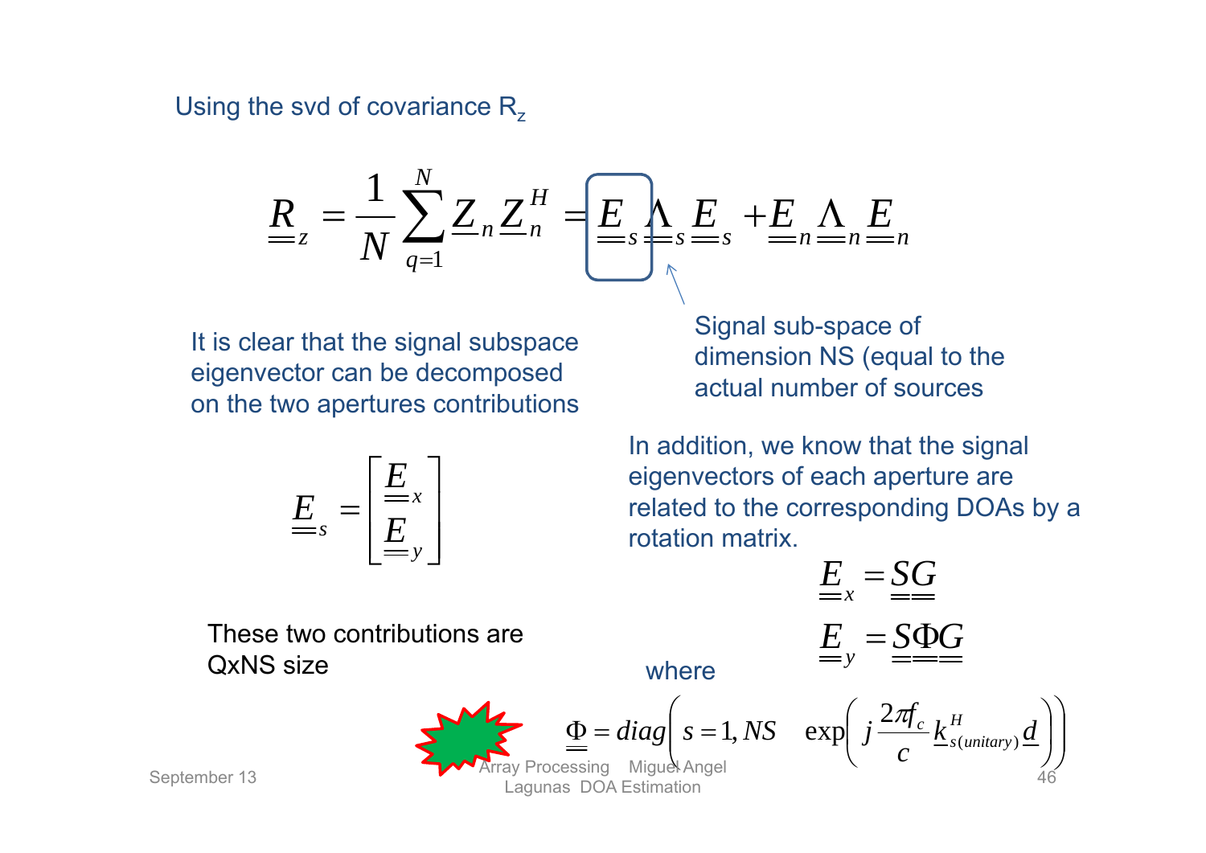Using the svd of covariance $R_z$

$$\underline{\underline{R}}_z = \frac{1}{N}\sum_{q=1}^{N} \underline{Z}_n \underline{Z}_n^H = \underline{\underline{E}}_s \underline{\underline{\Lambda}}_s \underline{\underline{E}}_s + \underline{\underline{E}}_n \underline{\underline{\Lambda}}_n \underline{\underline{E}}_n$$

Signal sub-space of dimension NS (equal to the actual number of sources

It is clear that the signal subspace eigenvector can be decomposed on the two apertures contributions

$$\underline{\underline{E}}_s = \begin{bmatrix} \underline{\underline{E}}_x \\ \underline{\underline{E}}_y \end{bmatrix}$$

These two contributions are QxNS size

In addition, we know that the signal eigenvectors of each aperture are related to the corresponding DOAs by a rotation matrix.

$$\underline{\underline{E}}_x = \underline{\underline{S}}\underline{\underline{G}}$$

$$\underline{\underline{E}}_y = \underline{\underline{S}}\underline{\underline{\Phi}}\underline{\underline{G}}$$

where

$$\underline{\underline{\Phi}} = diag\left( s = 1, NS \quad \exp\left( j\frac{2\pi f_c}{c} \underline{k}^H_{s(unitary)} \underline{d} \right)\right)$$

September 13 Array Processing Miguel Angel Lagunas DOA Estimation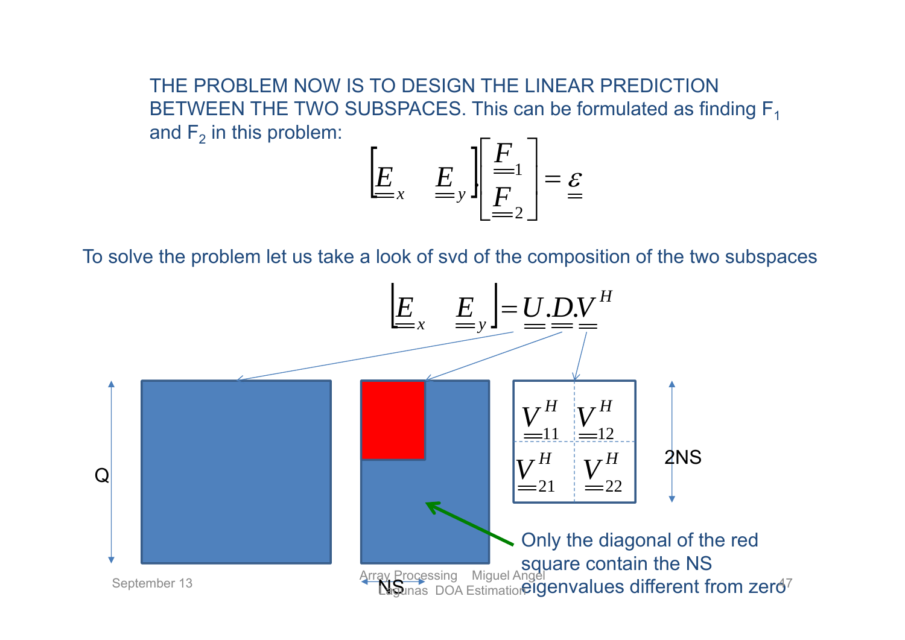THE PROBLEM NOW IS TO DESIGN THE LINEAR PREDICTION BETWEEN THE TWO SUBSPACES. This can be formulated as finding $F_1$ and $F_2$ in this problem:

$$\begin{bmatrix} \underline{\underline{E}}_x & \underline{\underline{E}}_y \end{bmatrix} \begin{bmatrix} \underline{\underline{F}}_1 \\ \underline{\underline{F}}_2 \end{bmatrix} = \underline{\underline{\varepsilon}}$$

To solve the problem let us take a look of svd of the composition of the two subspaces

$$\begin{bmatrix} \underline{\underline{E}}_x & \underline{\underline{E}}_y \end{bmatrix} = \underline{\underline{U}}.\underline{\underline{D}}.\underline{\underline{V}}^H$$

$$\underline{\underline{V}}^H = \begin{bmatrix} \underline{\underline{V}}_{11}^H & \underline{\underline{V}}_{12}^H \\ \underline{\underline{V}}_{21}^H & \underline{\underline{V}}_{22}^H \end{bmatrix}$$

Q

NS

2NS

Only the diagonal of the red square contain the NS eigenvalues different from zero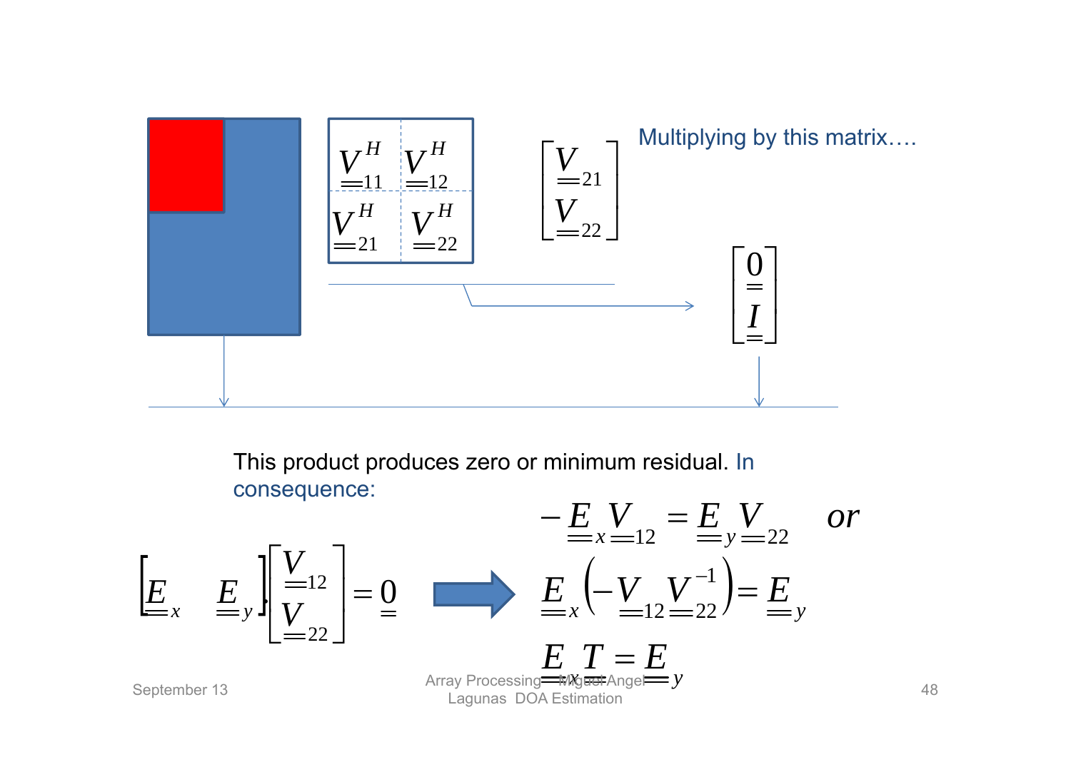$$\begin{bmatrix} \underline{\underline{V}}_{11}^H & \underline{\underline{V}}_{12}^H \\ \underline{\underline{V}}_{21}^H & \underline{\underline{V}}_{22}^H \end{bmatrix} \quad \begin{bmatrix} \underline{\underline{V}}_{21} \\ \underline{\underline{V}}_{22} \end{bmatrix}$$

Multiplying by this matrix….

$$\begin{bmatrix} \underline{\underline{0}} \\ \underline{\underline{I}} \end{bmatrix}$$

This product produces zero or minimum residual. In consequence:

$$\begin{bmatrix} \underline{\underline{E}}_x & \underline{\underline{E}}_y \end{bmatrix} \begin{bmatrix} \underline{\underline{V}}_{12} \\ \underline{\underline{V}}_{22} \end{bmatrix} = \underline{\underline{0}} \quad \Rightarrow$$

$$-\underline{\underline{E}}_x \underline{\underline{V}}_{12} = \underline{\underline{E}}_y \underline{\underline{V}}_{22} \quad or$$

$$\underline{\underline{E}}_x \left( -\underline{\underline{V}}_{12} \underline{\underline{V}}_{22}^{-1} \right) = \underline{\underline{E}}_y$$

$$\underline{\underline{E}}_x \underline{\underline{T}} = \underline{\underline{E}}_y$$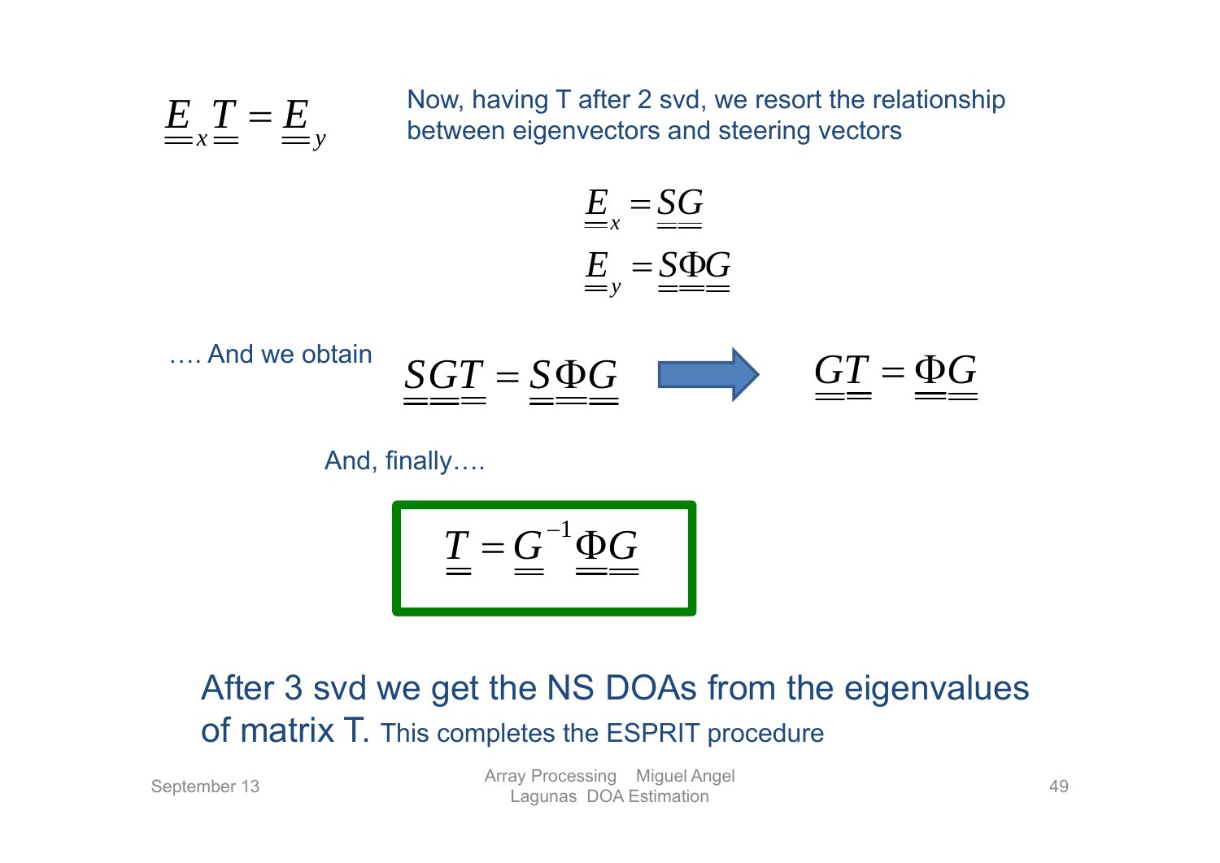$$\underline{\underline{E}}_x \underline{\underline{T}} = \underline{\underline{E}}_y$$

Now, having T after 2 svd, we resort the relationship between eigenvectors and steering vectors

$$\underline{\underline{E}}_x = \underline{\underline{S}}\,\underline{\underline{G}}$$

$$\underline{\underline{E}}_y = \underline{\underline{S}}\,\underline{\underline{\Phi}}\,\underline{\underline{G}}$$

…. And we obtain

$$\underline{\underline{S}}\,\underline{\underline{G}}\,\underline{\underline{T}} = \underline{\underline{S}}\,\underline{\underline{\Phi}}\,\underline{\underline{G}} \Rightarrow \underline{\underline{G}}\,\underline{\underline{T}} = \underline{\underline{\Phi}}\,\underline{\underline{G}}$$

And, finally….

$$\boxed{\underline{\underline{T}} = \underline{\underline{G}}^{-1}\underline{\underline{\Phi}}\,\underline{\underline{G}}}$$

After 3 svd we get the NS DOAs from the eigenvalues of matrix T. This completes the ESPRIT procedure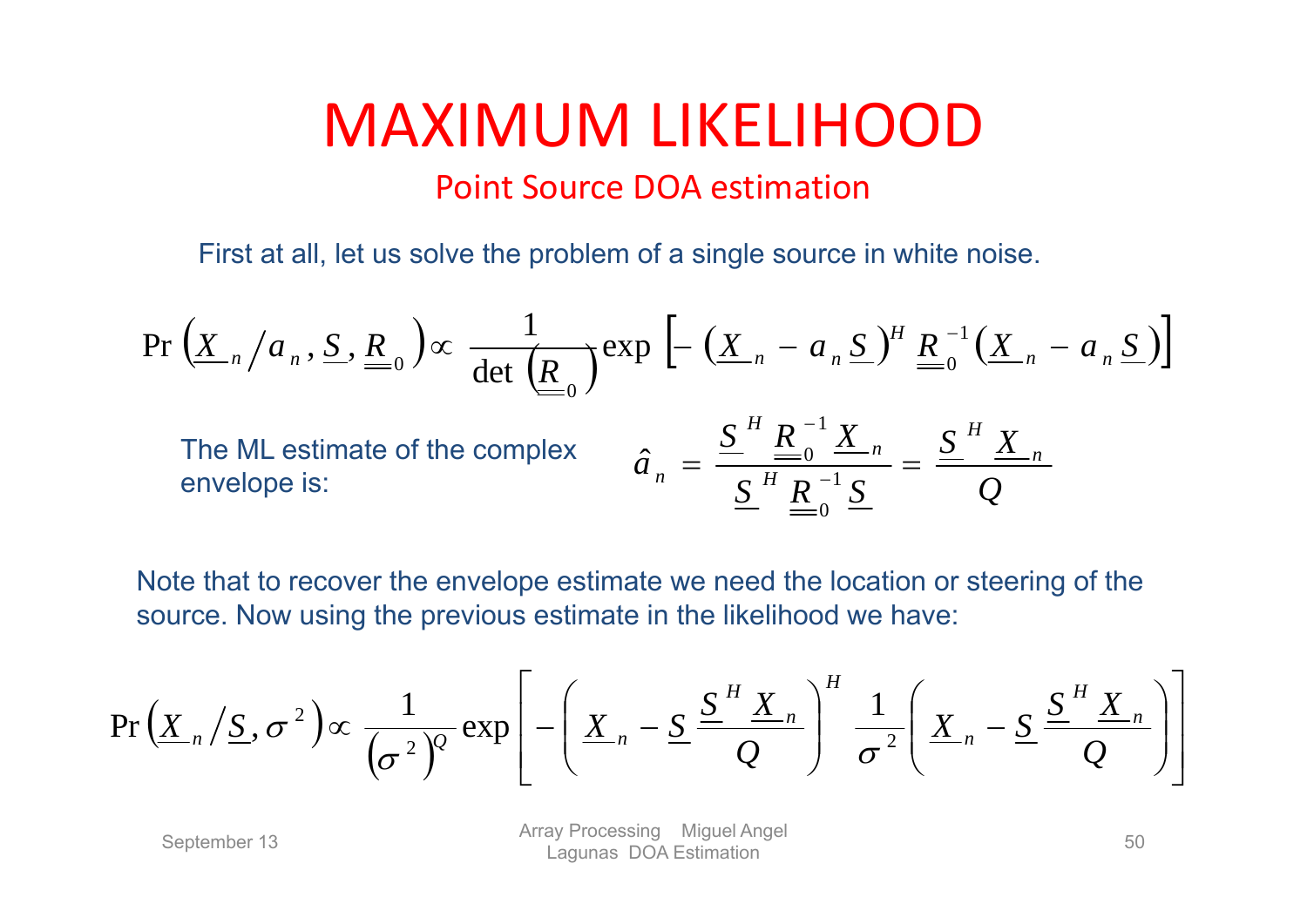# MAXIMUM LIKELIHOOD

## Point Source DOA estimation

First at all, let us solve the problem of a single source in white noise.

$$\Pr\left(\underline{X}_n / a_n, \underline{S}, \underline{\underline{R}}_0\right) \propto \frac{1}{\det\left(\underline{\underline{R}}_0\right)} \exp\left[-\left(\underline{X}_n - a_n \underline{S}\right)^H \underline{\underline{R}}_0^{-1} \left(\underline{X}_n - a_n \underline{S}\right)\right]$$

The ML estimate of the complex envelope is:

$$\hat{a}_n = \frac{\underline{S}^H \underline{\underline{R}}_0^{-1} \underline{X}_n}{\underline{S}^H \underline{\underline{R}}_0^{-1} \underline{S}} = \frac{\underline{S}^H \underline{X}_n}{Q}$$

Note that to recover the envelope estimate we need the location or steering of the source. Now using the previous estimate in the likelihood we have:

$$\Pr\left(\underline{X}_n / \underline{S}, \sigma^2\right) \propto \frac{1}{\left(\sigma^2\right)^Q} \exp\left[-\left(\underline{X}_n - \underline{S}\frac{\underline{S}^H \underline{X}_n}{Q}\right)^H \frac{1}{\sigma^2}\left(\underline{X}_n - \underline{S}\frac{\underline{S}^H \underline{X}_n}{Q}\right)\right]$$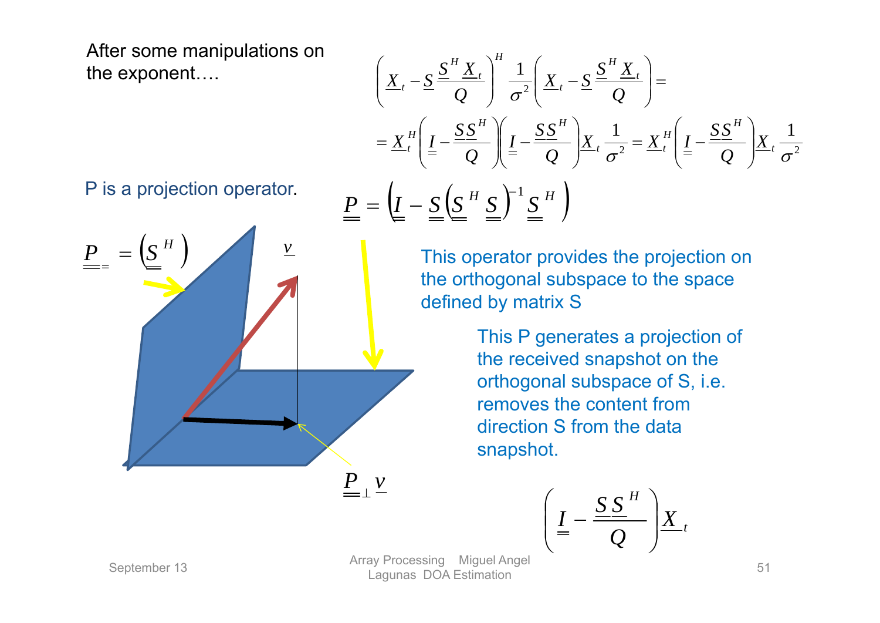After some manipulations on the exponent….

$$\left(\underline{X}_t - \underline{S}\frac{\underline{S}^H\underline{X}_t}{Q}\right)^H \frac{1}{\sigma^2}\left(\underline{X}_t - \underline{S}\frac{\underline{S}^H\underline{X}_t}{Q}\right) =$$

$$= \underline{X}_t^H\left(\underline{\underline{I}} - \frac{\underline{S}\,\underline{S}^H}{Q}\right)\left(\underline{\underline{I}} - \frac{\underline{S}\,\underline{S}^H}{Q}\right)\underline{X}_t\frac{1}{\sigma^2} = \underline{X}_t^H\left(\underline{\underline{I}} - \frac{\underline{S}\,\underline{S}^H}{Q}\right)\underline{X}_t\frac{1}{\sigma^2}$$

P is a projection operator.

$$\underline{\underline{P}} = \left(\underline{\underline{I}} - \underline{\underline{S}}\left(\underline{\underline{S}}^H\underline{\underline{S}}\right)^{-1}\underline{\underline{S}}^H\right)$$

$$\underline{\underline{P}}_{=} = \left(\underline{\underline{S}}^H\right)$$

$\underline{v}$

$\underline{\underline{P}}_{\perp}\underline{v}$

This operator provides the projection on the orthogonal subspace to the space defined by matrix S

This P generates a projection of the received snapshot on the orthogonal subspace of S, i.e. removes the content from direction S from the data snapshot.

$$\left(\underline{\underline{I}} - \frac{\underline{S}\,\underline{S}^H}{Q}\right)\underline{X}_t$$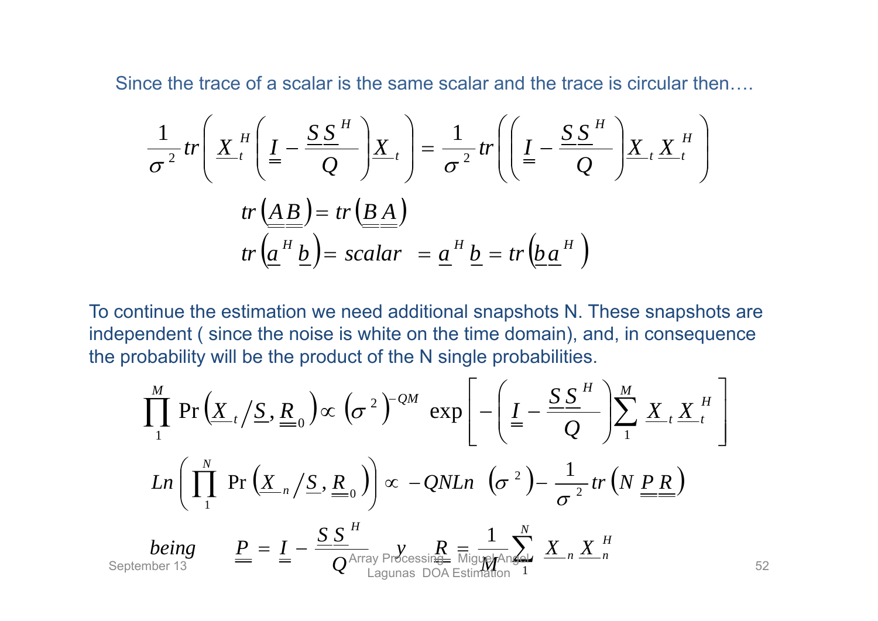Since the trace of a scalar is the same scalar and the trace is circular then….

$$\frac{1}{\sigma^2} tr\left( \underline{X}_t^H \left( \underline{\underline{I}} - \frac{\underline{S}\,\underline{S}^H}{Q} \right) \underline{X}_t \right) = \frac{1}{\sigma^2} tr\left( \left( \underline{\underline{I}} - \frac{\underline{S}\,\underline{S}^H}{Q} \right) \underline{X}_t \underline{X}_t^H \right)$$

$$tr\left(\underline{\underline{A}}\,\underline{\underline{B}}\right) = tr\left(\underline{\underline{B}}\,\underline{\underline{A}}\right)$$

$$tr\left(\underline{a}^H \underline{b}\right) = scalar \;\; = \underline{a}^H \underline{b} = tr\left(\underline{b}\,\underline{a}^H\right)$$

To continue the estimation we need additional snapshots N. These snapshots are independent ( since the noise is white on the time domain), and, in consequence the probability will be the product of the N single probabilities.

$$\prod_1^M \Pr\left(\underline{X}_t / \underline{S}, \underline{\underline{R}}_0\right) \propto \left(\sigma^2\right)^{-QM} \exp\left[ -\left( \underline{\underline{I}} - \frac{\underline{S}\,\underline{S}^H}{Q} \right) \sum_1^M \underline{X}_t \underline{X}_t^H \right]$$

$$Ln\left( \prod_1^N \Pr\left(\underline{X}_n / \underline{S}, \underline{\underline{R}}_0\right) \right) \propto -QNLn\;\left(\sigma^2\right) - \frac{1}{\sigma^2} tr\left(N\,\underline{\underline{P}}\,\underline{\underline{R}}\right)$$

$$being \qquad \underline{\underline{P}} = \underline{\underline{I}} - \frac{\underline{S}\,\underline{S}^H}{Q} \quad y \quad \underline{\underline{R}} = \frac{1}{M} \sum_1^N \underline{X}_n \underline{X}_n^H$$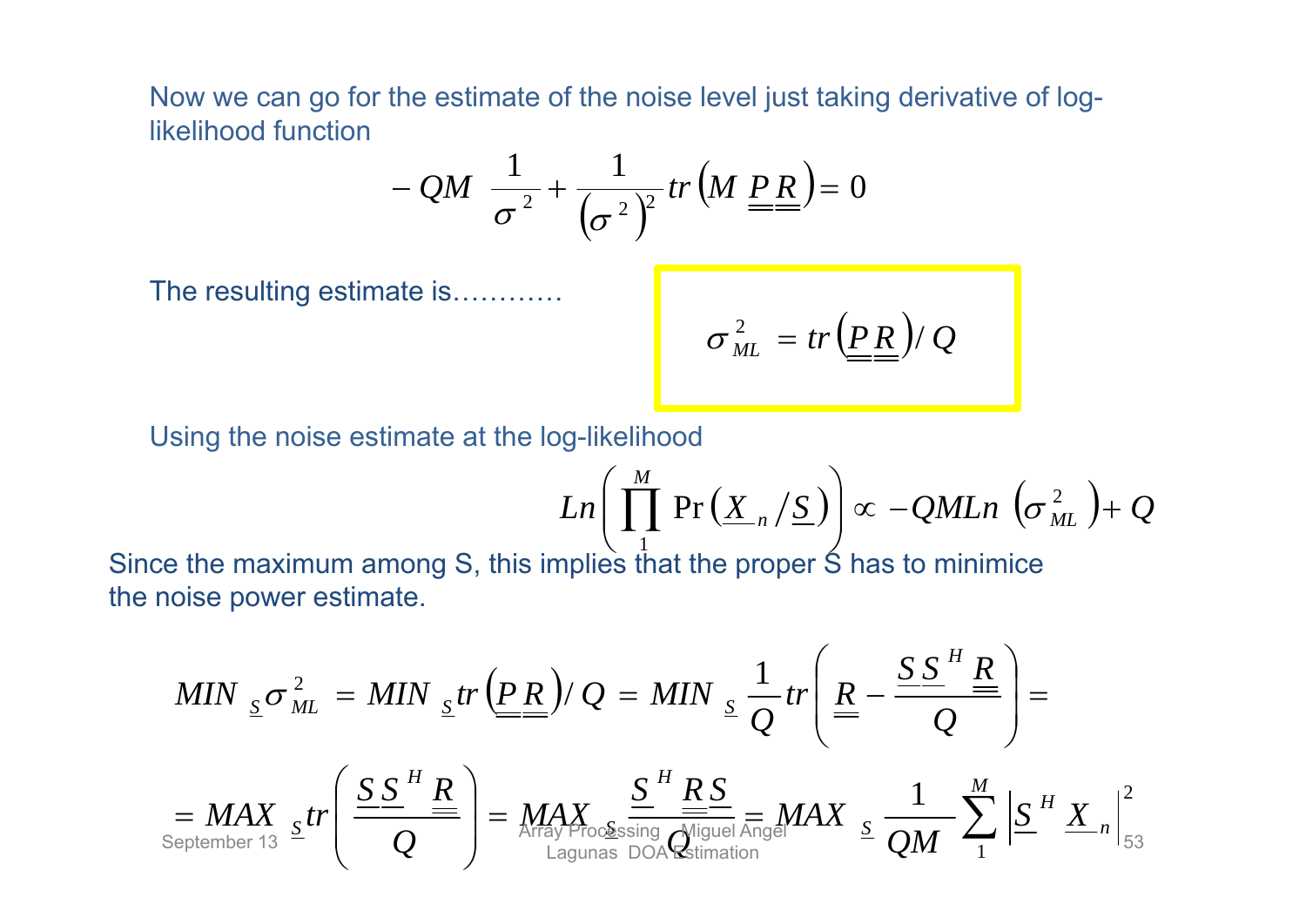Now we can go for the estimate of the noise level just taking derivative of log-likelihood function

$$-QM \ \frac{1}{\sigma^2} + \frac{1}{\left(\sigma^2\right)^2} tr\left(M \ \underline{\underline{P}}\,\underline{\underline{R}}\right) = 0$$

The resulting estimate is…………

$$\sigma_{ML}^2 = tr\left(\underline{\underline{P}}\,\underline{\underline{R}}\right)/\,Q$$

Using the noise estimate at the log-likelihood

$$Ln\left(\prod_1^M \Pr\left(\underline{X}_n / \underline{S}\right)\right) \propto -QMLn\left(\sigma_{ML}^2\right) + Q$$

Since the maximum among S, this implies that the proper S has to minimice the noise power estimate.

$$MIN_{\underline{S}}\,\sigma_{ML}^2 = MIN_{\underline{S}}\,tr\left(\underline{\underline{P}}\,\underline{\underline{R}}\right)/\,Q = MIN_{\underline{S}}\,\frac{1}{Q} tr\left(\underline{\underline{R}} - \frac{\underline{S}\,\underline{S}^H \underline{\underline{R}}}{Q}\right) =$$

$$= MAX_{\underline{S}}\,tr\left(\frac{\underline{S}\,\underline{S}^H \ \underline{\underline{R}}}{Q}\right) = MAX_{\underline{S}}\,\frac{\underline{S}^H \ \underline{\underline{R}}\,\underline{S}}{Q} = MAX_{\underline{S}}\,\frac{1}{QM}\sum_1^M \left|\underline{S}^H \ \underline{X}_n\right|^2$$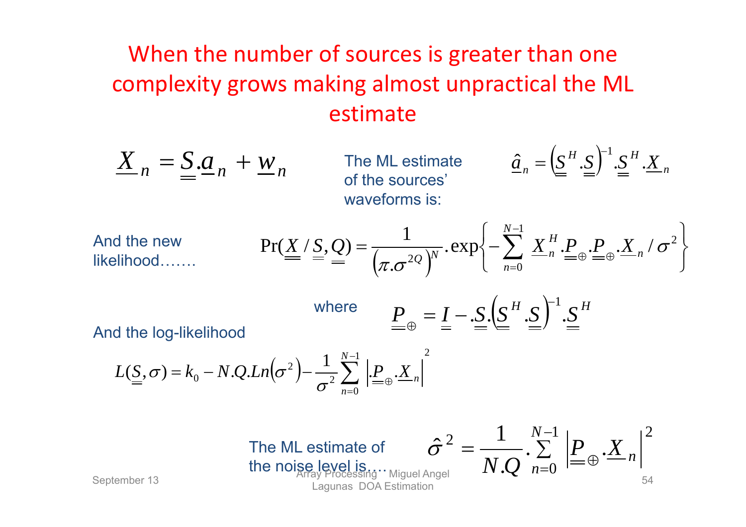# When the number of sources is greater than one complexity grows making almost unpractical the ML estimate

$$\underline{X}_n = \underline{\underline{S}}.\underline{a}_n + \underline{w}_n$$

The ML estimate of the sources' waveforms is:

$$\hat{\underline{a}}_n = \left(\underline{\underline{S}}^H.\underline{\underline{S}}\right)^{-1}.\underline{\underline{S}}^H.\underline{X}_n$$

And the new likelihood…….

$$\Pr(\underline{\underline{X}}/\underline{\underline{S}},\underline{\underline{Q}}) = \frac{1}{\left(\pi.\sigma^{2Q}\right)^N}.\exp\left\{-\sum_{n=0}^{N-1} \underline{X}_n^H.\underline{\underline{P}}_{\oplus}.\underline{\underline{P}}_{\oplus}.\underline{X}_n/\sigma^2\right\}$$

where

$$\underline{\underline{P}}_{\oplus} = \underline{\underline{I}} - \underline{\underline{S}}.\left(\underline{\underline{S}}^H.\underline{\underline{S}}\right)^{-1}.\underline{\underline{S}}^H$$

And the log-likelihood

$$L(\underline{\underline{S}},\sigma) = k_0 - N.Q.Ln\left(\sigma^2\right) - \frac{1}{\sigma^2}\sum_{n=0}^{N-1}\left|\underline{\underline{P}}_{\oplus}.\underline{X}_n\right|^2$$

The ML estimate of the noise level is….

$$\hat{\sigma}^2 = \frac{1}{N.Q}.\sum_{n=0}^{N-1}\left|\underline{\underline{P}}_{\oplus}.\underline{X}_n\right|^2$$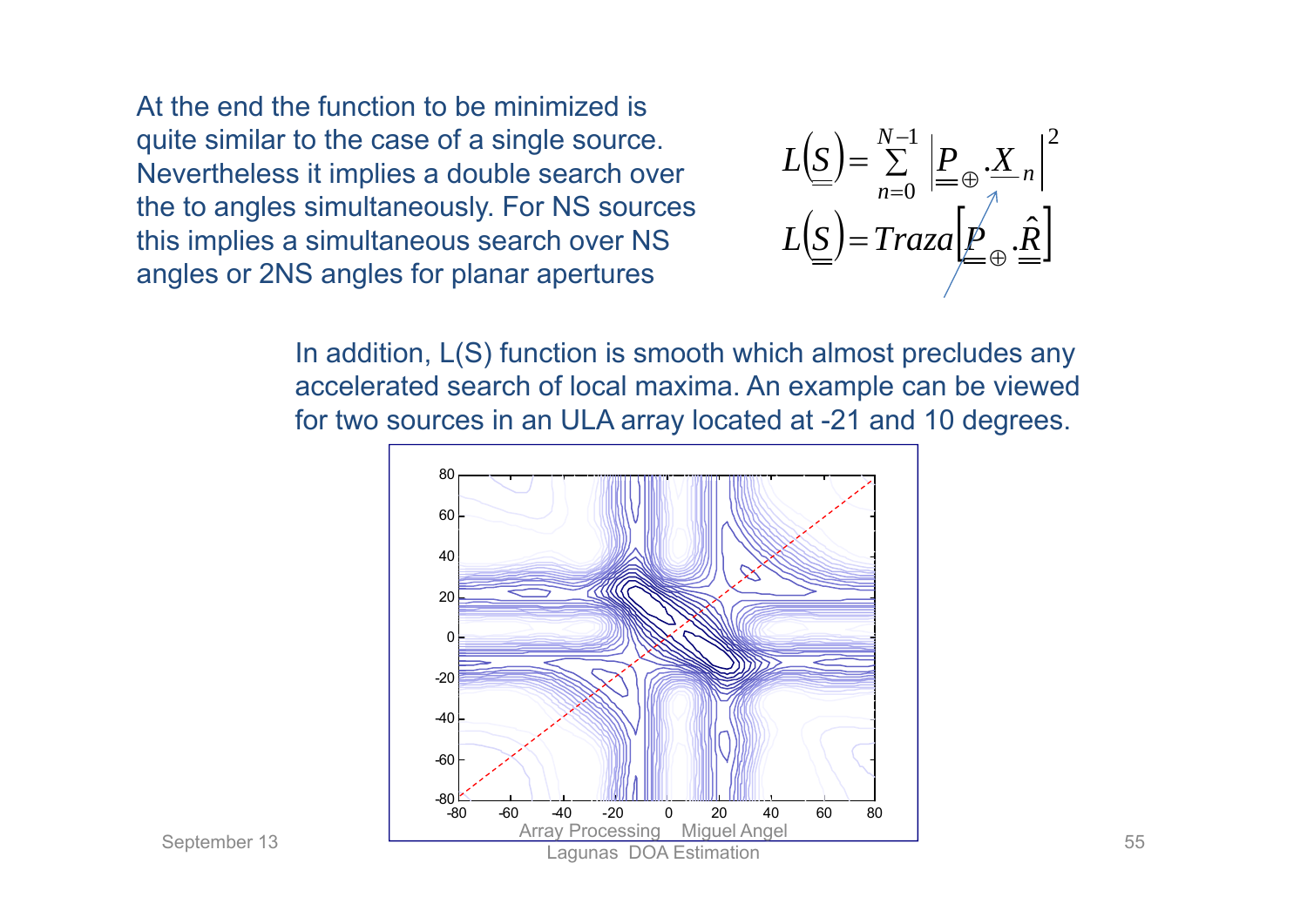At the end the function to be minimized is quite similar to the case of a single source. Nevertheless it implies a double search over the to angles simultaneously. For NS sources this implies a simultaneous search over NS angles or 2NS angles for planar apertures

$$L(\underline{S}) = \sum_{n=0}^{N-1} \left| \underline{\underline{P}}_{\oplus} . \underline{X}_n \right|^2$$

$$L(\underline{S}) = Traza\left[\underline{\underline{P}}_{\oplus} . \hat{\underline{\underline{R}}}\right]$$

In addition, L(S) function is smooth which almost precludes any accelerated search of local maxima. An example can be viewed for two sources in an ULA array located at -21 and 10 degrees.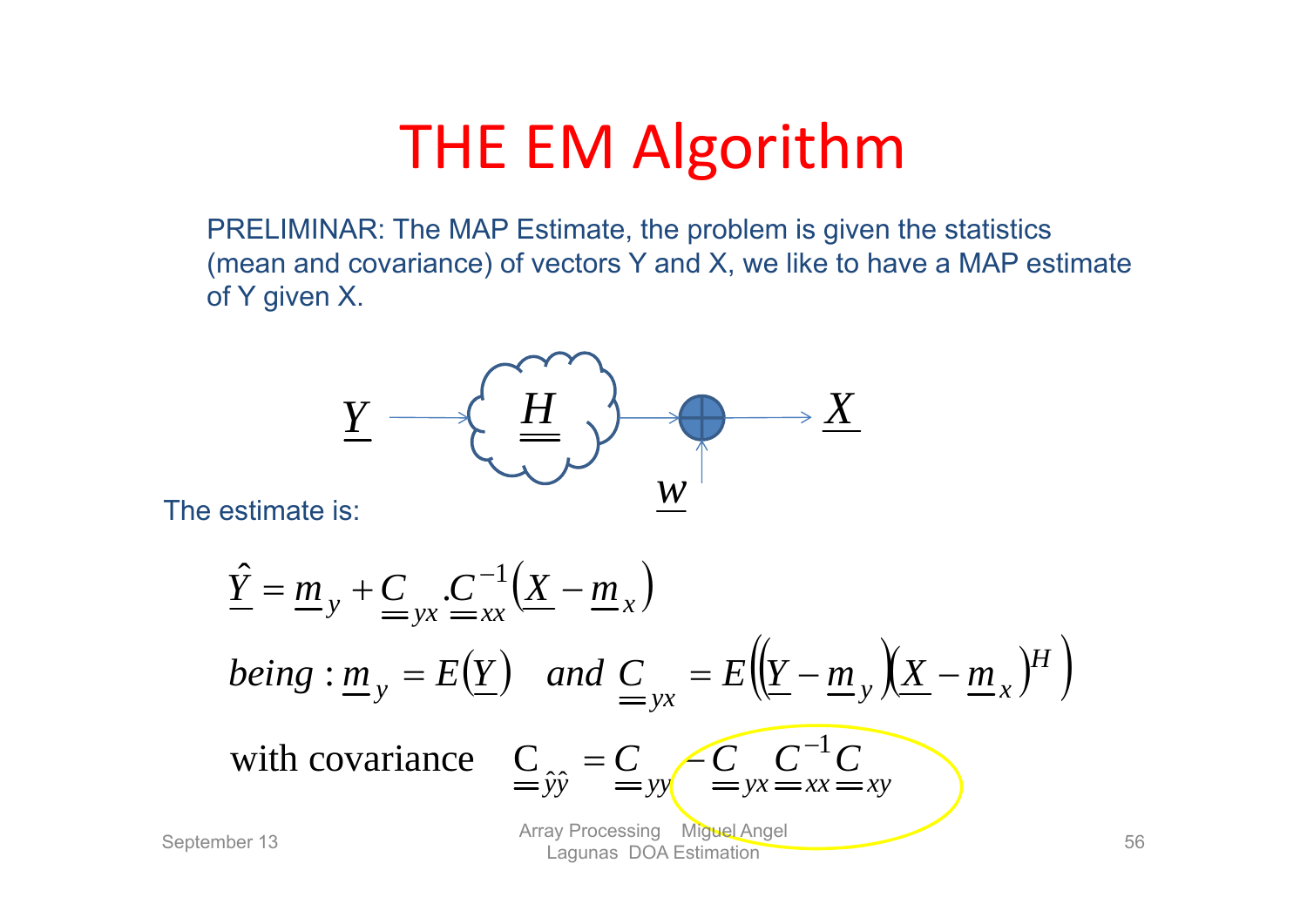# THE EM Algorithm

PRELIMINAR: The MAP Estimate, the problem is given the statistics (mean and covariance) of vectors Y and X, we like to have a MAP estimate of Y given X.

$$\underline{Y} \rightarrow \underline{\underline{H}} \rightarrow \oplus \rightarrow \underline{X}, \quad \underline{w} \rightarrow \oplus$$

The estimate is:

$$\underline{\hat{Y}} = \underline{m}_y + \underline{\underline{C}}_{yx} . \underline{\underline{C}}_{xx}^{-1}\left(\underline{X} - \underline{m}_x\right)$$

$$being : \underline{m}_y = E\left(\underline{Y}\right) \quad and \ \underline{\underline{C}}_{yx} = E\left(\left(\underline{Y} - \underline{m}_y\right)\left(\underline{X} - \underline{m}_x\right)^H\right)$$

$$\text{with covariance} \quad \underline{\underline{C}}_{\hat{y}\hat{y}} = \underline{\underline{C}}_{yy} - \underline{\underline{C}}_{yx}\underline{\underline{C}}_{xx}^{-1}\underline{\underline{C}}_{xy}$$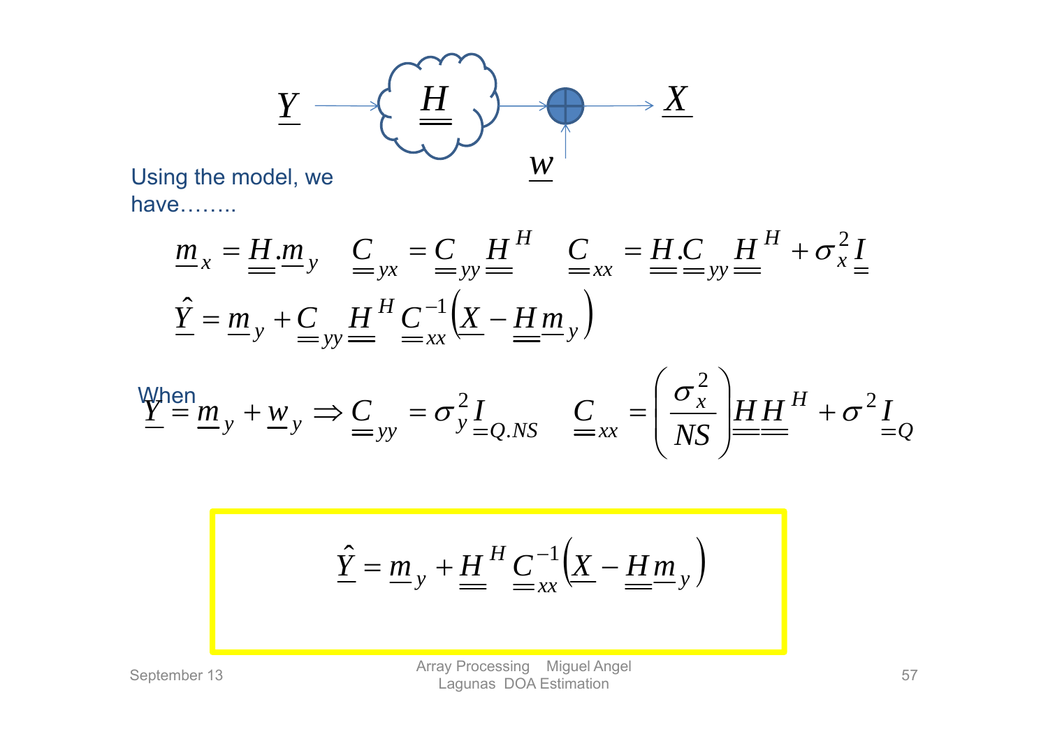$$\underline{Y} \rightarrow \underline{\underline{H}} \rightarrow \oplus \rightarrow \underline{X}, \quad \underline{w} \text{ added at } \oplus$$

Using the model, we have……..

$$\underline{m}_x = \underline{\underline{H}}.\underline{m}_y \quad \underline{\underline{C}}_{yx} = \underline{\underline{C}}_{yy}\underline{\underline{H}}^H \quad \underline{\underline{C}}_{xx} = \underline{\underline{H}}.\underline{\underline{C}}_{yy}\underline{\underline{H}}^H + \sigma_x^2 \underline{\underline{I}}$$

$$\hat{\underline{Y}} = \underline{m}_y + \underline{\underline{C}}_{yy}\underline{\underline{H}}^H \underline{\underline{C}}_{xx}^{-1}\left(\underline{X} - \underline{\underline{H}}\,\underline{m}_y\right)$$

When

$$\underline{Y} = \underline{m}_y + \underline{w}_y \Rightarrow \underline{\underline{C}}_{yy} = \sigma_y^2 \underline{\underline{I}}_{Q.NS} \quad \underline{\underline{C}}_{xx} = \left(\frac{\sigma_x^2}{NS}\right)\underline{\underline{H}}\,\underline{\underline{H}}^H + \sigma^2 \underline{\underline{I}}_Q$$

$$\hat{\underline{Y}} = \underline{m}_y + \underline{\underline{H}}^H \underline{\underline{C}}_{xx}^{-1}\left(\underline{X} - \underline{\underline{H}}\,\underline{m}_y\right)$$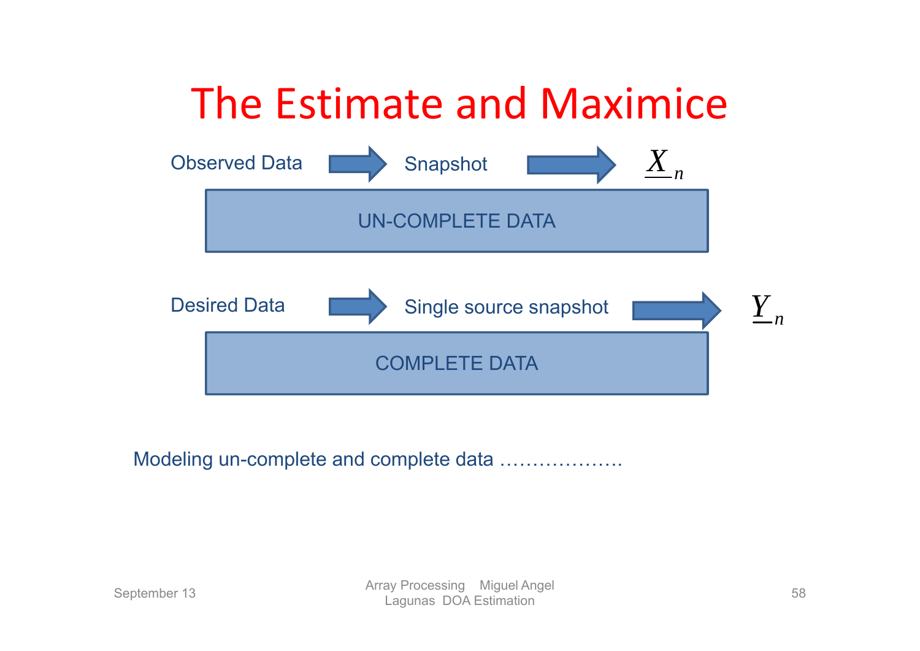# The Estimate and Maximice

Observed Data → Snapshot → $\underline{X}_n$

UN-COMPLETE DATA

Desired Data → Single source snapshot → $\underline{Y}_n$

COMPLETE DATA

Modeling un-complete and complete data ……………….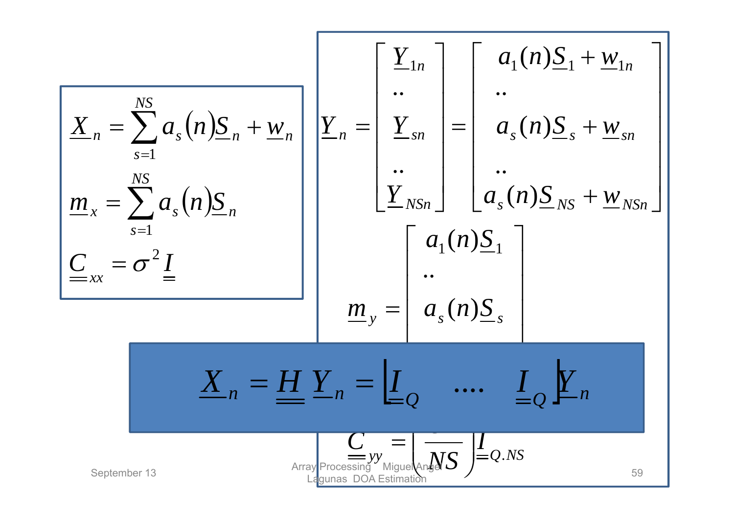$$\underline{X}_n = \sum_{s=1}^{NS} a_s(n)\underline{S}_n + \underline{w}_n$$

$$\underline{m}_x = \sum_{s=1}^{NS} a_s(n)\underline{S}_n$$

$$\underline{\underline{C}}_{xx} = \sigma^2 \underline{\underline{I}}$$

$$\underline{Y}_n = \begin{bmatrix} \underline{Y}_{1n} \\ .. \\ \underline{Y}_{sn} \\ .. \\ \underline{Y}_{NSn} \end{bmatrix} = \begin{bmatrix} a_1(n)\underline{S}_1 + \underline{w}_{1n} \\ .. \\ a_s(n)\underline{S}_s + \underline{w}_{sn} \\ .. \\ a_s(n)\underline{S}_{NS} + \underline{w}_{NSn} \end{bmatrix}$$

$$\underline{m}_y = \begin{bmatrix} a_1(n)\underline{S}_1 \\ .. \\ a_s(n)\underline{S}_s \end{bmatrix}$$

$$\underline{X}_n = \underline{\underline{H}}\,\underline{Y}_n = \left[\underline{\underline{I}}_Q \quad .... \quad \underline{\underline{I}}_Q\right]\underline{Y}_n$$

$$\underline{\underline{C}}_{yy} = \left(\frac{\quad}{NS}\right)\underline{\underline{I}}_{Q.NS}$$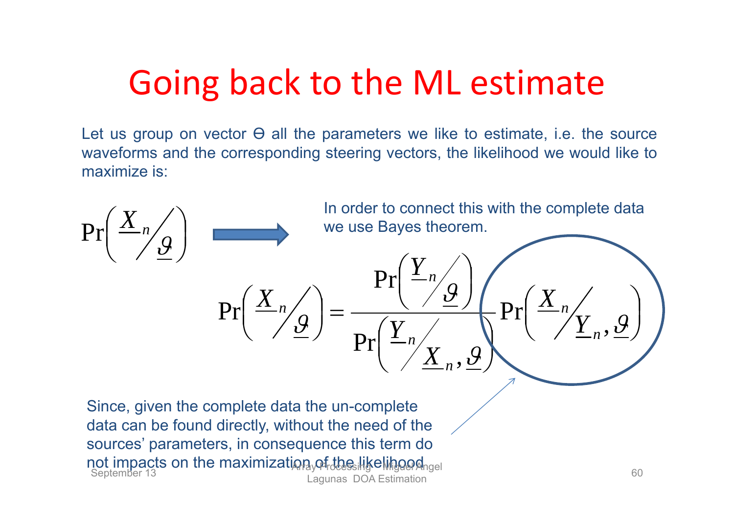# Going back to the ML estimate

Let us group on vector Θ all the parameters we like to estimate, i.e. the source waveforms and the corresponding steering vectors, the likelihood we would like to maximize is:

$$\Pr\left( \underline{X}_n / \underline{\vartheta} \right)$$

In order to connect this with the complete data we use Bayes theorem.

$$\Pr\left( \underline{X}_n / \underline{\vartheta} \right) = \frac{\Pr\left( \underline{Y}_n / \underline{\vartheta} \right)}{\Pr\left( \underline{Y}_n / \underline{X}_n, \underline{\vartheta} \right)} \Pr\left( \underline{X}_n / \underline{Y}_n, \underline{\vartheta} \right)$$

Since, given the complete data the un-complete data can be found directly, without the need of the sources' parameters, in consequence this term do not impacts on the maximization of the likelihood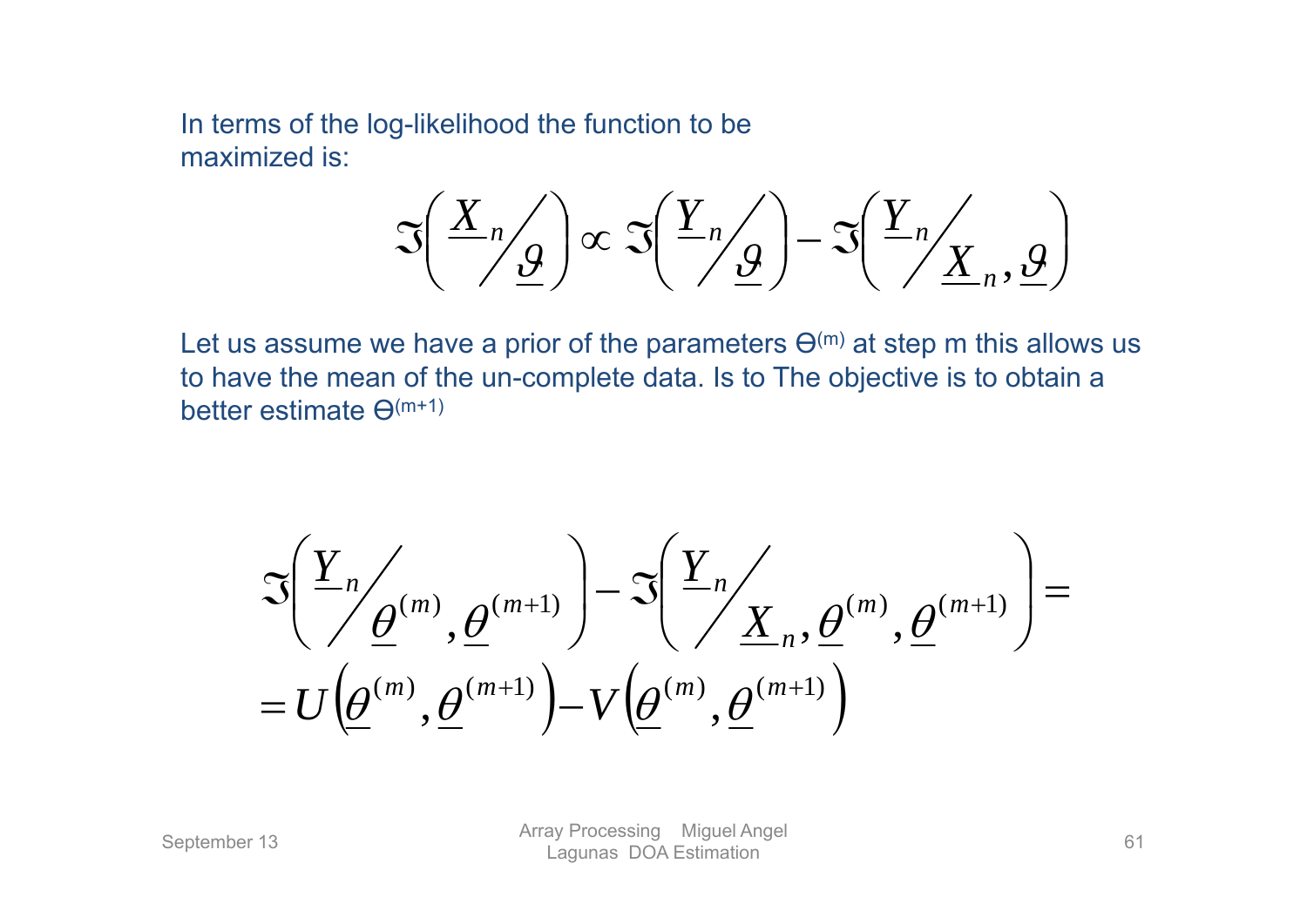In terms of the log-likelihood the function to be maximized is:

$$\Im\left( \underline{X}_n / \underline{\vartheta} \right) \propto \Im\left( \underline{Y}_n / \underline{\vartheta} \right) - \Im\left( \underline{Y}_n / \underline{X}_n , \underline{\vartheta} \right)$$

Let us assume we have a prior of the parameters Θ$^{(m)}$ at step m this allows us to have the mean of the un-complete data. Is to The objective is to obtain a better estimate Θ$^{(m+1)}$

$$\Im\left( \underline{Y}_n / \underline{\theta}^{(m)}, \underline{\theta}^{(m+1)} \right) - \Im\left( \underline{Y}_n / \underline{X}_n , \underline{\theta}^{(m)}, \underline{\theta}^{(m+1)} \right) =$$

$$= U\left( \underline{\theta}^{(m)}, \underline{\theta}^{(m+1)} \right) - V\left( \underline{\theta}^{(m)}, \underline{\theta}^{(m+1)} \right)$$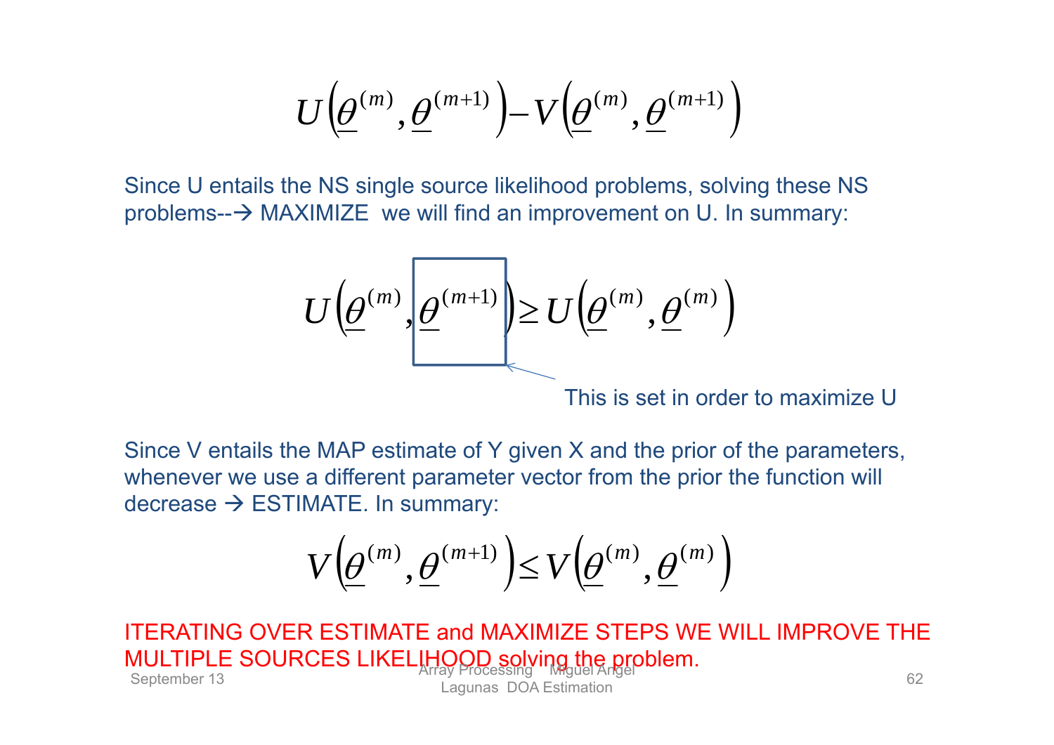$$U\left(\underline{\theta}^{(m)}, \underline{\theta}^{(m+1)}\right) - V\left(\underline{\theta}^{(m)}, \underline{\theta}^{(m+1)}\right)$$

Since U entails the NS single source likelihood problems, solving these NS problems--→ MAXIMIZE we will find an improvement on U. In summary:

$$U\left(\underline{\theta}^{(m)}, \boxed{\underline{\theta}^{(m+1)}}\right) \geq U\left(\underline{\theta}^{(m)}, \underline{\theta}^{(m)}\right)$$

This is set in order to maximize U

Since V entails the MAP estimate of Y given X and the prior of the parameters, whenever we use a different parameter vector from the prior the function will decrease → ESTIMATE. In summary:

$$V\left(\underline{\theta}^{(m)}, \underline{\theta}^{(m+1)}\right) \leq V\left(\underline{\theta}^{(m)}, \underline{\theta}^{(m)}\right)$$

ITERATING OVER ESTIMATE and MAXIMIZE STEPS WE WILL IMPROVE THE MULTIPLE SOURCES LIKELIHOOD solving the problem.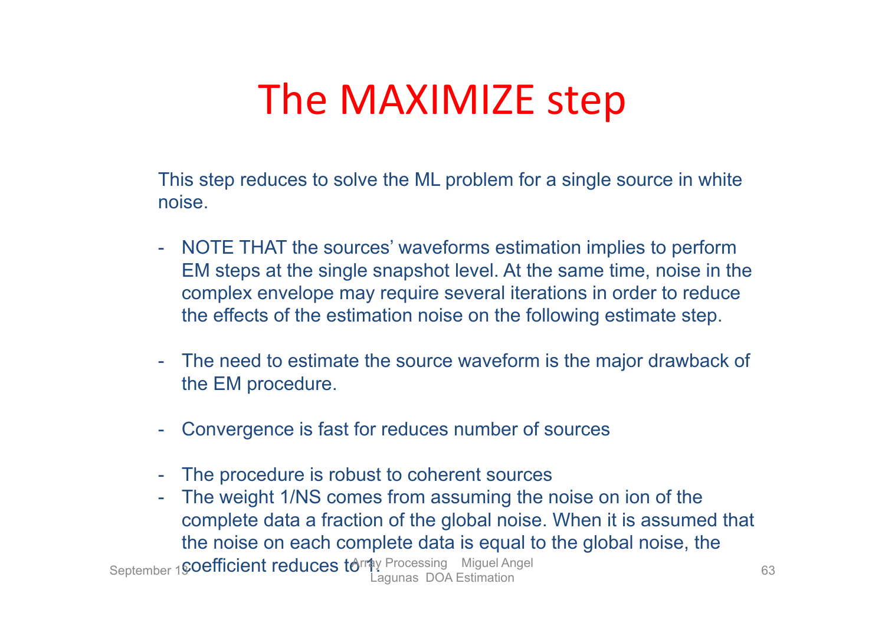# The MAXIMIZE step

This step reduces to solve the ML problem for a single source in white noise.

- NOTE THAT the sources' waveforms estimation implies to perform EM steps at the single snapshot level. At the same time, noise in the complex envelope may require several iterations in order to reduce the effects of the estimation noise on the following estimate step.

- The need to estimate the source waveform is the major drawback of the EM procedure.

- Convergence is fast for reduces number of sources

- The procedure is robust to coherent sources
- The weight 1/NS comes from assuming the noise on ion of the complete data a fraction of the global noise. When it is assumed that the noise on each complete data is equal to the global noise, the coefficient reduces to 1.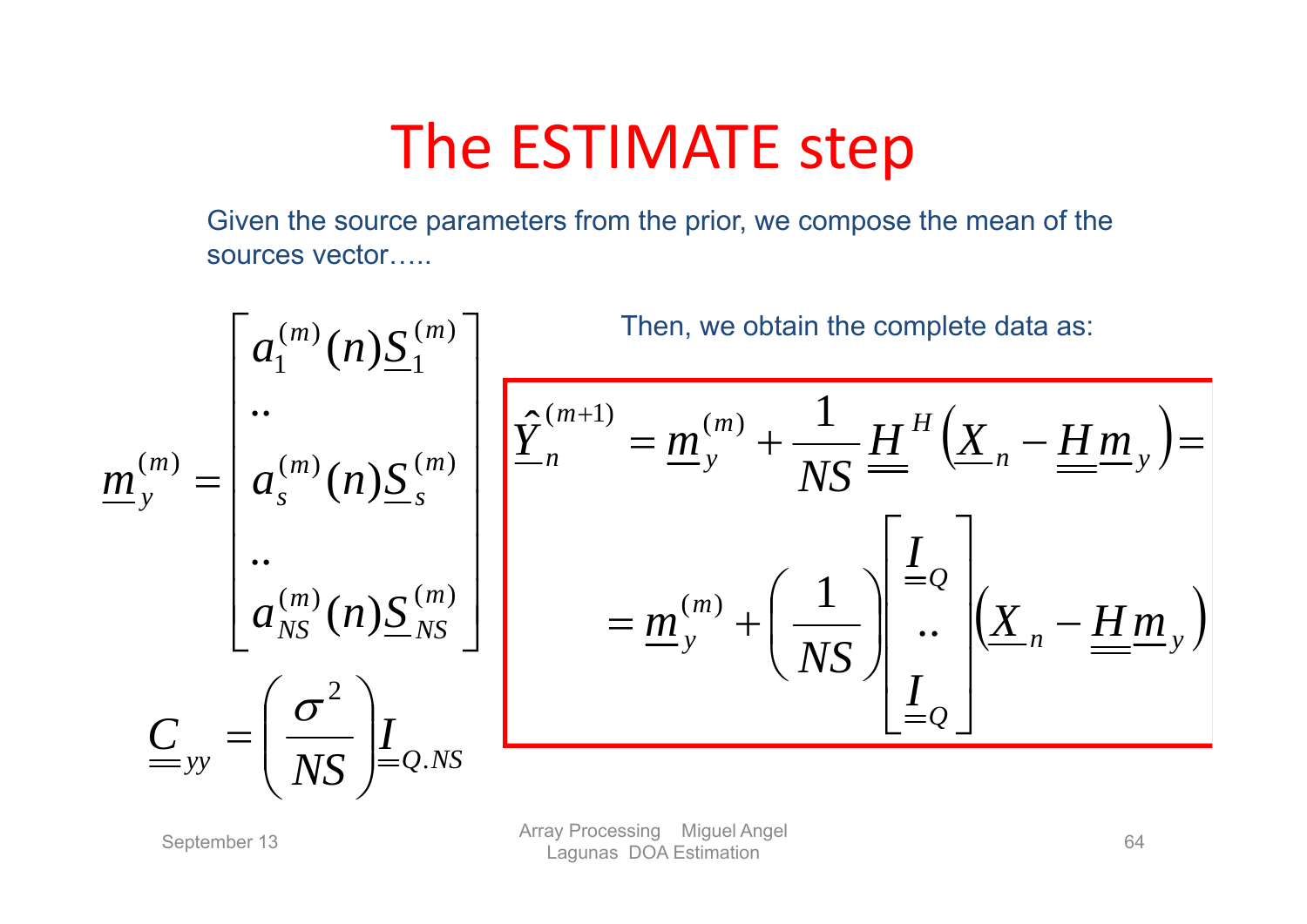# The ESTIMATE step

Given the source parameters from the prior, we compose the mean of the sources vector…..

$$\underline{m}_y^{(m)} = \begin{bmatrix} a_1^{(m)}(n)\underline{S}_1^{(m)} \\ .. \\ a_s^{(m)}(n)\underline{S}_s^{(m)} \\ .. \\ a_{NS}^{(m)}(n)\underline{S}_{NS}^{(m)} \end{bmatrix}$$

$$\underline{\underline{C}}_{yy} = \left(\frac{\sigma^2}{NS}\right)\underline{\underline{I}}_{Q.NS}$$

Then, we obtain the complete data as:

$$\hat{\underline{Y}}_n^{(m+1)} = \underline{m}_y^{(m)} + \frac{1}{NS}\underline{\underline{H}}^H\left(\underline{X}_n - \underline{\underline{H}}\,\underline{m}_y\right) =$$

$$= \underline{m}_y^{(m)} + \left(\frac{1}{NS}\right)\begin{bmatrix} \underline{\underline{I}}_Q \\ .. \\ \underline{\underline{I}}_Q \end{bmatrix}\left(\underline{X}_n - \underline{\underline{H}}\,\underline{m}_y\right)$$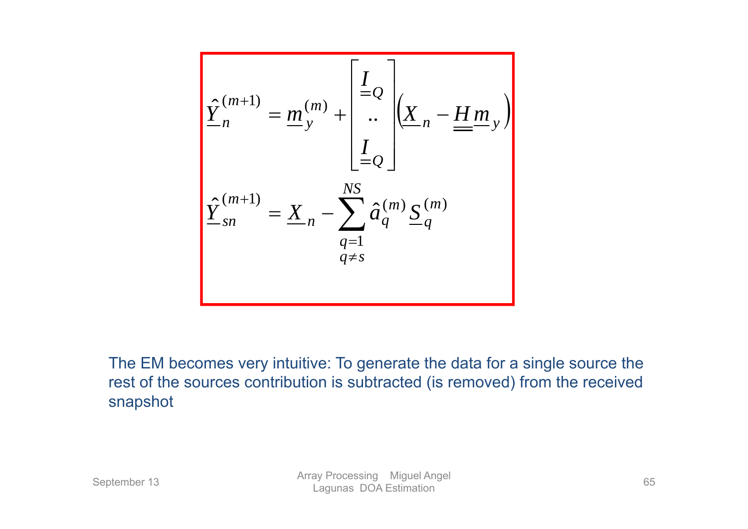$$\underline{\hat{Y}}_n^{(m+1)} = \underline{m}_y^{(m)} + \begin{bmatrix} \underline{\underline{I}}_Q \\ .. \\ \underline{\underline{I}}_Q \end{bmatrix} \left( \underline{X}_n - \underline{\underline{H}}\,\underline{m}_y \right)$$

$$\underline{\hat{Y}}_{sn}^{(m+1)} = \underline{X}_n - \sum_{\substack{q=1 \\ q \neq s}}^{NS} \hat{a}_q^{(m)} \underline{S}_q^{(m)}$$

The EM becomes very intuitive: To generate the data for a single source the rest of the sources contribution is subtracted (is removed) from the received snapshot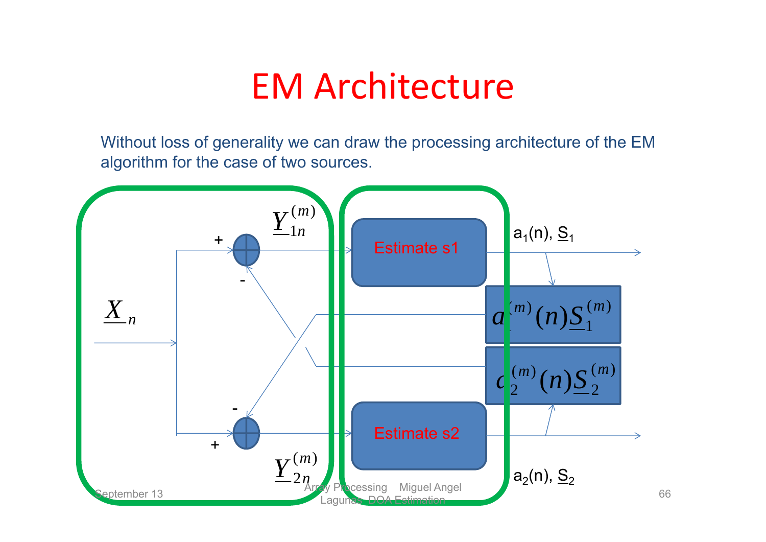# EM Architecture

Without loss of generality we can draw the processing architecture of the EM algorithm for the case of two sources.

$\underline{X}_n$

$\underline{Y}_{1n}^{(m)}$

$\underline{Y}_{2n}^{(m)}$

Estimate s1

Estimate s2

$a_1(n)$, $\underline{S}_1$

$a_2(n)$, $\underline{S}_2$

$a_1^{(m)}(n)\underline{S}_1^{(m)}$

$a_2^{(m)}(n)\underline{S}_2^{(m)}$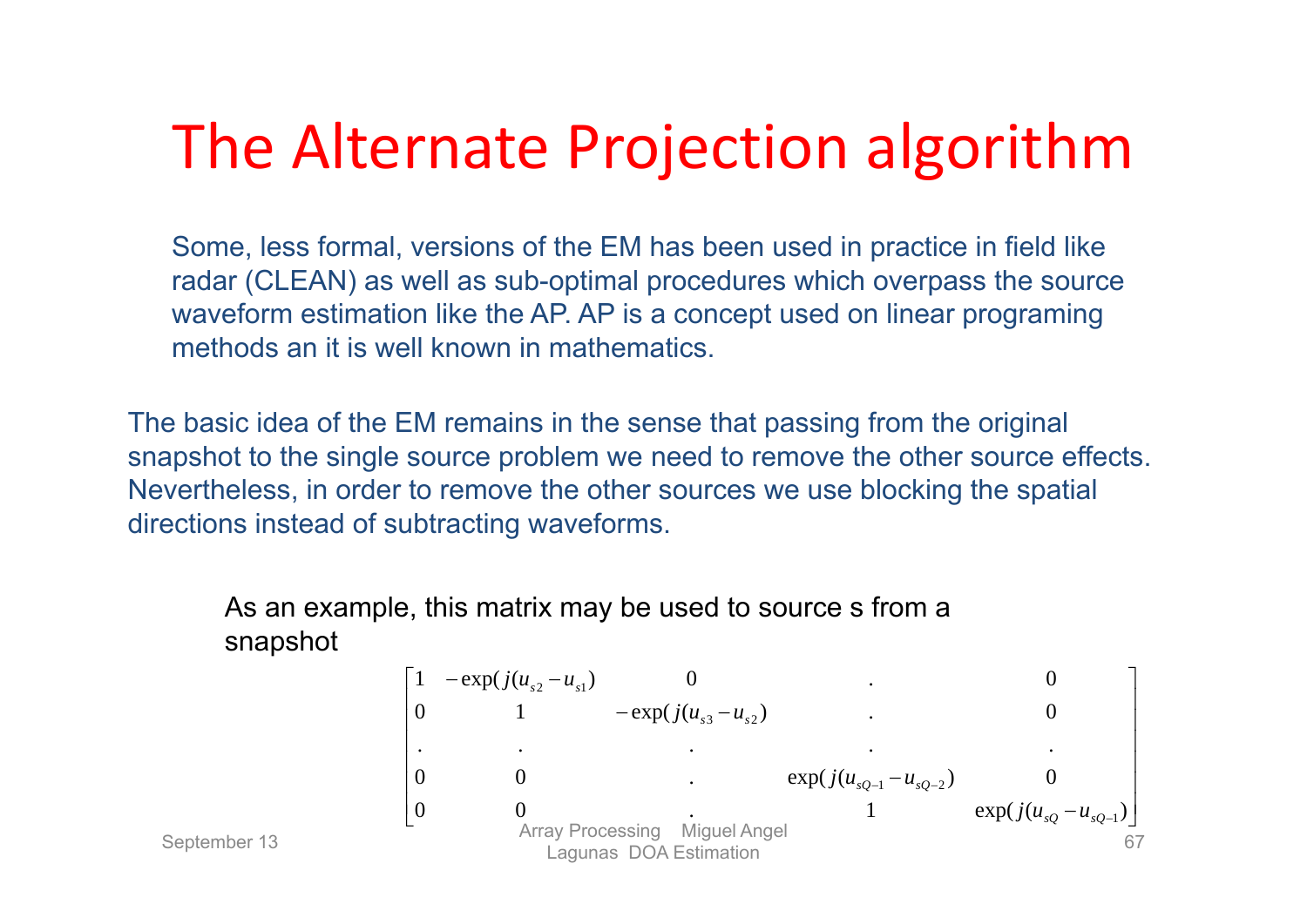# The Alternate Projection algorithm

Some, less formal, versions of the EM has been used in practice in field like radar (CLEAN) as well as sub-optimal procedures which overpass the source waveform estimation like the AP. AP is a concept used on linear programing methods an it is well known in mathematics.

The basic idea of the EM remains in the sense that passing from the original snapshot to the single source problem we need to remove the other source effects. Nevertheless, in order to remove the other sources we use blocking the spatial directions instead of subtracting waveforms.

As an example, this matrix may be used to source s from a snapshot

$$
\begin{bmatrix}
1 & -\exp(j(u_{s2}-u_{s1}) & 0 & . & 0 \\
0 & 1 & -\exp(j(u_{s3}-u_{s2}) & . & 0 \\
. & . & . & . & . \\
0 & 0 & . & \exp(j(u_{sQ-1}-u_{sQ-2}) & 0 \\
0 & 0 & . & 1 & \exp(j(u_{sQ}-u_{sQ-1})
\end{bmatrix}
$$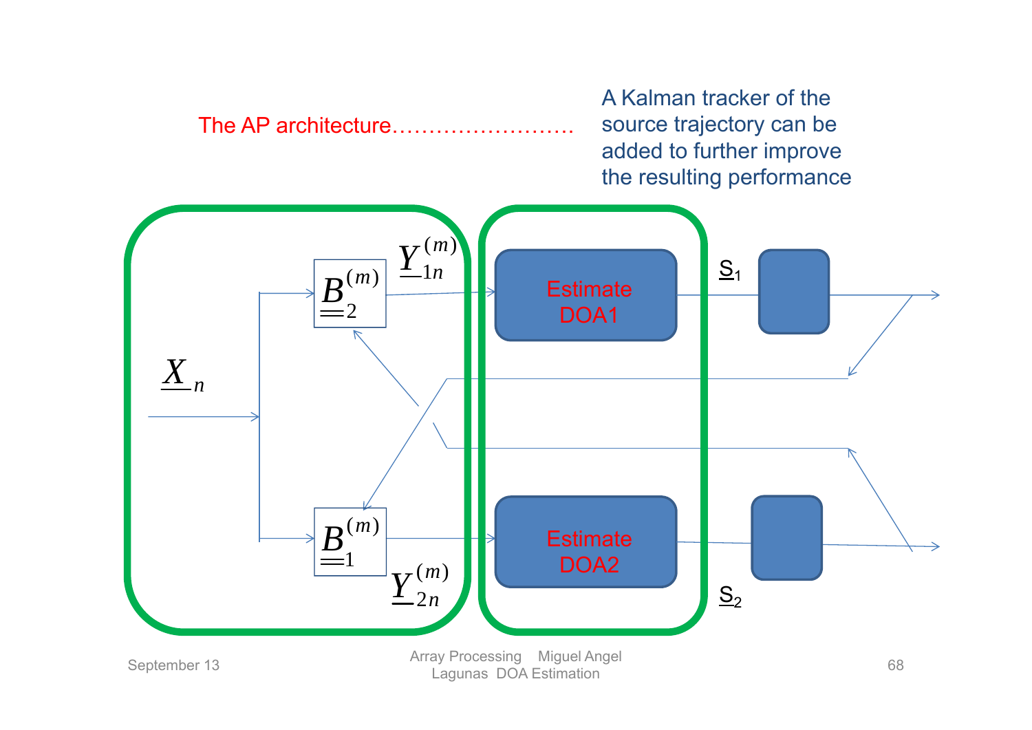The AP architecture……………………..

A Kalman tracker of the source trajectory can be added to further improve the resulting performance

$\underline{X}_n$

$\underline{\underline{B}}_2^{(m)}$

$\underline{Y}_{1n}^{(m)}$

$\underline{\underline{B}}_1^{(m)}$

$\underline{Y}_{2n}^{(m)}$

Estimate DOA1

Estimate DOA2

$\underline{S}_1$

$\underline{S}_2$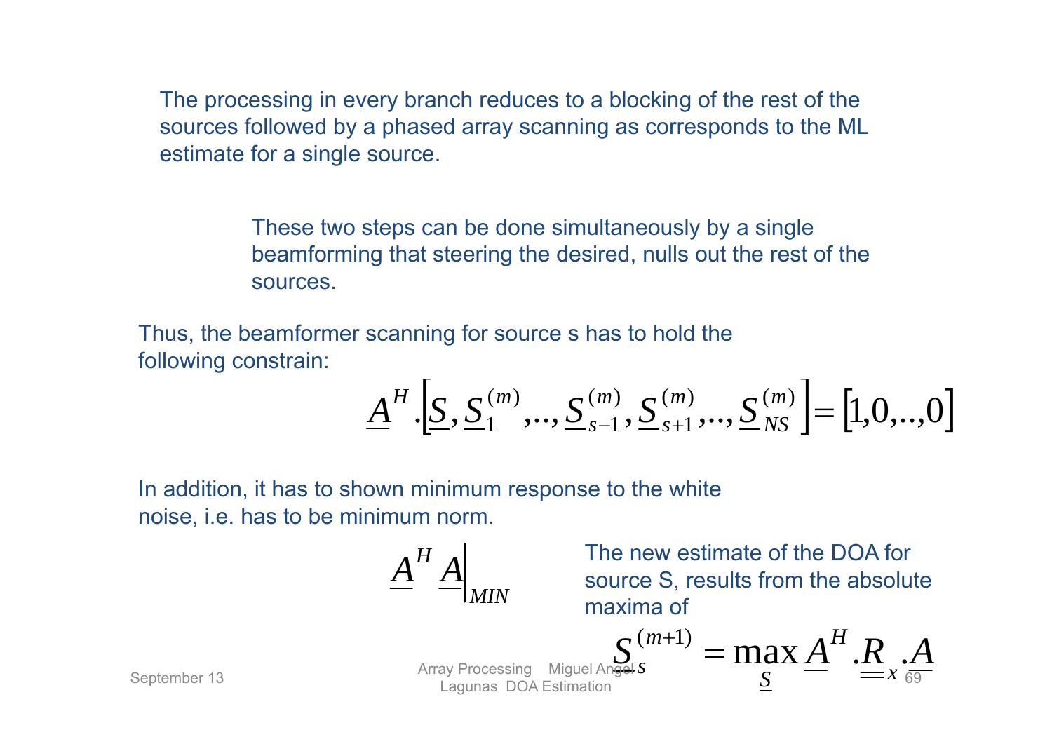The processing in every branch reduces to a blocking of the rest of the sources followed by a phased array scanning as corresponds to the ML estimate for a single source.

These two steps can be done simultaneously by a single beamforming that steering the desired, nulls out the rest of the sources.

Thus, the beamformer scanning for source s has to hold the following constrain:

$$\underline{A}^H.\left[\underline{S},\underline{S}_1^{(m)},..,\underline{S}_{s-1}^{(m)},\underline{S}_{s+1}^{(m)},..,\underline{S}_{NS}^{(m)}\right]=\left[1,0,..,0\right]$$

In addition, it has to shown minimum response to the white noise, i.e. has to be minimum norm.

$$\left.\underline{A}^H\underline{A}\right|_{MIN}$$

The new estimate of the DOA for source S, results from the absolute maxima of

$$S_s^{(m+1)}=\max_{\underline{S}}\underline{A}^H.\underline{\underline{R}}_x.\underline{A}$$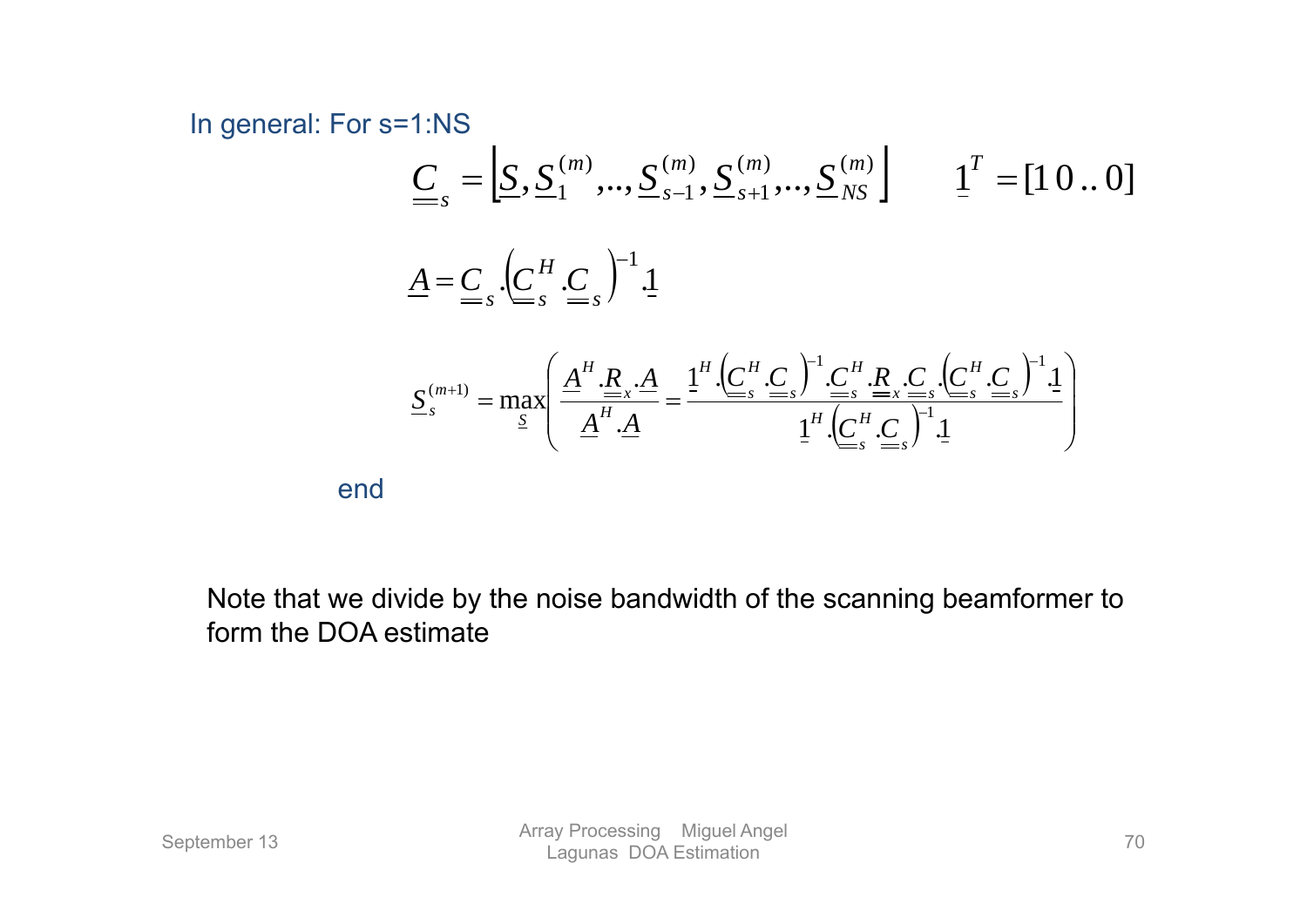In general: For s=1:NS

$$\underline{\underline{C}}_s = \left[ \underline{S}, \underline{S}_1^{(m)}, .., \underline{S}_{s-1}^{(m)}, \underline{S}_{s+1}^{(m)}, .., \underline{S}_{NS}^{(m)} \right] \qquad \underline{1}^T = [1\,0\,..\,0]$$

$$\underline{A} = \underline{\underline{C}}_s . \left( \underline{\underline{C}}_s^H . \underline{\underline{C}}_s \right)^{-1} . \underline{1}$$

$$\underline{S}_s^{(m+1)} = \max_{\underline{S}} \left( \frac{\underline{A}^H . \underline{\underline{R}}_x . \underline{A}}{\underline{A}^H . \underline{A}} = \frac{\underline{1}^H . \left( \underline{\underline{C}}_s^H . \underline{\underline{C}}_s \right)^{-1} . \underline{\underline{C}}_s^H . \underline{\underline{R}}_x . \underline{\underline{C}}_s . \left( \underline{\underline{C}}_s^H . \underline{\underline{C}}_s \right)^{-1} . \underline{1}}{\underline{1}^H . \left( \underline{\underline{C}}_s^H . \underline{\underline{C}}_s \right)^{-1} . \underline{1}} \right)$$

end

Note that we divide by the noise bandwidth of the scanning beamformer to form the DOA estimate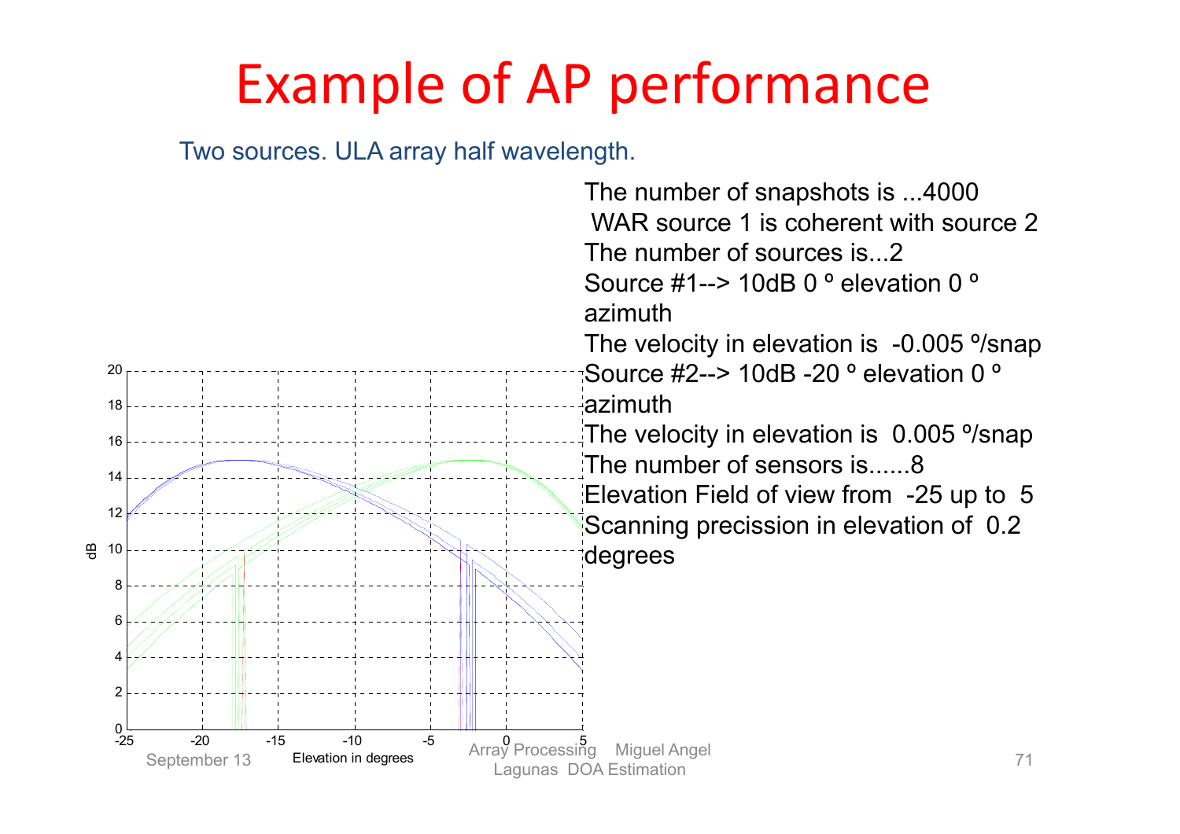# Example of AP performance

Two sources. ULA array half wavelength.

The number of snapshots is ...4000
 WAR source 1 is coherent with source 2
The number of sources is...2
Source #1--> 10dB 0 º elevation 0 º azimuth
The velocity in elevation is -0.005 º/snap
Source #2--> 10dB -20 º elevation 0 º azimuth
The velocity in elevation is 0.005 º/snap
The number of sensors is......8
Elevation Field of view from -25 up to 5
Scanning precission in elevation of 0.2 degrees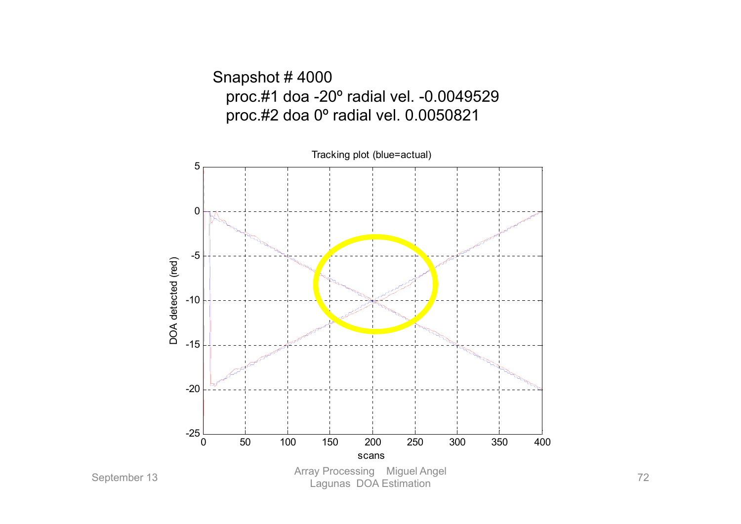Snapshot # 4000

proc.#1 doa -20º radial vel. -0.0049529

proc.#2 doa 0º radial vel. 0.0050821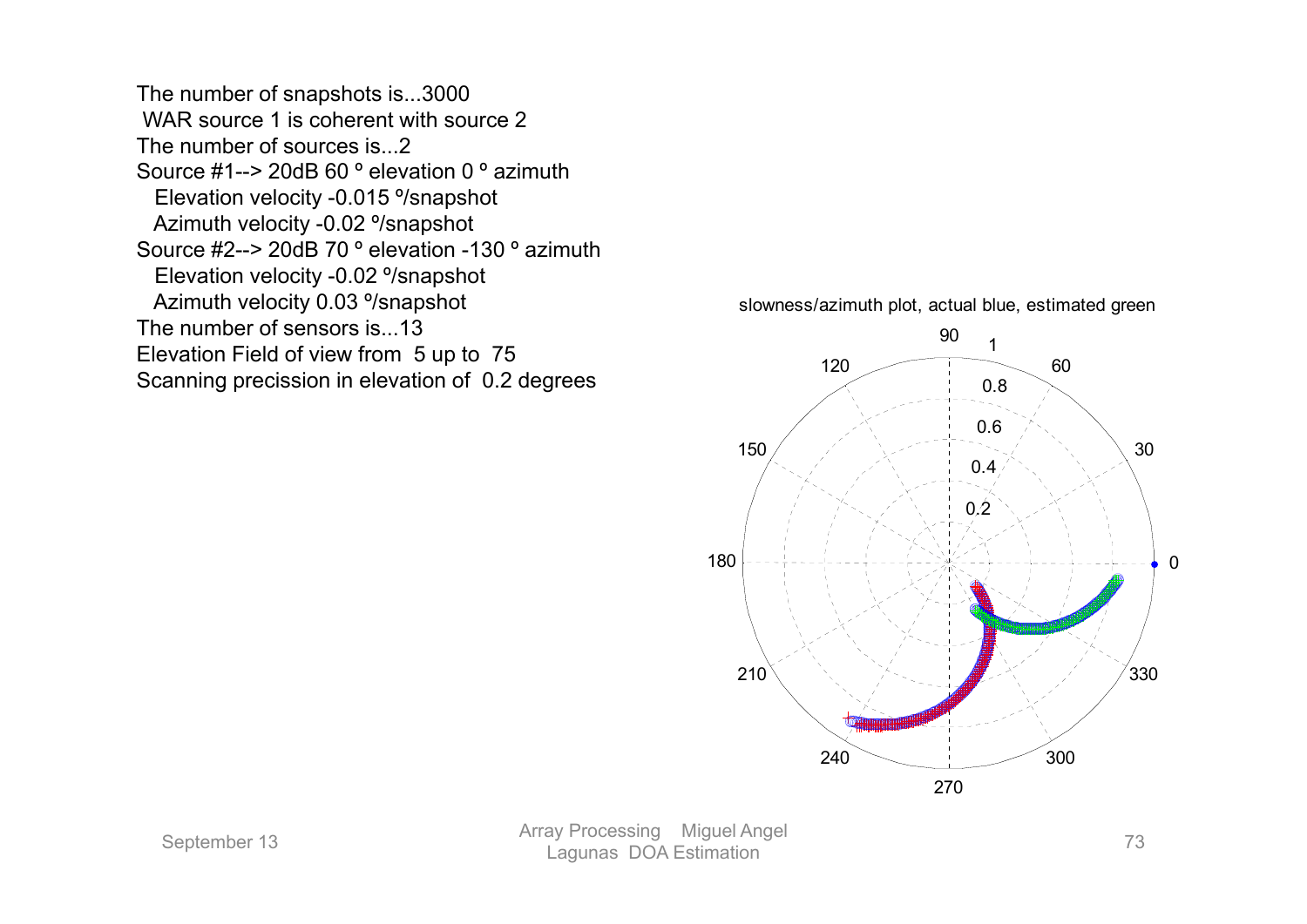The number of snapshots is...3000

WAR source 1 is coherent with source 2

The number of sources is...2

Source #1--> 20dB 60 º elevation 0 º azimuth

Elevation velocity -0.015 º/snapshot

Azimuth velocity -0.02 º/snapshot

Source #2--> 20dB 70 º elevation -130 º azimuth

Elevation velocity -0.02 º/snapshot

Azimuth velocity 0.03 º/snapshot

The number of sensors is...13

Elevation Field of view from 5 up to 75

Scanning precission in elevation of 0.2 degrees

slowness/azimuth plot, actual blue, estimated green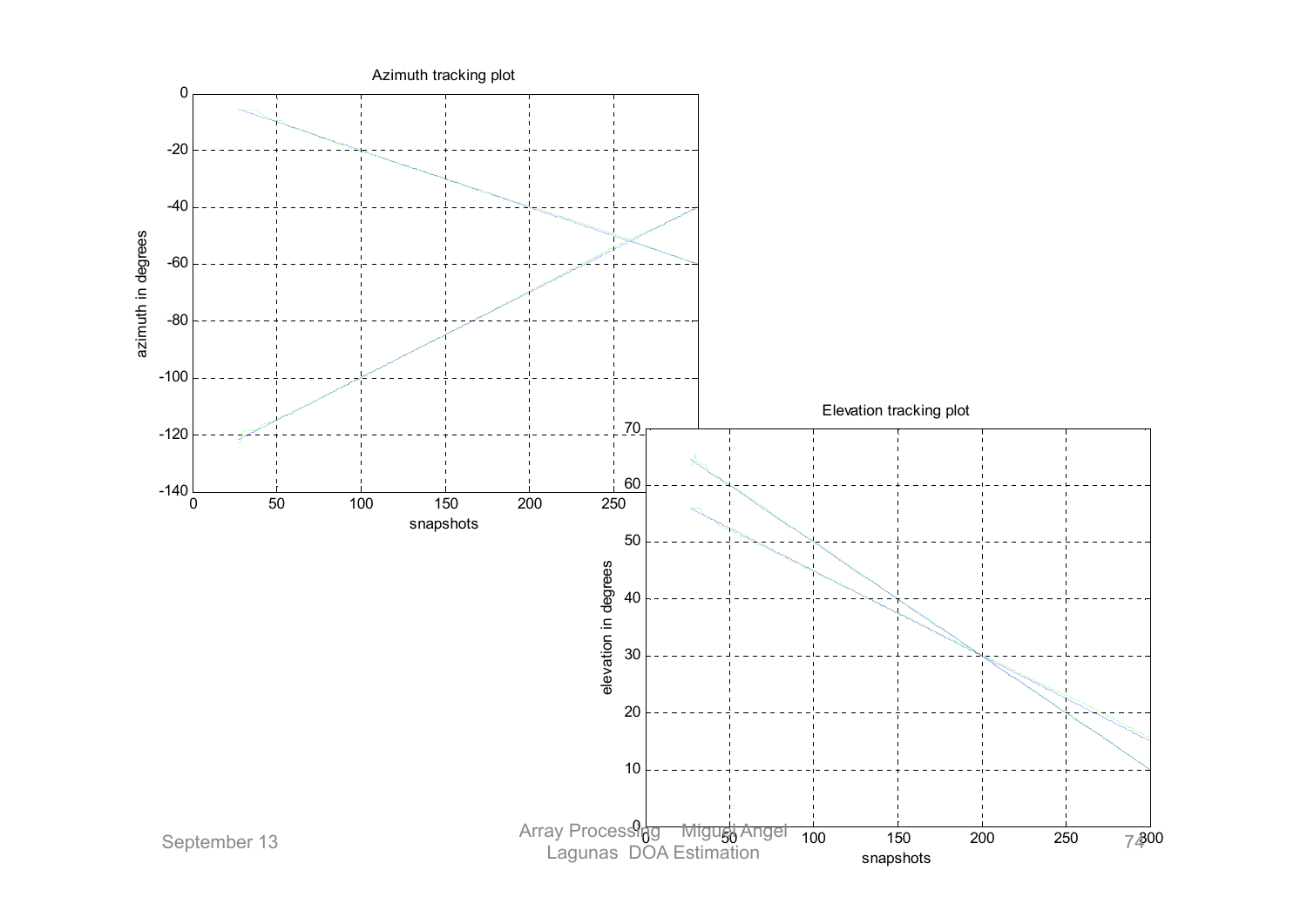Azimuth tracking plot

Elevation tracking plot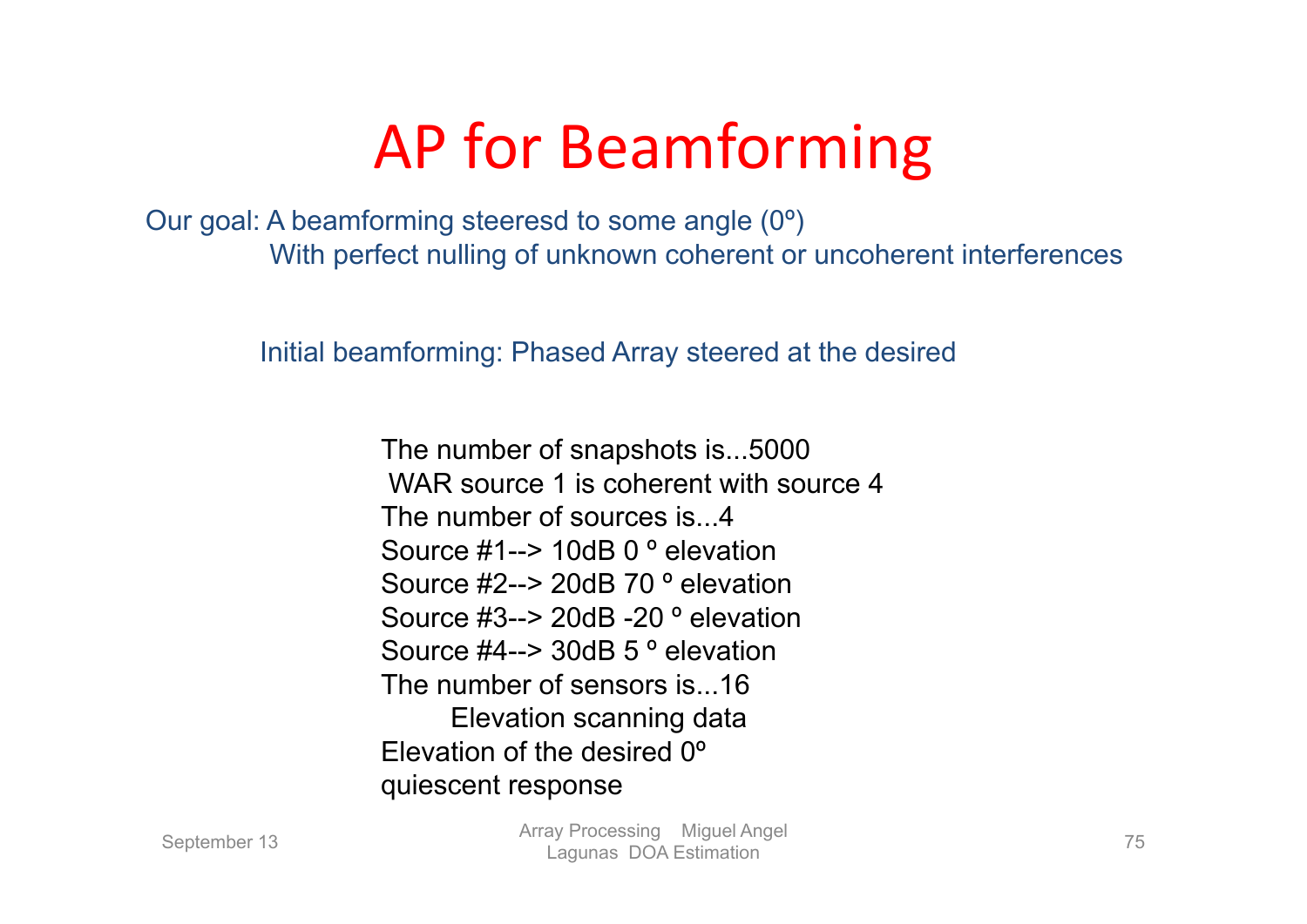# AP for Beamforming

Our goal: A beamforming steeresd to some angle (0º)
With perfect nulling of unknown coherent or uncoherent interferences

Initial beamforming: Phased Array steered at the desired

The number of snapshots is...5000
WAR source 1 is coherent with source 4
The number of sources is...4
Source #1--> 10dB 0 º elevation
Source #2--> 20dB 70 º elevation
Source #3--> 20dB -20 º elevation
Source #4--> 30dB 5 º elevation
The number of sensors is...16
Elevation scanning data
Elevation of the desired 0º
quiescent response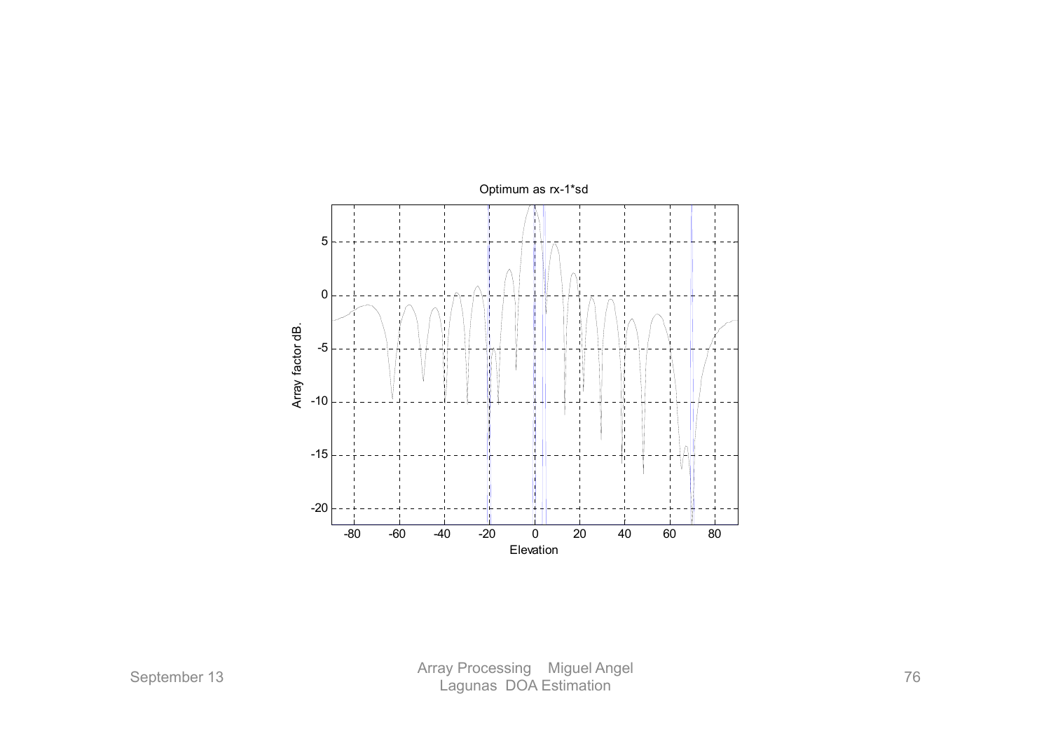Optimum as rx-1*sd

Array factor dB.

Elevation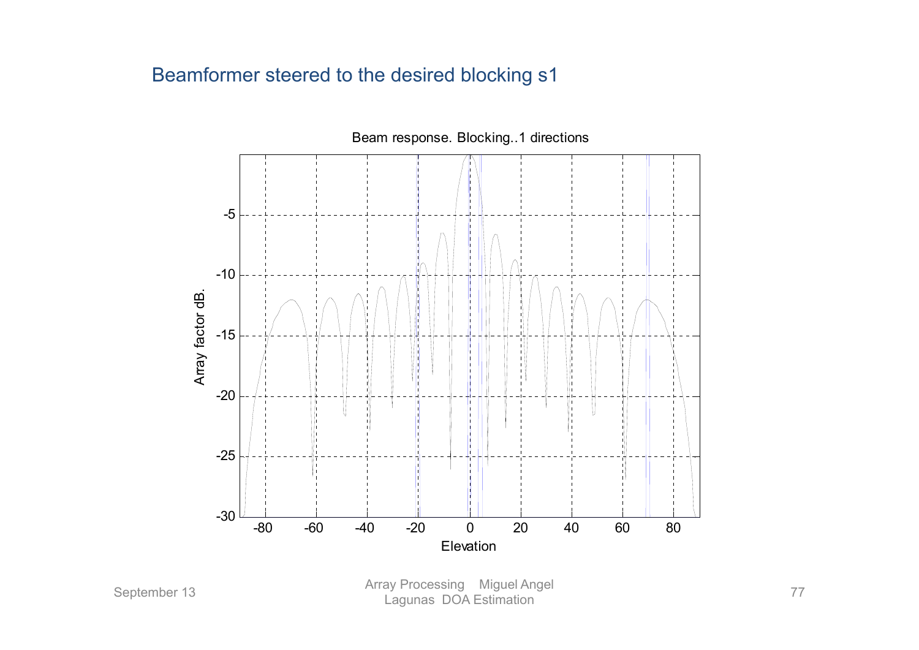# Beamformer steered to the desired blocking s1

Beam response. Blocking..1 directions

Array factor dB.

Elevation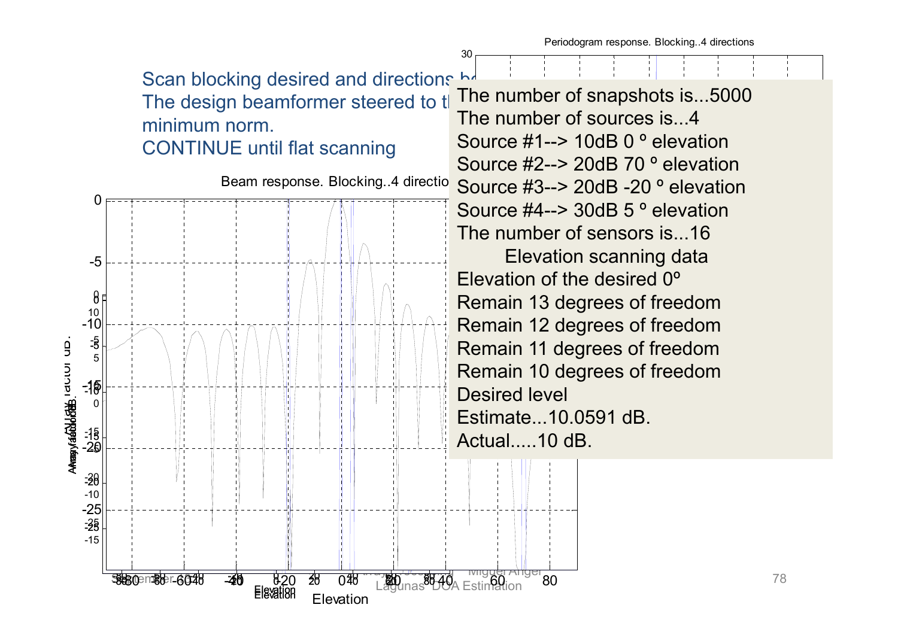Scan blocking desired and directions be...
The design beamformer steered to th...
minimum norm.
CONTINUE until flat scanning

Periodogram response. Blocking..4 directions

Beam response. Blocking..4 directio...

The number of snapshots is...5000
The number of sources is...4
Source #1--> 10dB 0 º elevation
Source #2--> 20dB 70 º elevation
Source #3--> 20dB -20 º elevation
Source #4--> 30dB 5 º elevation
The number of sensors is...16
Elevation scanning data
Elevation of the desired 0º
Remain 13 degrees of freedom
Remain 12 degrees of freedom
Remain 11 degrees of freedom
Remain 10 degrees of freedom
Desired level
Estimate...10.0591 dB.
Actual.....10 dB.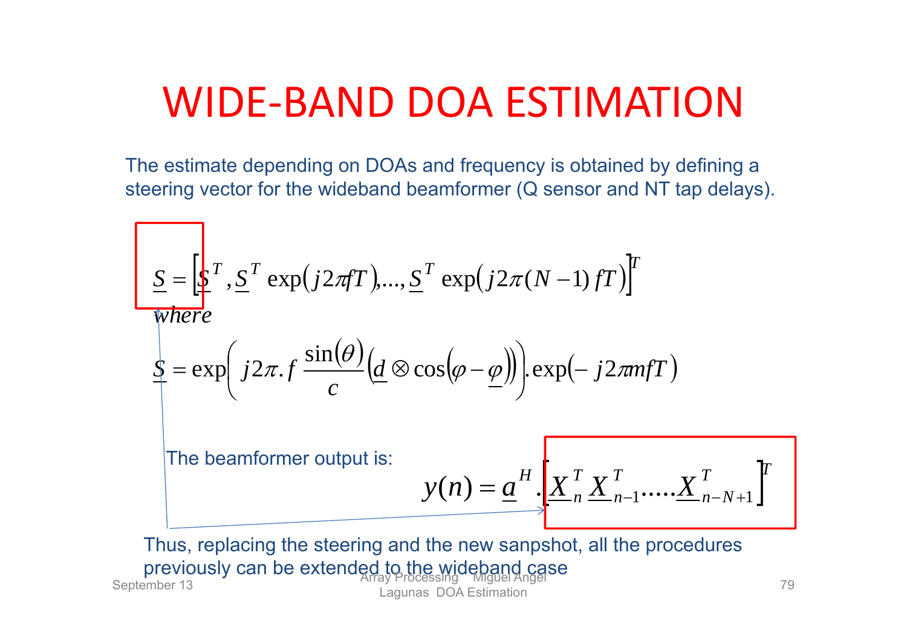# WIDE-BAND DOA ESTIMATION

The estimate depending on DOAs and frequency is obtained by defining a steering vector for the wideband beamformer (Q sensor and NT tap delays).

$$\underline{S} = \left[\underline{S}^T, \underline{S}^T \exp(j2\pi fT), \ldots, \underline{S}^T \exp(j2\pi (N-1) fT)\right]^T$$

*where*

$$\underline{S} = \exp\left( j2\pi . f \frac{\sin(\theta)}{c} \left(\underline{d} \otimes \cos(\varphi - \underline{\varphi})\right)\right) . \exp(-j2\pi mfT)$$

The beamformer output is:

$$y(n) = \underline{a}^H . \left[\underline{X}_n^T \underline{X}_{n-1}^T \ldots . \underline{X}_{n-N+1}^T\right]^T$$

Thus, replacing the steering and the new sanpshot, all the procedures previously can be extended to the wideband case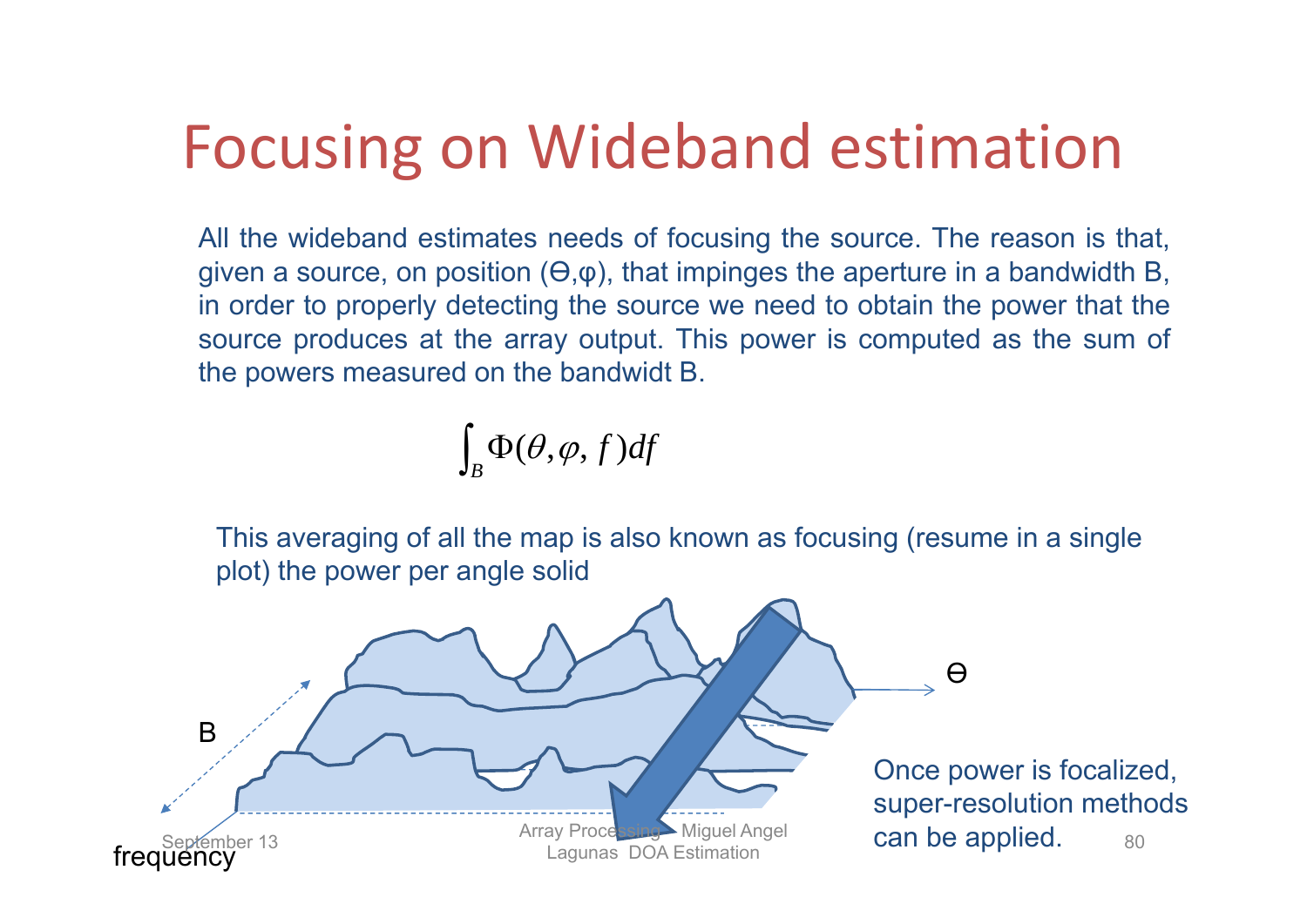# Focusing on Wideband estimation

All the wideband estimates needs of focusing the source. The reason is that, given a source, on position (Θ,φ), that impinges the aperture in a bandwidth B, in order to properly detecting the source we need to obtain the power that the source produces at the array output. This power is computed as the sum of the powers measured on the bandwidt B.

$$\int_B \Phi(\theta, \varphi, f)df$$

This averaging of all the map is also known as focusing (resume in a single plot) the power per angle solid

B

Θ

frequency

Once power is focalized, super-resolution methods can be applied.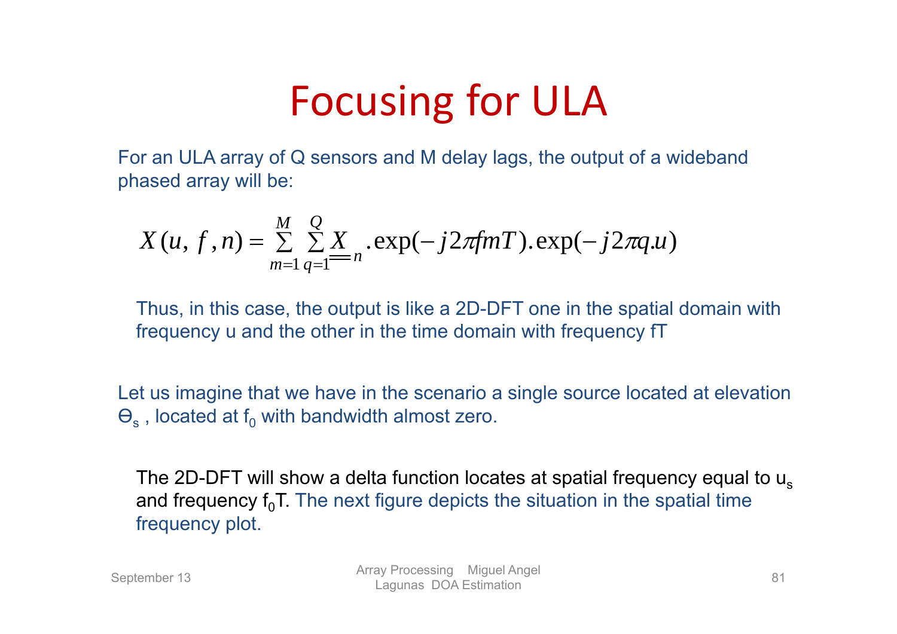# Focusing for ULA

For an ULA array of Q sensors and M delay lags, the output of a wideband phased array will be:

$$X(u,\, f\,, n) = \sum_{m=1}^{M} \sum_{q=1}^{Q} \underline{\underline{X}}_{n} . \exp(-j2\pi f m T) . \exp(-j2\pi q . u)$$

Thus, in this case, the output is like a 2D-DFT one in the spatial domain with frequency u and the other in the time domain with frequency fT

Let us imagine that we have in the scenario a single source located at elevation $\Theta_s$ , located at $f_0$ with bandwidth almost zero.

The 2D-DFT will show a delta function locates at spatial frequency equal to $u_s$ and frequency $f_0T$. The next figure depicts the situation in the spatial time frequency plot.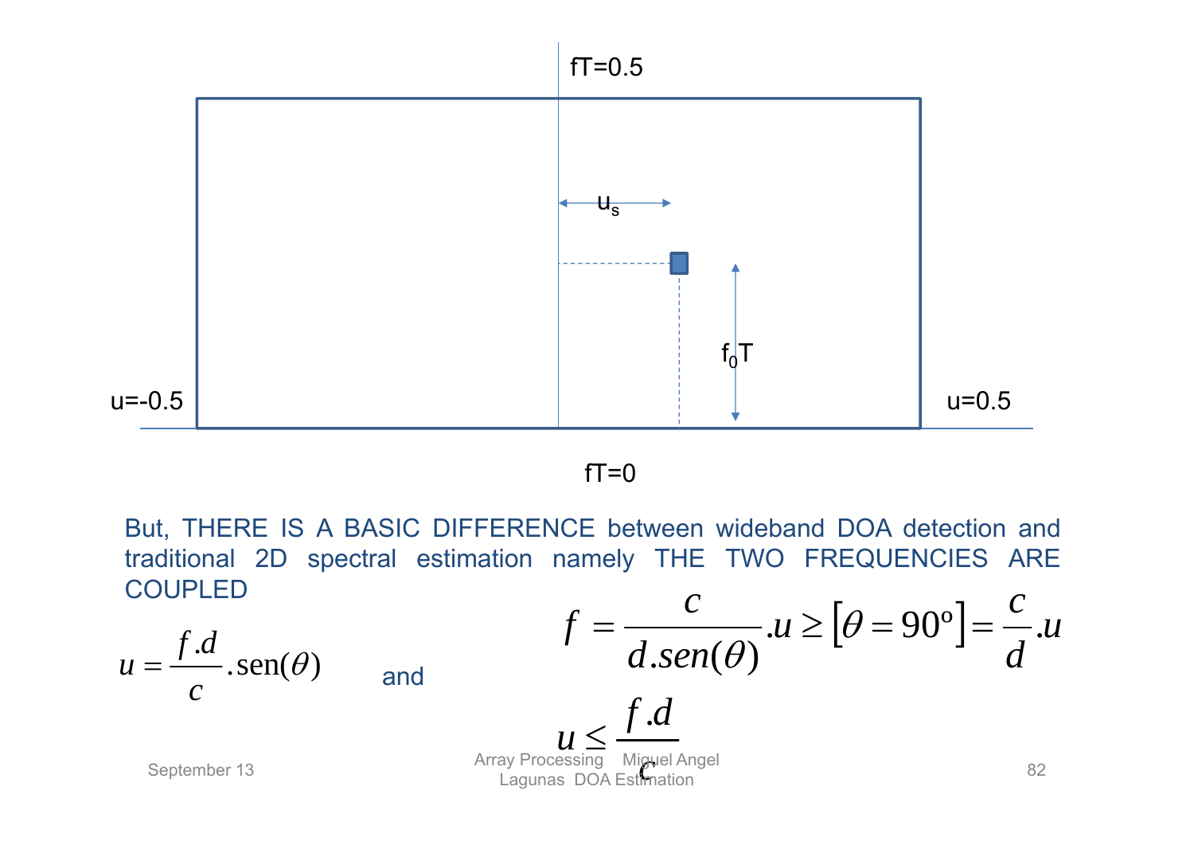fT=0.5

$u_s$

$f_0T$

u=-0.5

u=0.5

fT=0

But, THERE IS A BASIC DIFFERENCE between wideband DOA detection and traditional 2D spectral estimation namely THE TWO FREQUENCIES ARE COUPLED

$$u = \frac{f.d}{c}.\mathrm{sen}(\theta)$$

and

$$f = \frac{c}{d.sen(\theta)}.u \geq \left[\theta = 90^{\mathrm{o}}\right] = \frac{c}{d}.u$$

$$u \leq \frac{f.d}{c}$$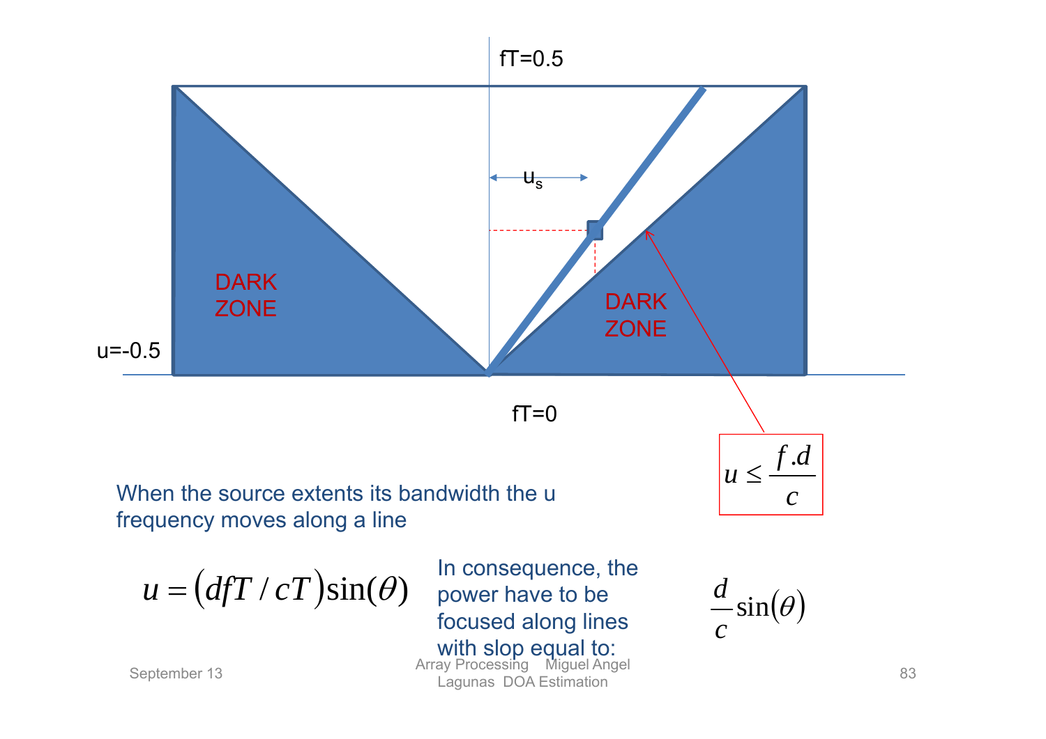fT=0.5

$u_s$

u=-0.5

DARK ZONE

DARK ZONE

fT=0

$$u \le \frac{f.d}{c}$$

When the source extents its bandwidth the u frequency moves along a line

$$u = \left(dfT / cT\right)\sin(\theta)$$

In consequence, the power have to be focused along lines with slop equal to:

$$\frac{d}{c}\sin(\theta)$$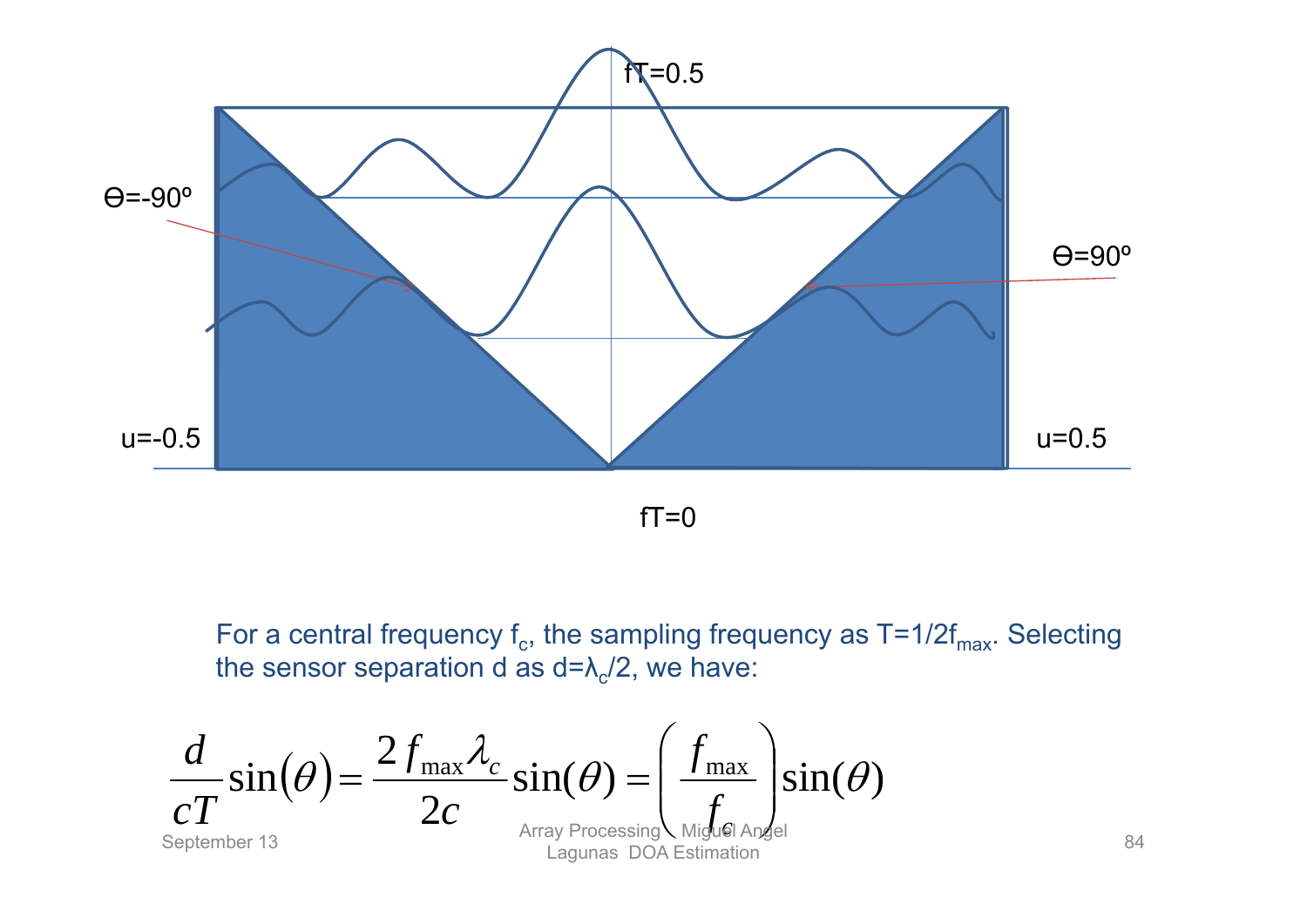fT=0.5

Ɵ=-90º

Ɵ=90º

u=-0.5

u=0.5

fT=0

For a central frequency $f_c$, the sampling frequency as $T=1/2f_{max}$. Selecting the sensor separation d as $d=\lambda_c/2$, we have:

$$\frac{d}{cT}\sin(\theta)=\frac{2f_{max}\lambda_c}{2c}\sin(\theta)=\left(\frac{f_{max}}{f_c}\right)\sin(\theta)$$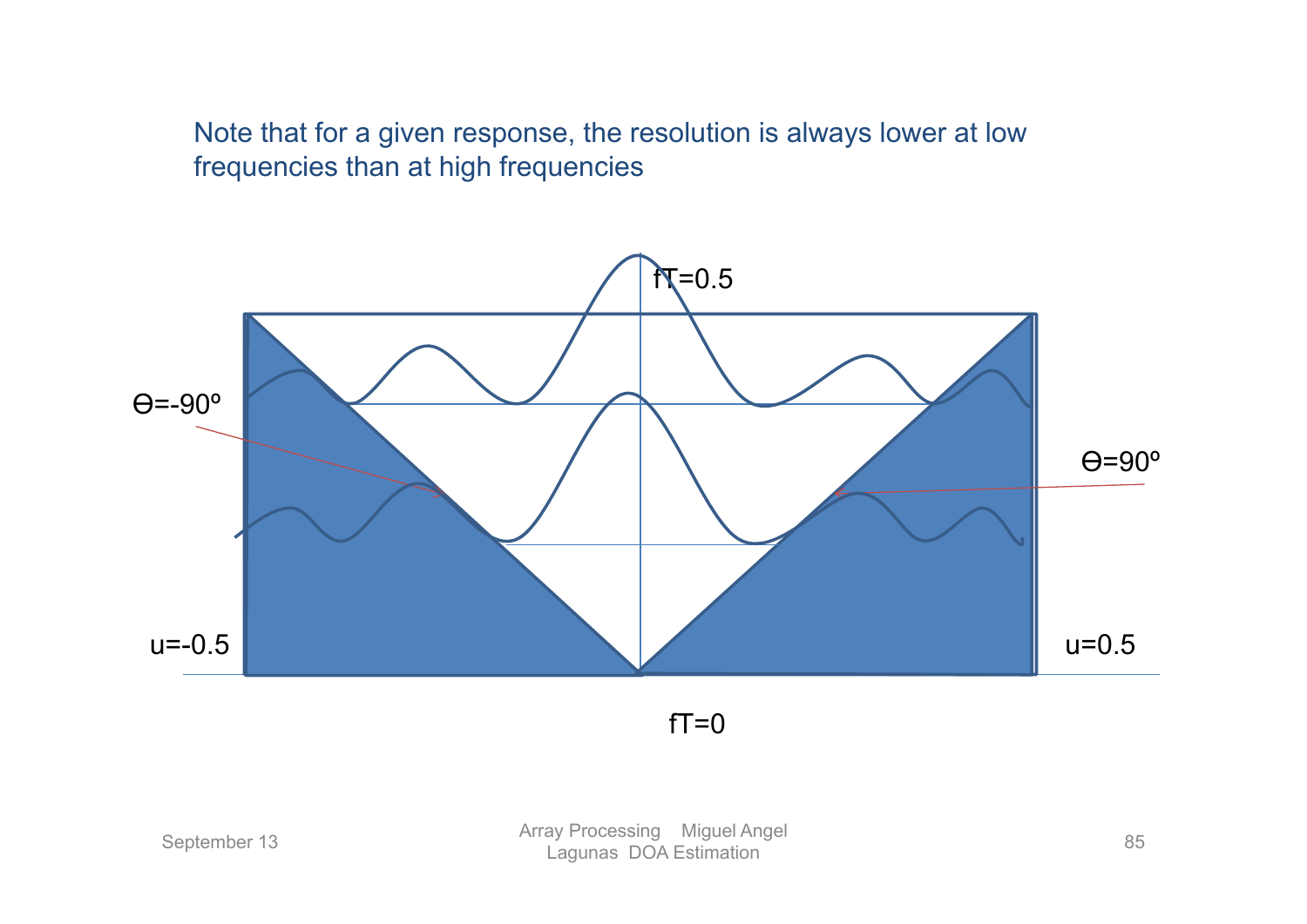Note that for a given response, the resolution is always lower at low frequencies than at high frequencies

fT=0.5

Θ=-90º

Θ=90º

u=-0.5

u=0.5

fT=0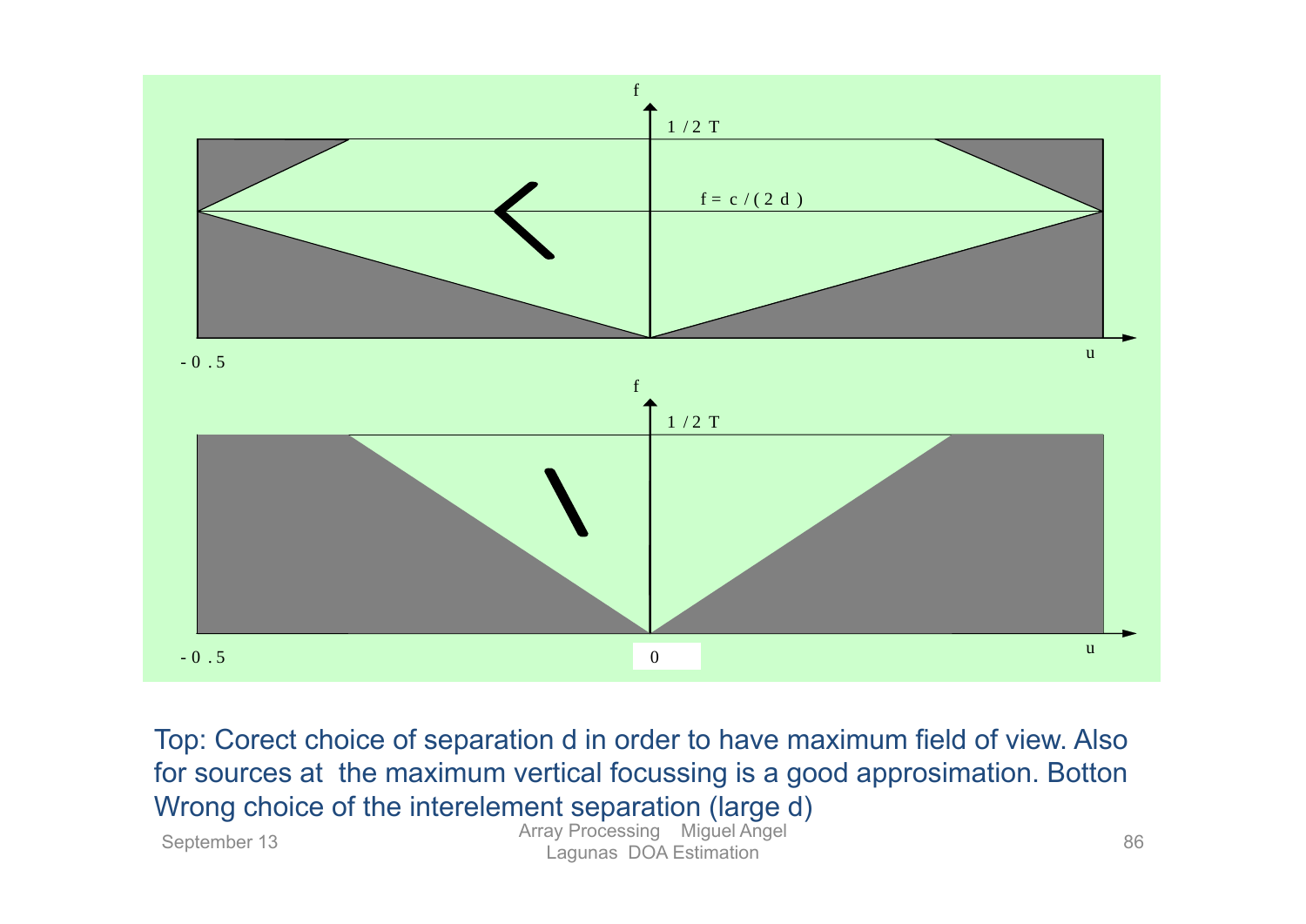f

$1/2T$

$f = c/(2d)$

$-0.5$

u

f

$1/2T$

$-0.5$

0

u

Top: Corect choice of separation d in order to have maximum field of view. Also for sources at  the maximum vertical focussing is a good approsimation. Botton Wrong choice of the interelement separation (large d)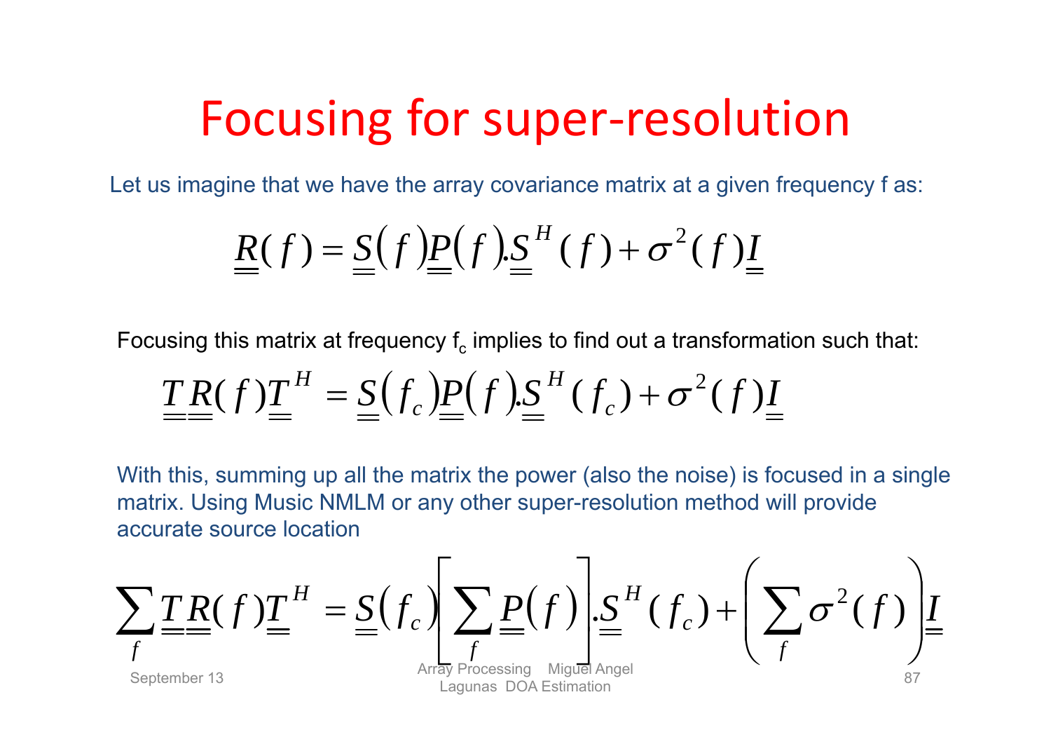# Focusing for super-resolution

Let us imagine that we have the array covariance matrix at a given frequency f as:

$$\underline{\underline{R}}(f) = \underline{\underline{S}}(f)\underline{\underline{P}}(f).\underline{\underline{S}}^{H}(f) + \sigma^{2}(f)\underline{\underline{I}}$$

Focusing this matrix at frequency $f_c$ implies to find out a transformation such that:

$$\underline{\underline{T}}\,\underline{\underline{R}}(f)\underline{\underline{T}}^{H} = \underline{\underline{S}}(f_c)\underline{\underline{P}}(f).\underline{\underline{S}}^{H}(f_c) + \sigma^{2}(f)\underline{\underline{I}}$$

With this, summing up all the matrix the power (also the noise) is focused in a single matrix. Using Music NMLM or any other super-resolution method will provide accurate source location

$$\sum_{f}\underline{\underline{T}}\,\underline{\underline{R}}(f)\underline{\underline{T}}^{H} = \underline{\underline{S}}(f_c)\left[\sum_{f}\underline{\underline{P}}(f)\right].\underline{\underline{S}}^{H}(f_c) + \left(\sum_{f}\sigma^{2}(f)\right)\underline{\underline{I}}$$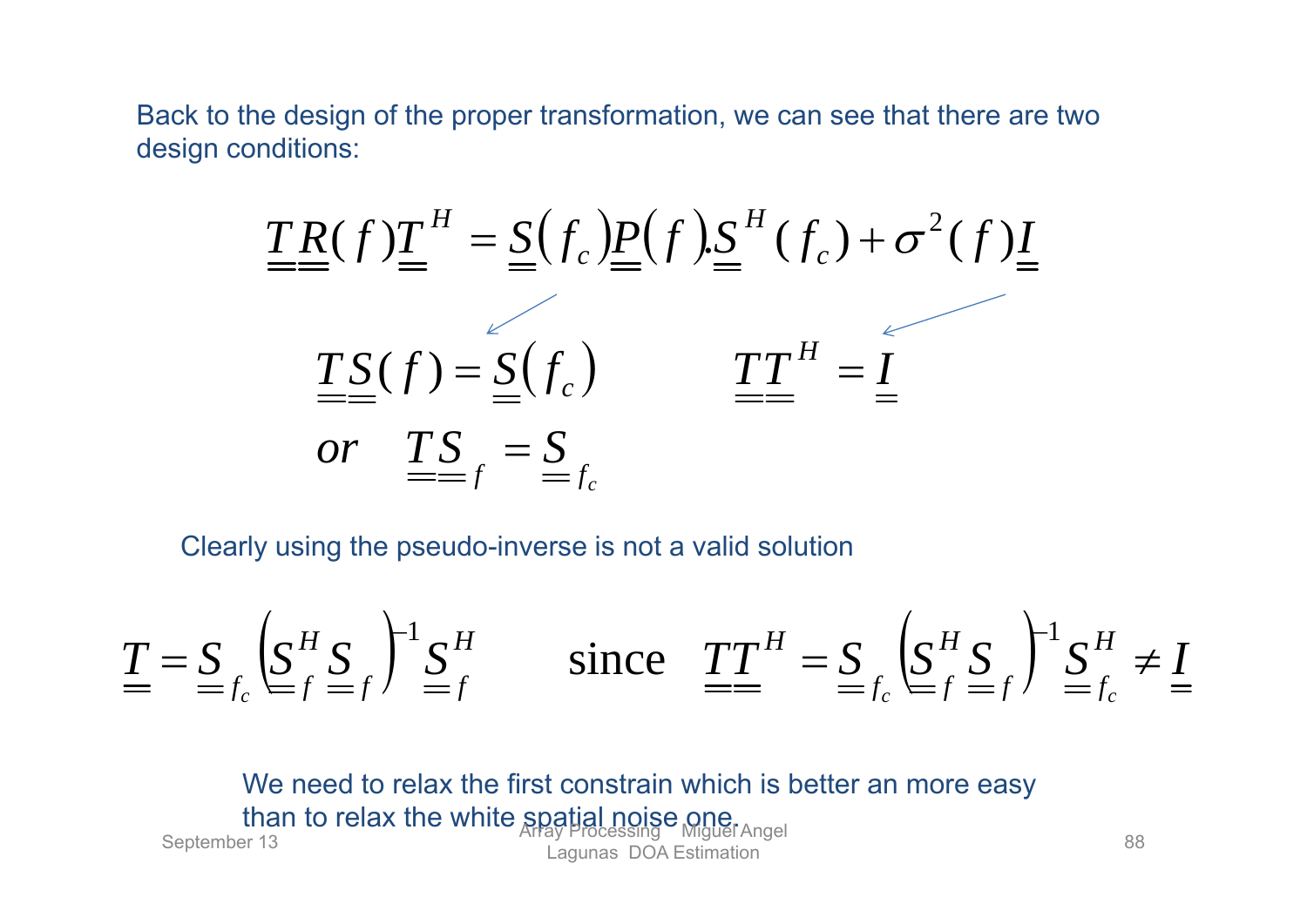Back to the design of the proper transformation, we can see that there are two design conditions:

$$\underline{\underline{T}}\,\underline{\underline{R}}(f)\underline{\underline{T}}^H = \underline{\underline{S}}(f_c)\underline{\underline{P}}(f)\underline{\underline{S}}^H(f_c) + \sigma^2(f)\underline{\underline{I}}$$

$$\underline{\underline{T}}\,\underline{\underline{S}}(f) = \underline{\underline{S}}(f_c) \qquad\qquad \underline{\underline{T}}\,\underline{\underline{T}}^H = \underline{\underline{I}}$$

$$or \quad \underline{\underline{T}}\,\underline{\underline{S}}_f = \underline{\underline{S}}_{f_c}$$

Clearly using the pseudo-inverse is not a valid solution

$$\underline{\underline{T}} = \underline{\underline{S}}_{f_c}\left(\underline{\underline{S}}_f^H \underline{\underline{S}}_f\right)^{-1}\underline{\underline{S}}_f^H \qquad \text{since} \quad \underline{\underline{T}}\,\underline{\underline{T}}^H = \underline{\underline{S}}_{f_c}\left(\underline{\underline{S}}_f^H \underline{\underline{S}}_f\right)^{-1}\underline{\underline{S}}_{f_c}^H \neq \underline{\underline{I}}$$

We need to relax the first constrain which is better an more easy than to relax the white spatial noise one.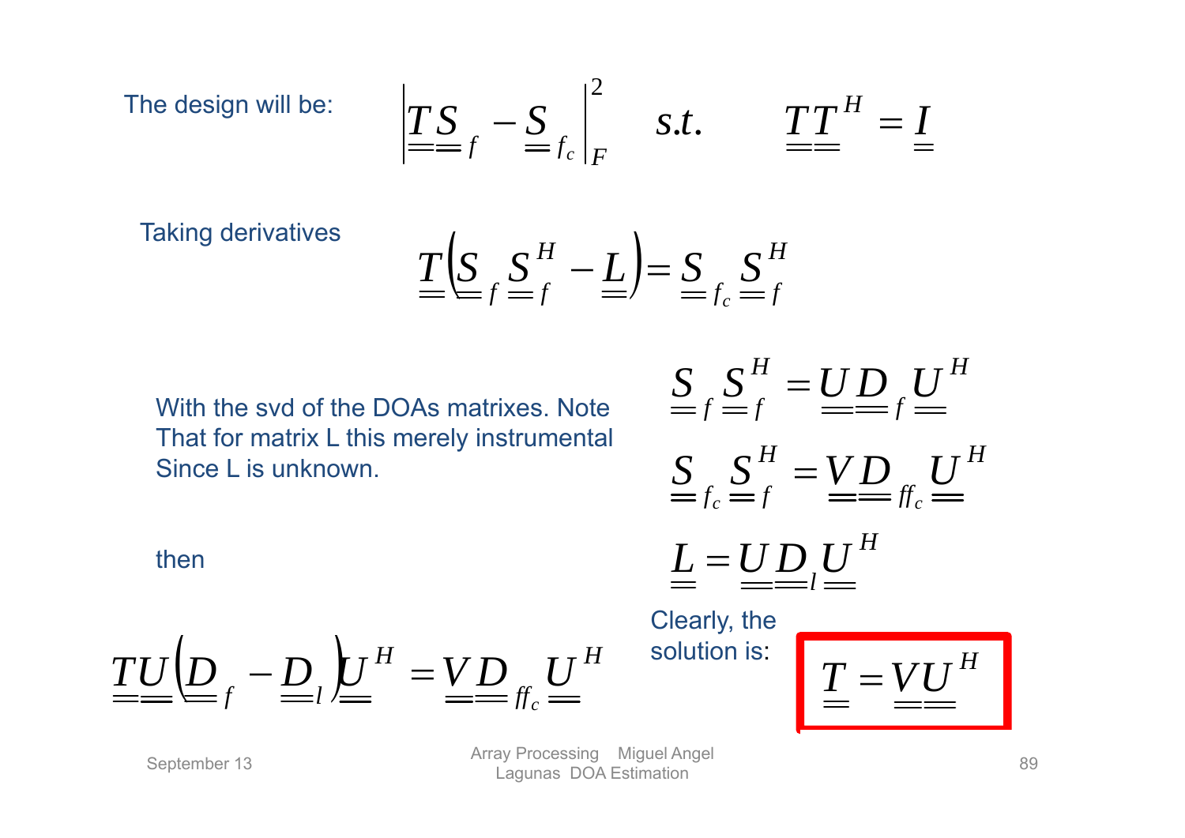The design will be:

$$\left| \underline{\underline{T}}\,\underline{\underline{S}}_f - \underline{\underline{S}}_{f_c} \right|_F^2 \quad s.t. \quad \underline{\underline{T}}\,\underline{\underline{T}}^H = \underline{\underline{I}}$$

Taking derivatives

$$\underline{\underline{T}}\left(\underline{\underline{S}}_f \underline{\underline{S}}_f^H - \underline{\underline{L}}\right) = \underline{\underline{S}}_{f_c} \underline{\underline{S}}_f^H$$

With the svd of the DOAs matrixes. Note That for matrix L this merely instrumental Since L is unknown.

$$\underline{\underline{S}}_f \underline{\underline{S}}_f^H = \underline{\underline{U}}\,\underline{\underline{D}}_f \underline{\underline{U}}^H$$

$$\underline{\underline{S}}_{f_c} \underline{\underline{S}}_f^H = \underline{\underline{V}}\,\underline{\underline{D}}_{ff_c} \underline{\underline{U}}^H$$

then

$$\underline{\underline{L}} = \underline{\underline{U}}\,\underline{\underline{D}}_l \underline{\underline{U}}^H$$

$$\underline{\underline{T}}\,\underline{\underline{U}}\left(\underline{\underline{D}}_f - \underline{\underline{D}}_l\right)\underline{\underline{U}}^H = \underline{\underline{V}}\,\underline{\underline{D}}_{ff_c} \underline{\underline{U}}^H$$

Clearly, the solution is:

$$\boxed{\underline{\underline{T}} = \underline{\underline{V}}\,\underline{\underline{U}}^H}$$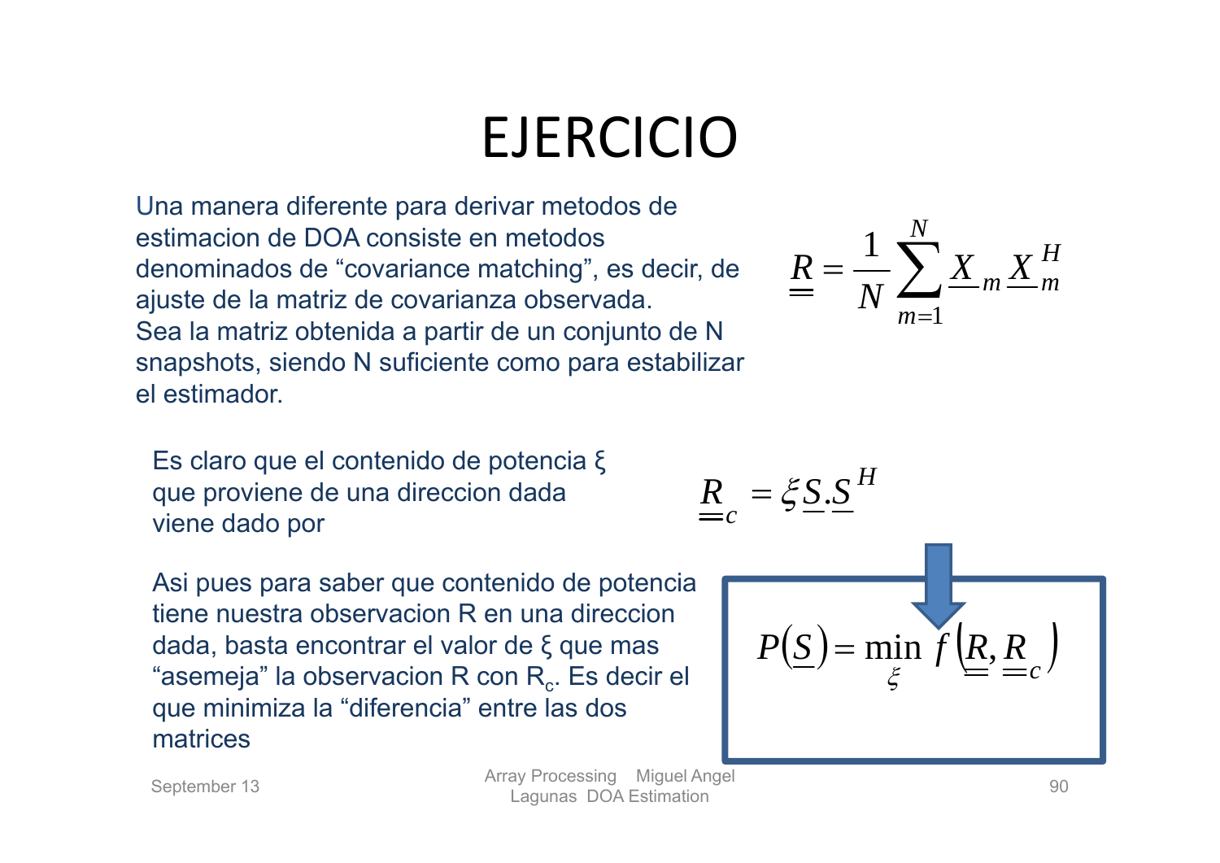# EJERCICIO

Una manera diferente para derivar metodos de estimacion de DOA consiste en metodos denominados de “covariance matching”, es decir, de ajuste de la matriz de covarianza observada.
Sea la matriz obtenida a partir de un conjunto de N snapshots, siendo N suficiente como para estabilizar el estimador.

$$\underline{\underline{R}} = \frac{1}{N}\sum_{m=1}^{N} \underline{X}_m \underline{X}_m^H$$

Es claro que el contenido de potencia ξ que proviene de una direccion dada viene dado por

$$\underline{\underline{R}}_c = \xi \underline{S}.\underline{S}^H$$

Asi pues para saber que contenido de potencia tiene nuestra observacion R en una direccion dada, basta encontrar el valor de ξ que mas “asemeja” la observacion R con $R_c$. Es decir el que minimiza la “diferencia” entre las dos matrices

$$P(\underline{S}) = \min_{\xi} f\left(\underline{\underline{R}}, \underline{\underline{R}}_c\right)$$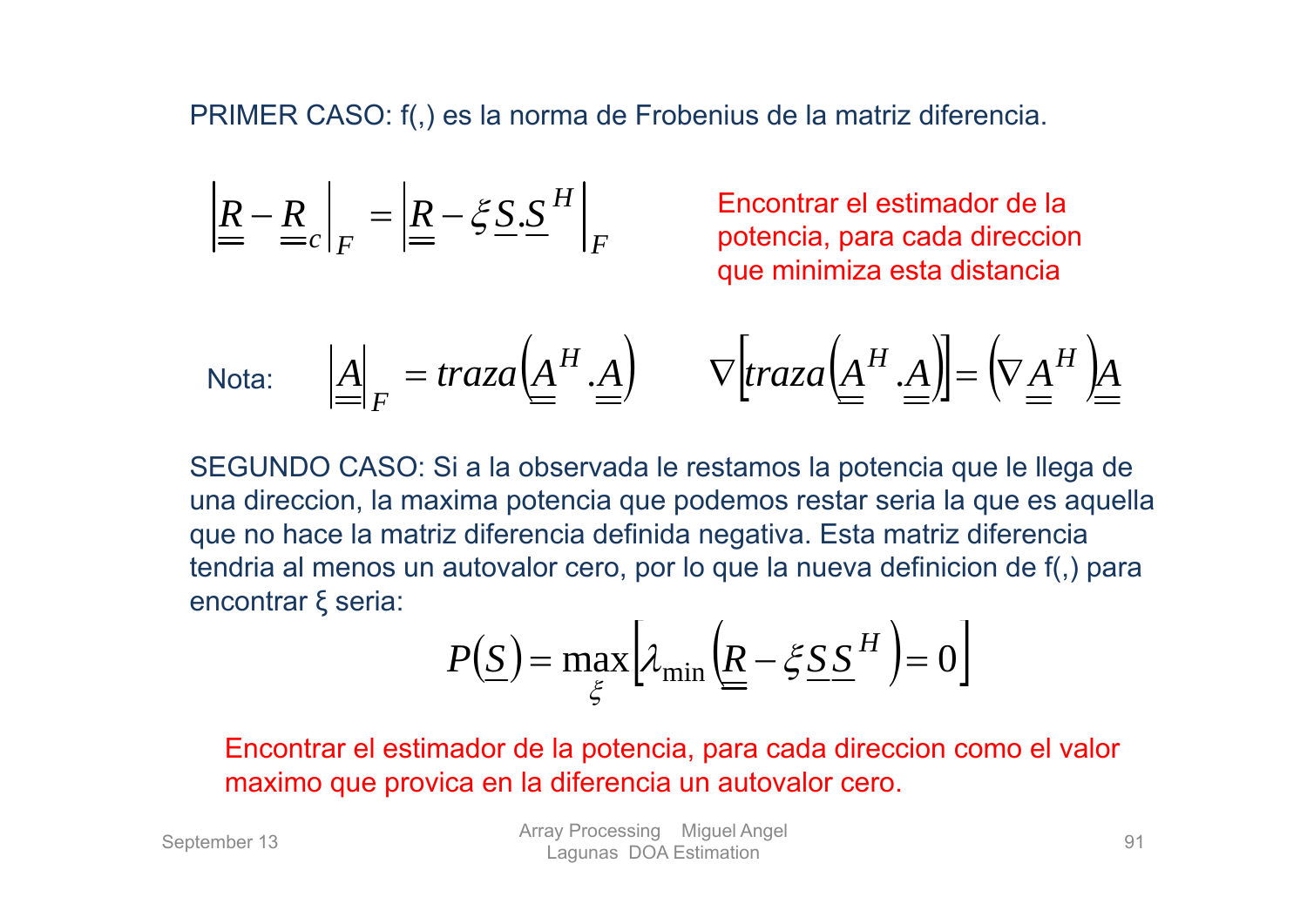PRIMER CASO: f(,) es la norma de Frobenius de la matriz diferencia.

$$\left|\underline{\underline{R}} - \underline{\underline{R}}_c\right|_F = \left|\underline{\underline{R}} - \xi \underline{S}.\underline{S}^H\right|_F$$

Encontrar el estimador de la potencia, para cada direccion que minimiza esta distancia

Nota: $\left|\underline{\underline{A}}\right|_F = traza\left(\underline{\underline{A}}^H.\underline{\underline{A}}\right) \qquad \nabla\left[traza\left(\underline{\underline{A}}^H.\underline{\underline{A}}\right)\right] = \left(\nabla \underline{\underline{A}}^H\right)\underline{\underline{A}}$

SEGUNDO CASO: Si a la observada le restamos la potencia que le llega de una direccion, la maxima potencia que podemos restar seria la que es aquella que no hace la matriz diferencia definida negativa. Esta matriz diferencia tendria al menos un autovalor cero, por lo que la nueva definicion de f(,) para encontrar ξ seria:

$$P\left(\underline{S}\right) = \max_{\xi}\left[\lambda_{\min}\left(\underline{\underline{R}} - \xi \underline{S}\,\underline{S}^H\right) = 0\right]$$

Encontrar el estimador de la potencia, para cada direccion como el valor maximo que provica en la diferencia un autovalor cero.